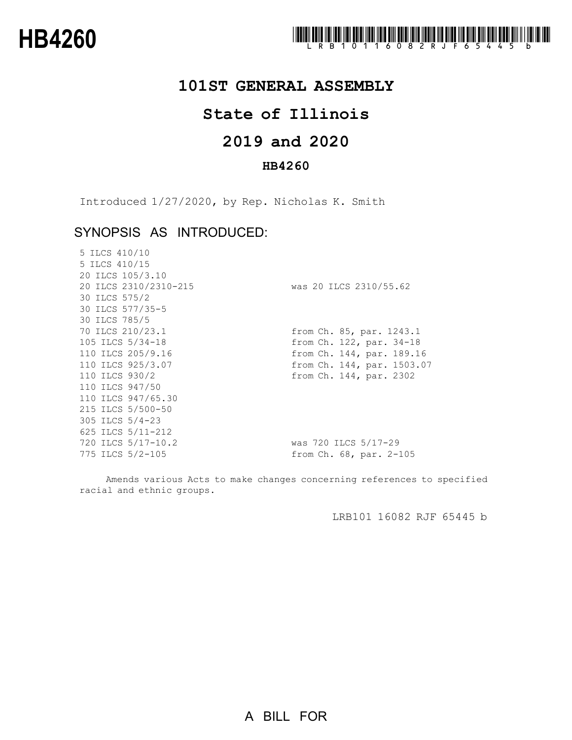# HB4260

LRB101 16082 RJF 65445 b

## 101ST GENERAL ASSEMBLY

## State of Illinois

## 2019 and 2020

### HB4260

Introduced 1/27/2020, by Rep. Nicholas K. Smith

### SYNOPSIS AS INTRODUCED:

| | |
|---|---|
| 5 ILCS 410/10 | |
| 5 ILCS 410/15 | |
| 20 ILCS 105/3.10 | |
| 20 ILCS 2310/2310-215 | was 20 ILCS 2310/55.62 |
| 30 ILCS 575/2 | |
| 30 ILCS 577/35-5 | |
| 30 ILCS 785/5 | |
| 70 ILCS 210/23.1 | from Ch. 85, par. 1243.1 |
| 105 ILCS 5/34-18 | from Ch. 122, par. 34-18 |
| 110 ILCS 205/9.16 | from Ch. 144, par. 189.16 |
| 110 ILCS 925/3.07 | from Ch. 144, par. 1503.07 |
| 110 ILCS 930/2 | from Ch. 144, par. 2302 |
| 110 ILCS 947/50 | |
| 110 ILCS 947/65.30 | |
| 215 ILCS 5/500-50 | |
| 305 ILCS 5/4-23 | |
| 625 ILCS 5/11-212 | |
| 720 ILCS 5/17-10.2 | was 720 ILCS 5/17-29 |
| 775 ILCS 5/2-105 | from Ch. 68, par. 2-105 |

Amends various Acts to make changes concerning references to specified racial and ethnic groups.

LRB101 16082 RJF 65445 b

A BILL FOR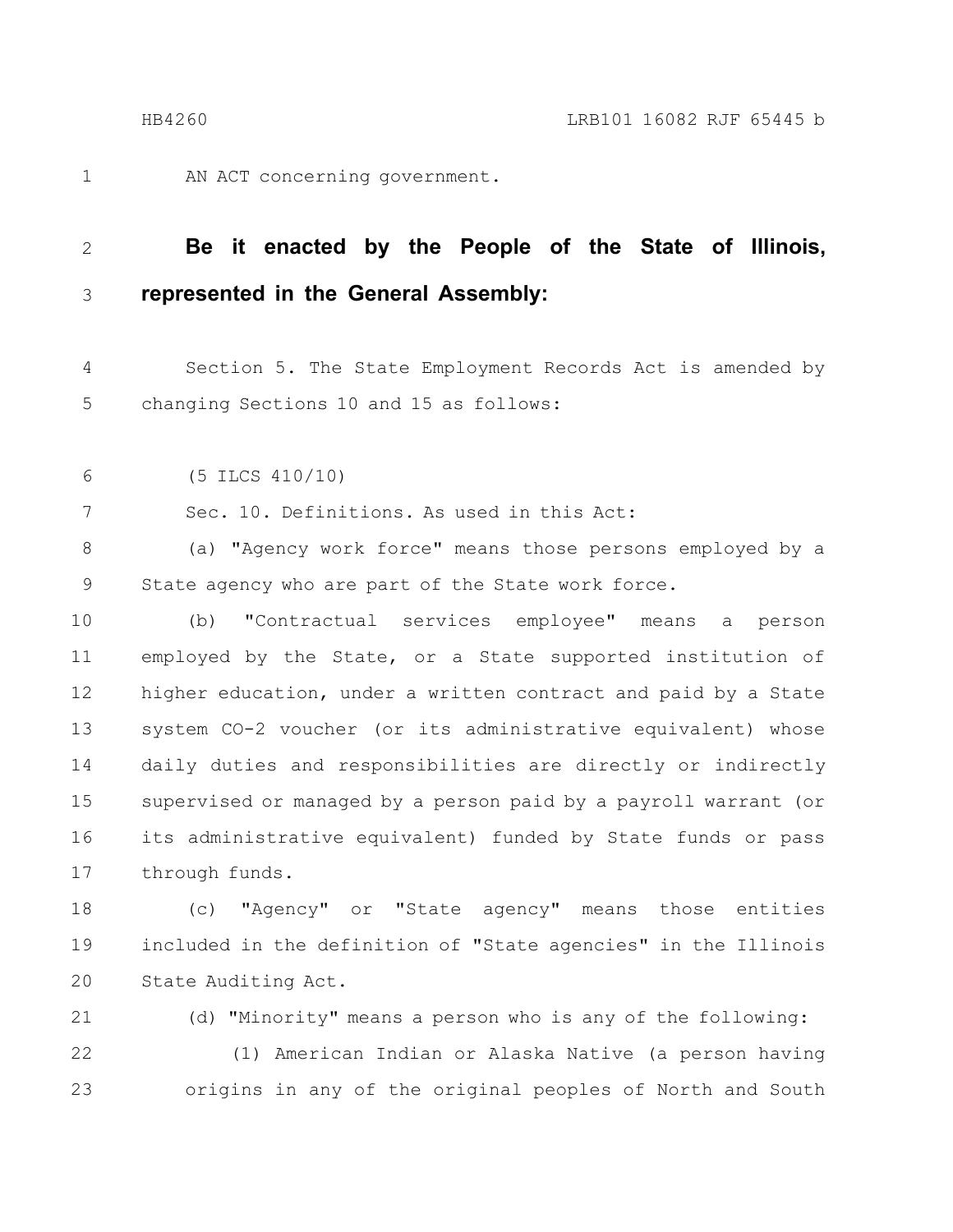AN ACT concerning government.

**Be it enacted by the People of the State of Illinois, represented in the General Assembly:**

Section 5. The State Employment Records Act is amended by changing Sections 10 and 15 as follows:

(5 ILCS 410/10)

Sec. 10. Definitions. As used in this Act:

(a) "Agency work force" means those persons employed by a State agency who are part of the State work force.

(b) "Contractual services employee" means a person employed by the State, or a State supported institution of higher education, under a written contract and paid by a State system CO-2 voucher (or its administrative equivalent) whose daily duties and responsibilities are directly or indirectly supervised or managed by a person paid by a payroll warrant (or its administrative equivalent) funded by State funds or pass through funds.

(c) "Agency" or "State agency" means those entities included in the definition of "State agencies" in the Illinois State Auditing Act.

(d) "Minority" means a person who is any of the following:

(1) American Indian or Alaska Native (a person having origins in any of the original peoples of North and South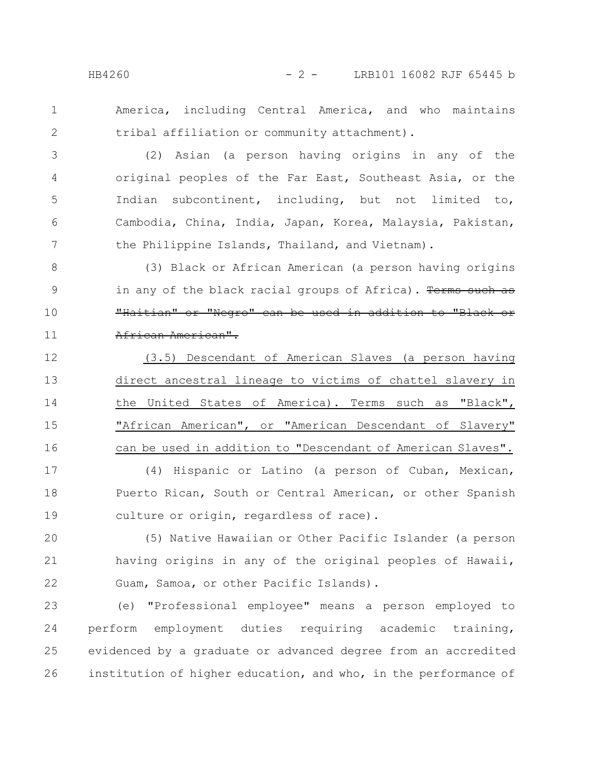America, including Central America, and who maintains tribal affiliation or community attachment).

(2) Asian (a person having origins in any of the original peoples of the Far East, Southeast Asia, or the Indian subcontinent, including, but not limited to, Cambodia, China, India, Japan, Korea, Malaysia, Pakistan, the Philippine Islands, Thailand, and Vietnam).

(3) Black or African American (a person having origins in any of the black racial groups of Africa). ~~Terms such as "Haitian" or "Negro" can be used in addition to "Black or African American".~~

<u>(3.5) Descendant of American Slaves (a person having direct ancestral lineage to victims of chattel slavery in the United States of America). Terms such as "Black", "African American", or "American Descendant of Slavery" can be used in addition to "Descendant of American Slaves".</u>

(4) Hispanic or Latino (a person of Cuban, Mexican, Puerto Rican, South or Central American, or other Spanish culture or origin, regardless of race).

(5) Native Hawaiian or Other Pacific Islander (a person having origins in any of the original peoples of Hawaii, Guam, Samoa, or other Pacific Islands).

(e) "Professional employee" means a person employed to perform employment duties requiring academic training, evidenced by a graduate or advanced degree from an accredited institution of higher education, and who, in the performance of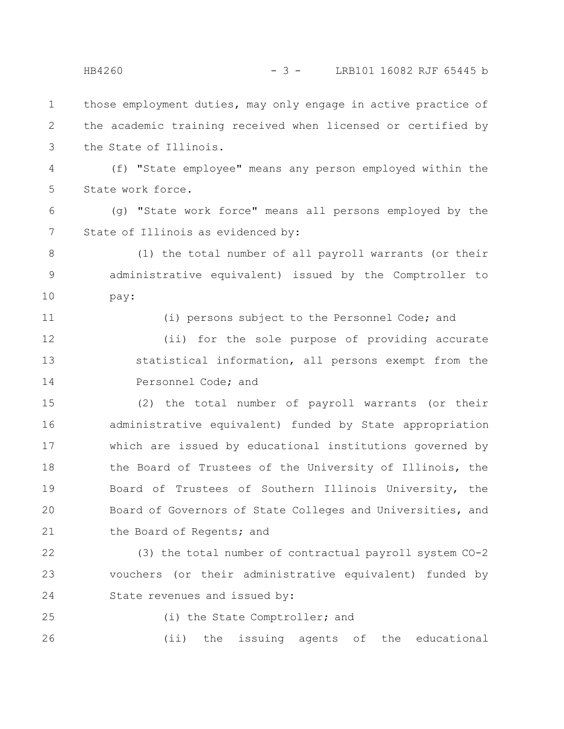those employment duties, may only engage in active practice of the academic training received when licensed or certified by the State of Illinois.

(f) "State employee" means any person employed within the State work force.

(g) "State work force" means all persons employed by the State of Illinois as evidenced by:

(1) the total number of all payroll warrants (or their administrative equivalent) issued by the Comptroller to pay:

(i) persons subject to the Personnel Code; and

(ii) for the sole purpose of providing accurate statistical information, all persons exempt from the Personnel Code; and

(2) the total number of payroll warrants (or their administrative equivalent) funded by State appropriation which are issued by educational institutions governed by the Board of Trustees of the University of Illinois, the Board of Trustees of Southern Illinois University, the Board of Governors of State Colleges and Universities, and the Board of Regents; and

(3) the total number of contractual payroll system CO-2 vouchers (or their administrative equivalent) funded by State revenues and issued by:

(i) the State Comptroller; and

(ii) the issuing agents of the educational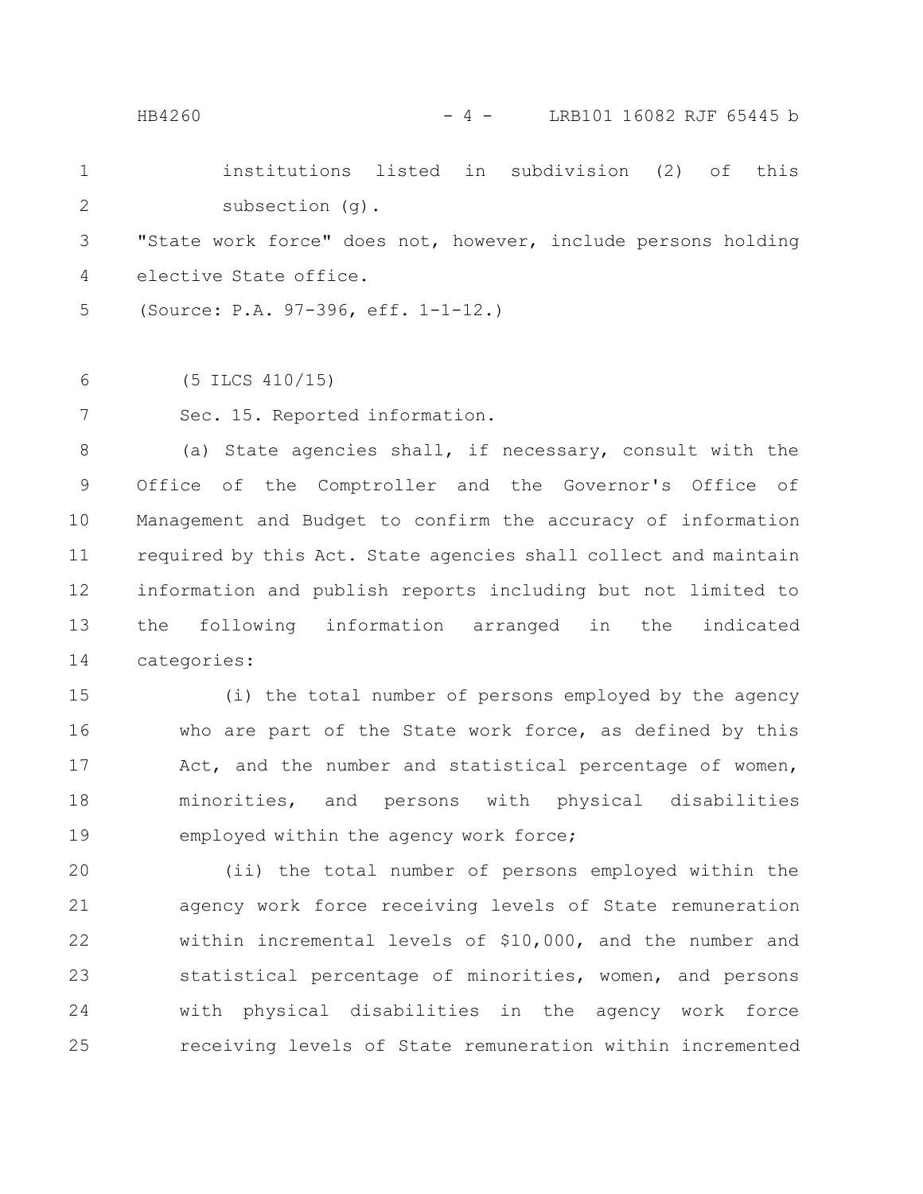institutions listed in subdivision (2) of this subsection (g).

"State work force" does not, however, include persons holding elective State office.

(Source: P.A. 97-396, eff. 1-1-12.)

(5 ILCS 410/15)

Sec. 15. Reported information.

(a) State agencies shall, if necessary, consult with the Office of the Comptroller and the Governor's Office of Management and Budget to confirm the accuracy of information required by this Act. State agencies shall collect and maintain information and publish reports including but not limited to the following information arranged in the indicated categories:

(i) the total number of persons employed by the agency who are part of the State work force, as defined by this Act, and the number and statistical percentage of women, minorities, and persons with physical disabilities employed within the agency work force;

(ii) the total number of persons employed within the agency work force receiving levels of State remuneration within incremental levels of $10,000, and the number and statistical percentage of minorities, women, and persons with physical disabilities in the agency work force receiving levels of State remuneration within incremented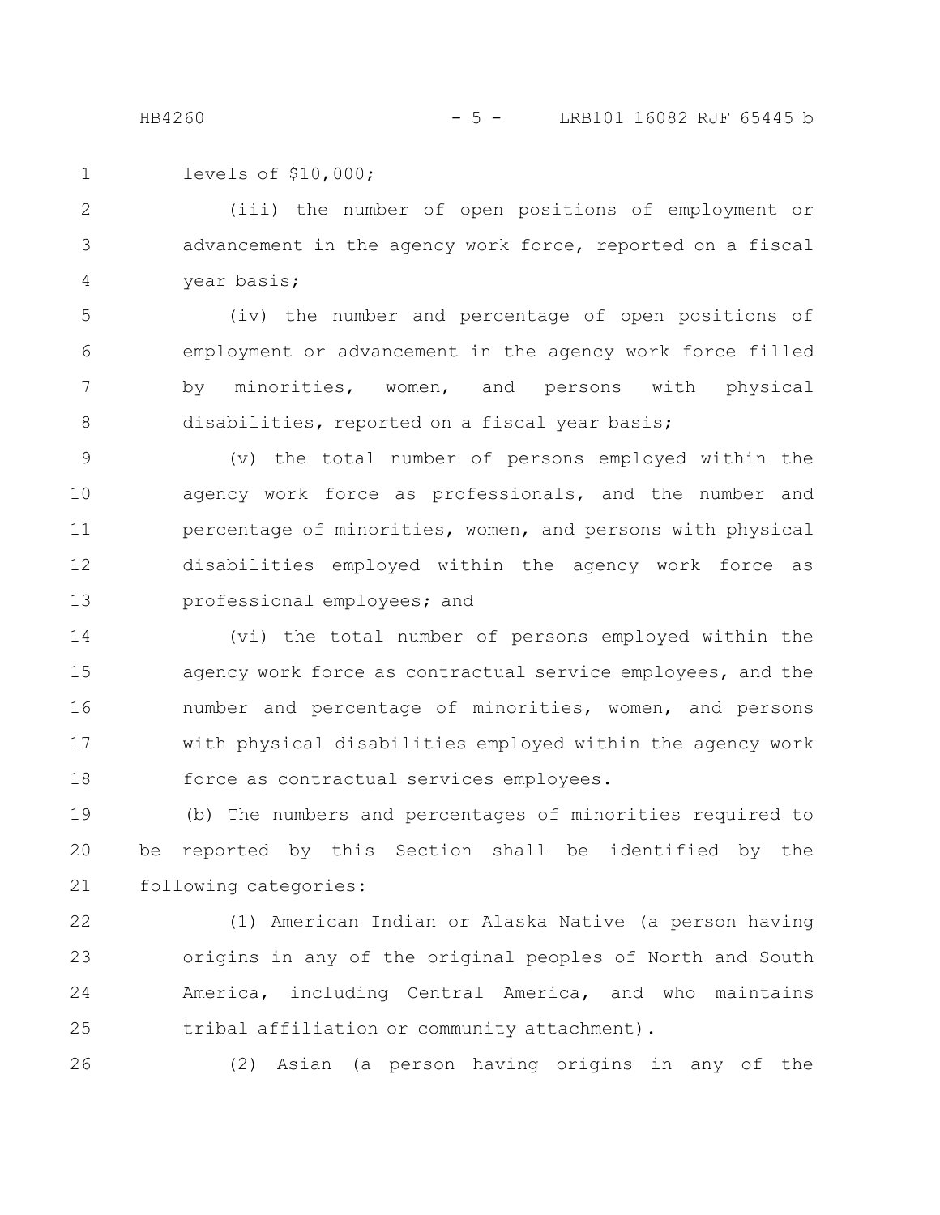levels of $10,000;

(iii) the number of open positions of employment or advancement in the agency work force, reported on a fiscal year basis;

(iv) the number and percentage of open positions of employment or advancement in the agency work force filled by minorities, women, and persons with physical disabilities, reported on a fiscal year basis;

(v) the total number of persons employed within the agency work force as professionals, and the number and percentage of minorities, women, and persons with physical disabilities employed within the agency work force as professional employees; and

(vi) the total number of persons employed within the agency work force as contractual service employees, and the number and percentage of minorities, women, and persons with physical disabilities employed within the agency work force as contractual services employees.

(b) The numbers and percentages of minorities required to be reported by this Section shall be identified by the following categories:

(1) American Indian or Alaska Native (a person having origins in any of the original peoples of North and South America, including Central America, and who maintains tribal affiliation or community attachment).

(2) Asian (a person having origins in any of the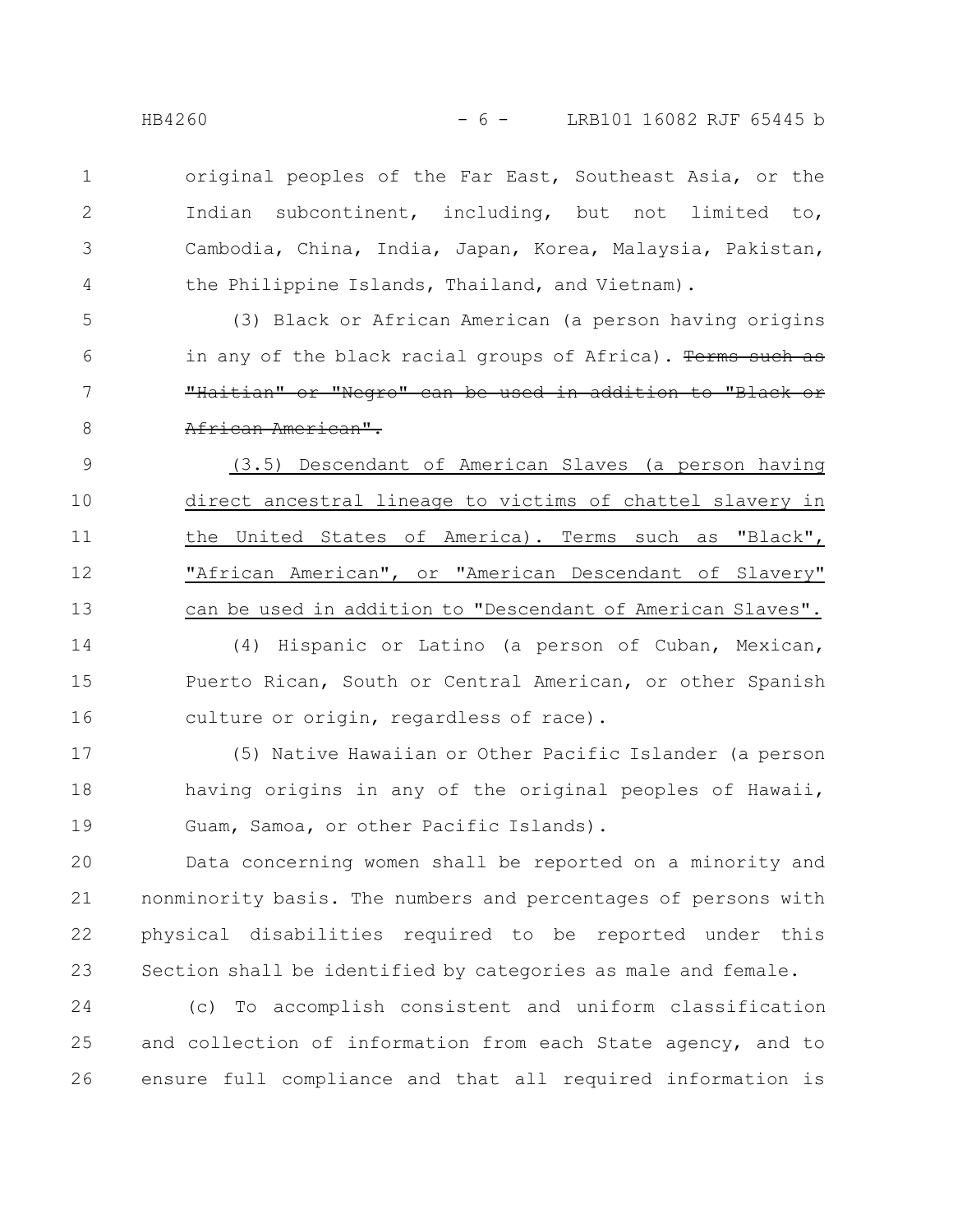original peoples of the Far East, Southeast Asia, or the Indian subcontinent, including, but not limited to, Cambodia, China, India, Japan, Korea, Malaysia, Pakistan, the Philippine Islands, Thailand, and Vietnam).

(3) Black or African American (a person having origins in any of the black racial groups of Africa). ~~Terms such as "Haitian" or "Negro" can be used in addition to "Black or African American".~~

<u>(3.5) Descendant of American Slaves (a person having direct ancestral lineage to victims of chattel slavery in the United States of America). Terms such as "Black", "African American", or "American Descendant of Slavery" can be used in addition to "Descendant of American Slaves".</u>

(4) Hispanic or Latino (a person of Cuban, Mexican, Puerto Rican, South or Central American, or other Spanish culture or origin, regardless of race).

(5) Native Hawaiian or Other Pacific Islander (a person having origins in any of the original peoples of Hawaii, Guam, Samoa, or other Pacific Islands).

Data concerning women shall be reported on a minority and nonminority basis. The numbers and percentages of persons with physical disabilities required to be reported under this Section shall be identified by categories as male and female.

(c) To accomplish consistent and uniform classification and collection of information from each State agency, and to ensure full compliance and that all required information is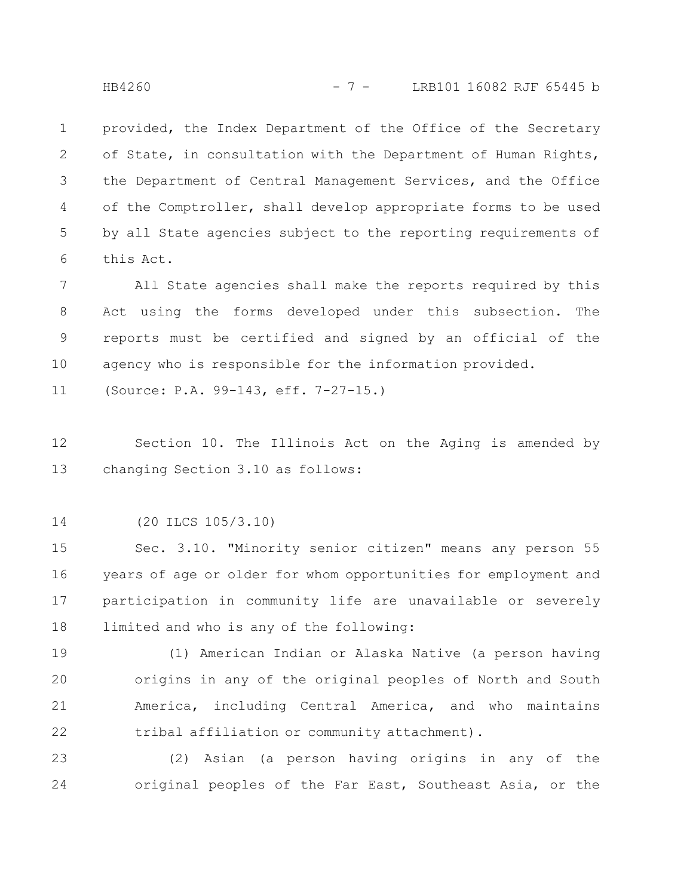provided, the Index Department of the Office of the Secretary of State, in consultation with the Department of Human Rights, the Department of Central Management Services, and the Office of the Comptroller, shall develop appropriate forms to be used by all State agencies subject to the reporting requirements of this Act.

All State agencies shall make the reports required by this Act using the forms developed under this subsection. The reports must be certified and signed by an official of the agency who is responsible for the information provided.

(Source: P.A. 99-143, eff. 7-27-15.)

Section 10. The Illinois Act on the Aging is amended by changing Section 3.10 as follows:

(20 ILCS 105/3.10)

Sec. 3.10. "Minority senior citizen" means any person 55 years of age or older for whom opportunities for employment and participation in community life are unavailable or severely limited and who is any of the following:

(1) American Indian or Alaska Native (a person having origins in any of the original peoples of North and South America, including Central America, and who maintains tribal affiliation or community attachment).

(2) Asian (a person having origins in any of the original peoples of the Far East, Southeast Asia, or the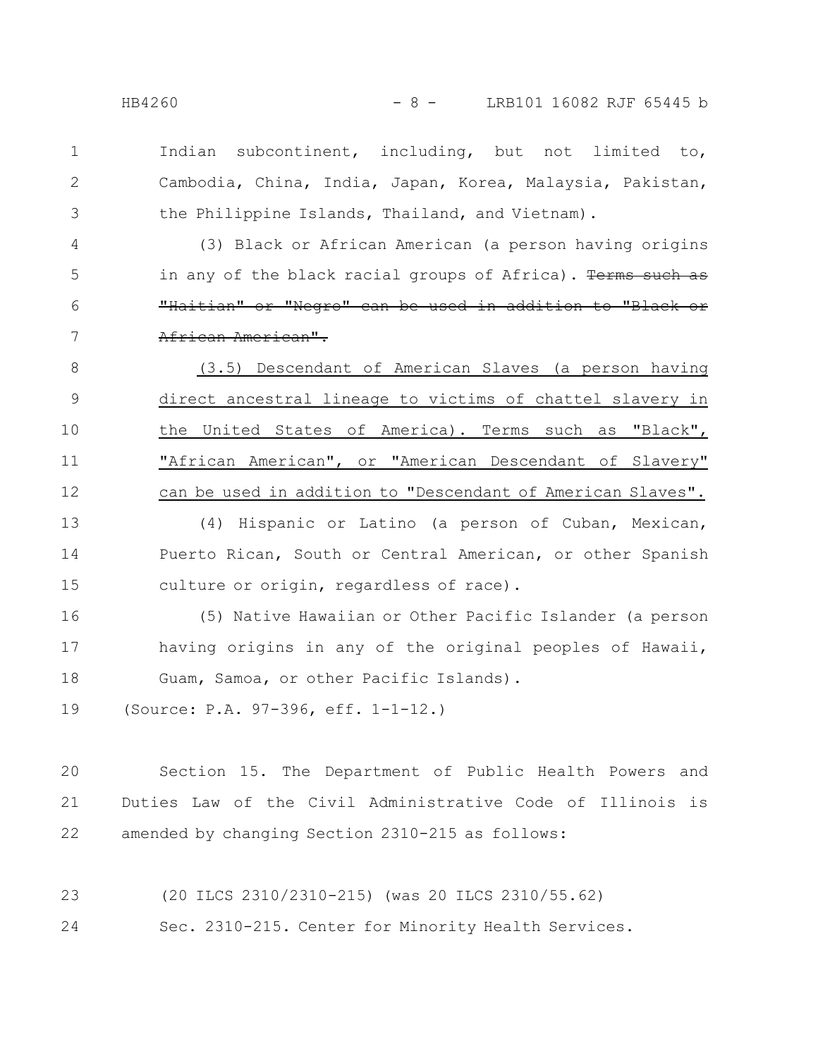Indian subcontinent, including, but not limited to, Cambodia, China, India, Japan, Korea, Malaysia, Pakistan, the Philippine Islands, Thailand, and Vietnam).

(3) Black or African American (a person having origins in any of the black racial groups of Africa). ~~Terms such as "Haitian" or "Negro" can be used in addition to "Black or African American".~~

<u>(3.5) Descendant of American Slaves (a person having direct ancestral lineage to victims of chattel slavery in the United States of America). Terms such as "Black", "African American", or "American Descendant of Slavery" can be used in addition to "Descendant of American Slaves".</u>

(4) Hispanic or Latino (a person of Cuban, Mexican, Puerto Rican, South or Central American, or other Spanish culture or origin, regardless of race).

(5) Native Hawaiian or Other Pacific Islander (a person having origins in any of the original peoples of Hawaii, Guam, Samoa, or other Pacific Islands).

(Source: P.A. 97-396, eff. 1-1-12.)

Section 15. The Department of Public Health Powers and Duties Law of the Civil Administrative Code of Illinois is amended by changing Section 2310-215 as follows:

(20 ILCS 2310/2310-215) (was 20 ILCS 2310/55.62)

Sec. 2310-215. Center for Minority Health Services.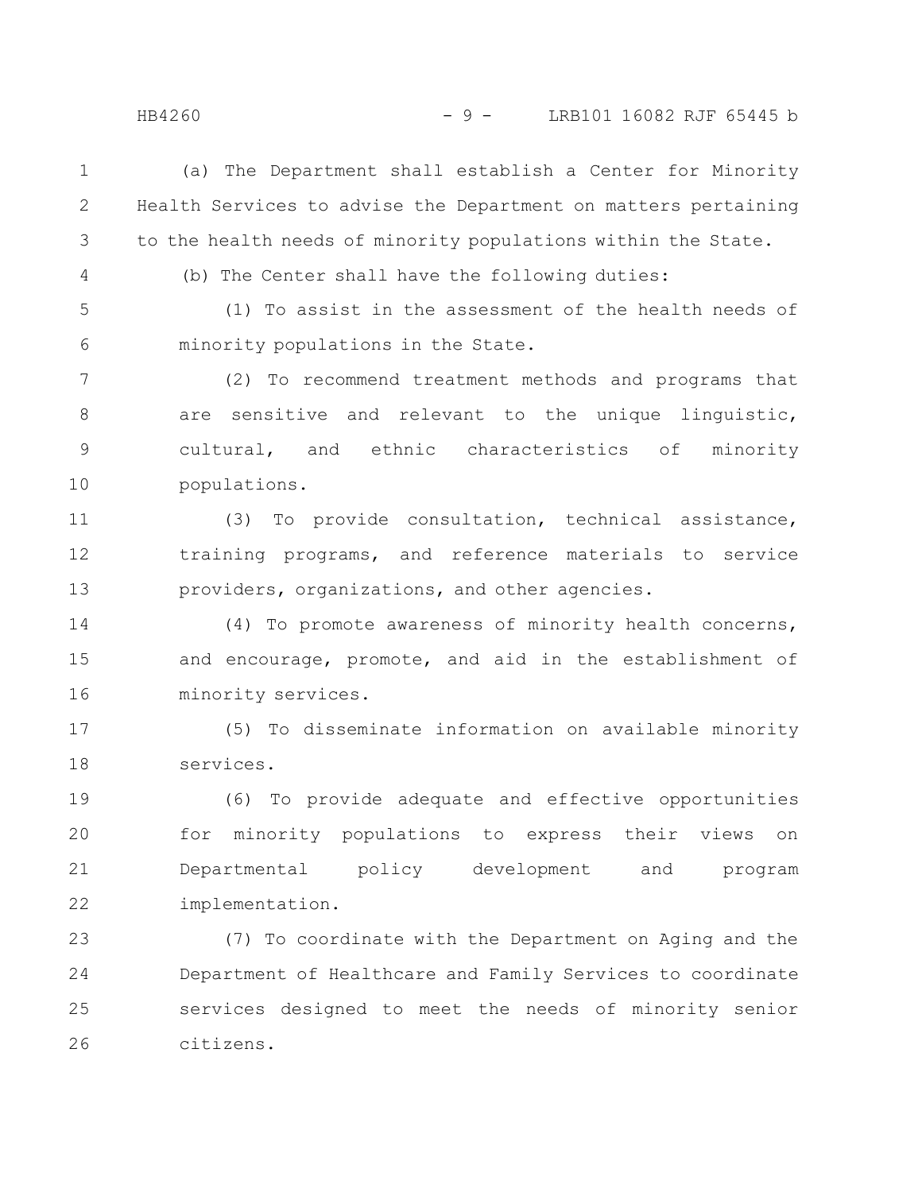(a) The Department shall establish a Center for Minority Health Services to advise the Department on matters pertaining to the health needs of minority populations within the State.

(b) The Center shall have the following duties:

(1) To assist in the assessment of the health needs of minority populations in the State.

(2) To recommend treatment methods and programs that are sensitive and relevant to the unique linguistic, cultural, and ethnic characteristics of minority populations.

(3) To provide consultation, technical assistance, training programs, and reference materials to service providers, organizations, and other agencies.

(4) To promote awareness of minority health concerns, and encourage, promote, and aid in the establishment of minority services.

(5) To disseminate information on available minority services.

(6) To provide adequate and effective opportunities for minority populations to express their views on Departmental policy development and program implementation.

(7) To coordinate with the Department on Aging and the Department of Healthcare and Family Services to coordinate services designed to meet the needs of minority senior citizens.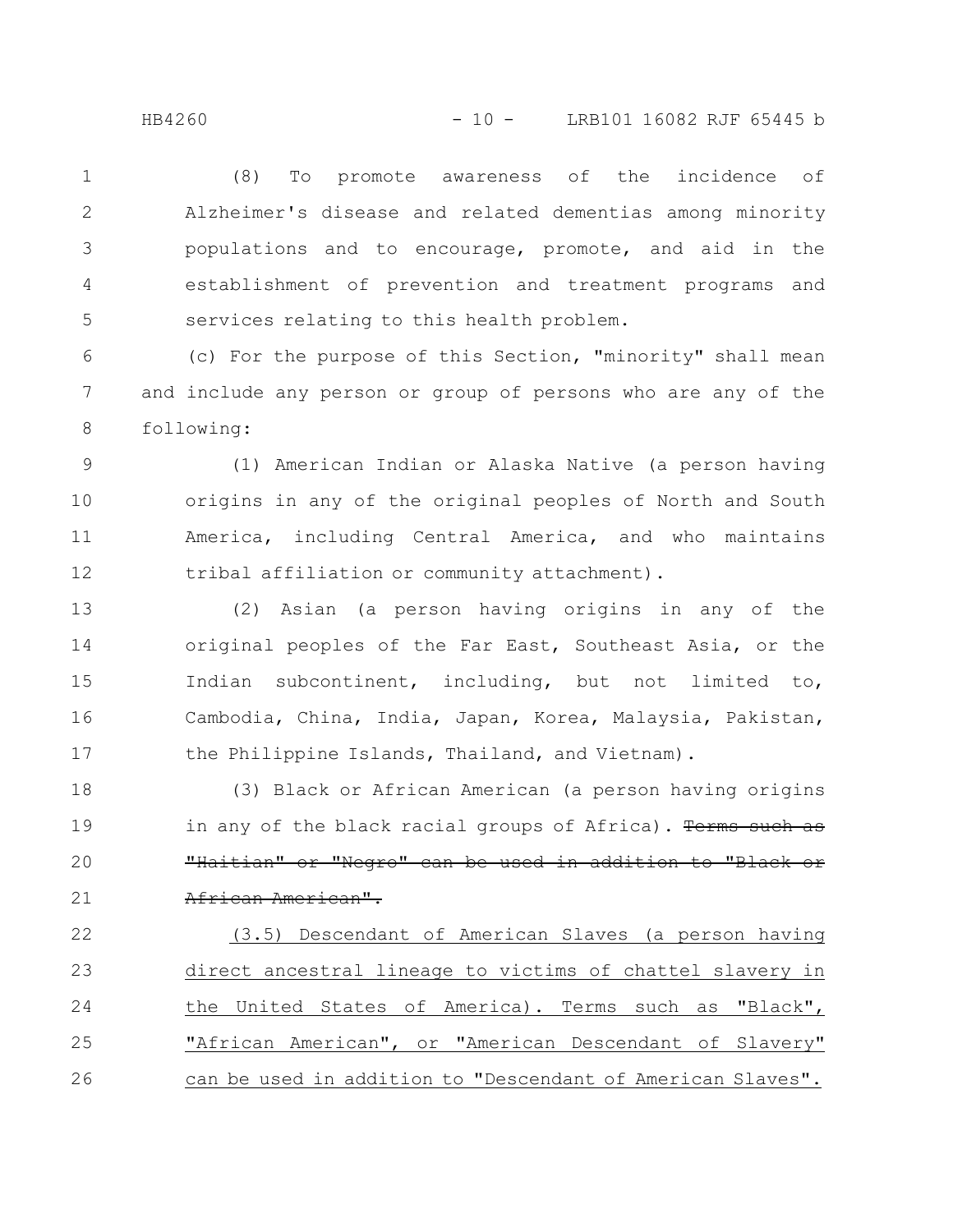(8) To promote awareness of the incidence of Alzheimer's disease and related dementias among minority populations and to encourage, promote, and aid in the establishment of prevention and treatment programs and services relating to this health problem.

(c) For the purpose of this Section, "minority" shall mean and include any person or group of persons who are any of the following:

(1) American Indian or Alaska Native (a person having origins in any of the original peoples of North and South America, including Central America, and who maintains tribal affiliation or community attachment).

(2) Asian (a person having origins in any of the original peoples of the Far East, Southeast Asia, or the Indian subcontinent, including, but not limited to, Cambodia, China, India, Japan, Korea, Malaysia, Pakistan, the Philippine Islands, Thailand, and Vietnam).

(3) Black or African American (a person having origins in any of the black racial groups of Africa). ~~Terms such as "Haitian" or "Negro" can be used in addition to "Black or African American".~~

<u>(3.5) Descendant of American Slaves (a person having direct ancestral lineage to victims of chattel slavery in the United States of America). Terms such as "Black", "African American", or "American Descendant of Slavery" can be used in addition to "Descendant of American Slaves".</u>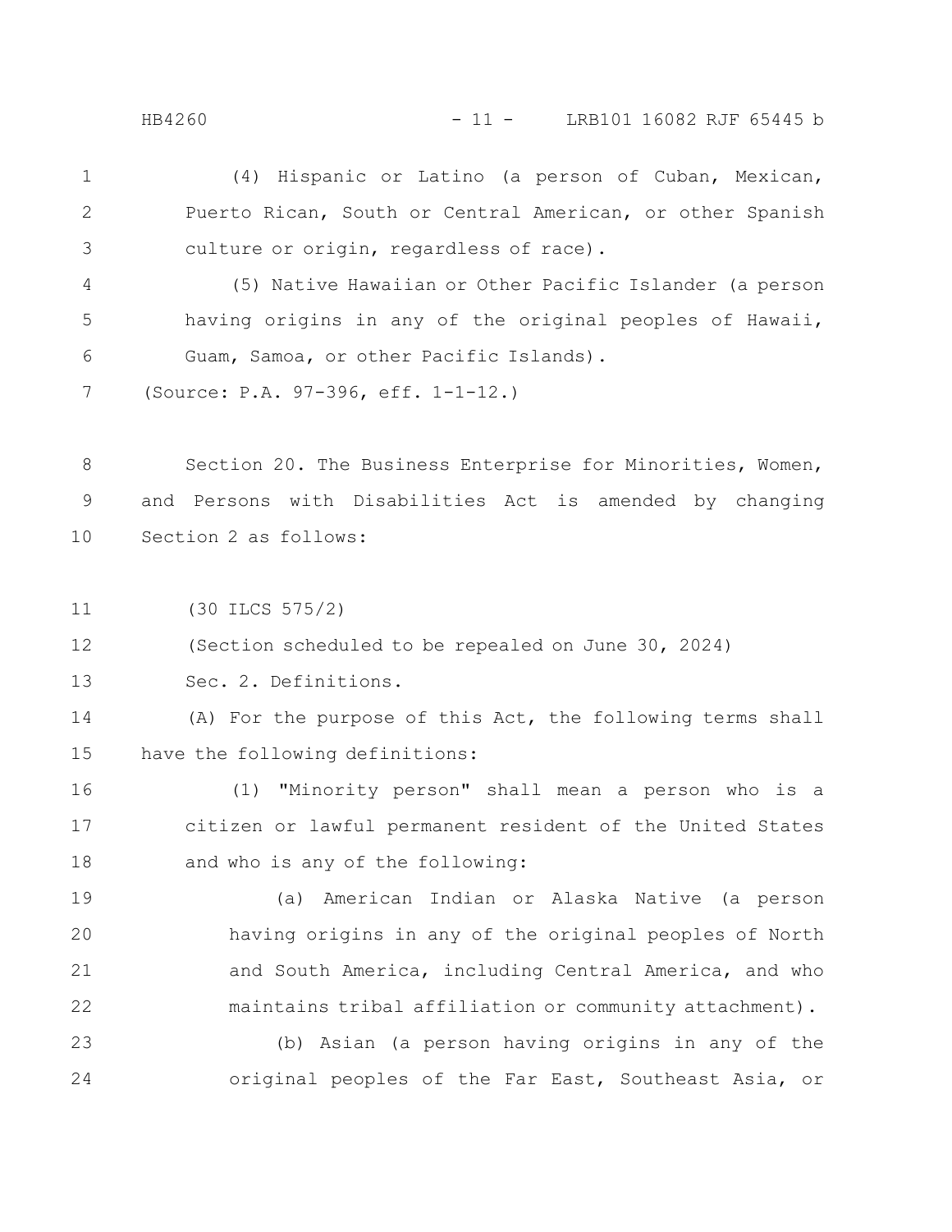(4) Hispanic or Latino (a person of Cuban, Mexican, Puerto Rican, South or Central American, or other Spanish culture or origin, regardless of race).

(5) Native Hawaiian or Other Pacific Islander (a person having origins in any of the original peoples of Hawaii, Guam, Samoa, or other Pacific Islands).

(Source: P.A. 97-396, eff. 1-1-12.)

Section 20. The Business Enterprise for Minorities, Women, and Persons with Disabilities Act is amended by changing Section 2 as follows:

(30 ILCS 575/2)

(Section scheduled to be repealed on June 30, 2024)

Sec. 2. Definitions.

(A) For the purpose of this Act, the following terms shall have the following definitions:

(1) "Minority person" shall mean a person who is a citizen or lawful permanent resident of the United States and who is any of the following:

(a) American Indian or Alaska Native (a person having origins in any of the original peoples of North and South America, including Central America, and who maintains tribal affiliation or community attachment).

(b) Asian (a person having origins in any of the original peoples of the Far East, Southeast Asia, or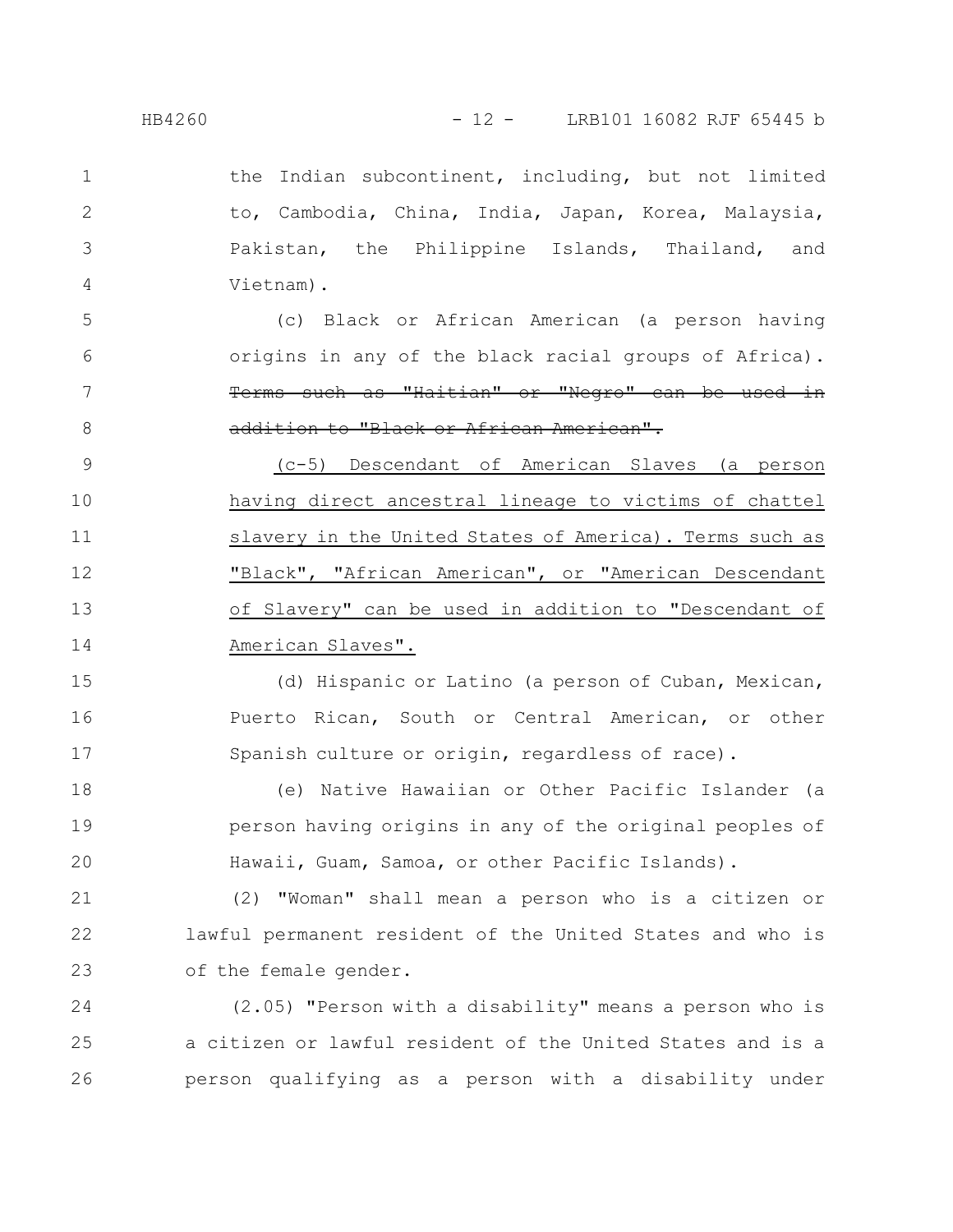the Indian subcontinent, including, but not limited to, Cambodia, China, India, Japan, Korea, Malaysia, Pakistan, the Philippine Islands, Thailand, and Vietnam).

(c) Black or African American (a person having origins in any of the black racial groups of Africa). ~~Terms such as "Haitian" or "Negro" can be used in addition to "Black or African American".~~

<u>(c-5) Descendant of American Slaves (a person having direct ancestral lineage to victims of chattel slavery in the United States of America). Terms such as "Black", "African American", or "American Descendant of Slavery" can be used in addition to "Descendant of American Slaves".</u>

(d) Hispanic or Latino (a person of Cuban, Mexican, Puerto Rican, South or Central American, or other Spanish culture or origin, regardless of race).

(e) Native Hawaiian or Other Pacific Islander (a person having origins in any of the original peoples of Hawaii, Guam, Samoa, or other Pacific Islands).

(2) "Woman" shall mean a person who is a citizen or lawful permanent resident of the United States and who is of the female gender.

(2.05) "Person with a disability" means a person who is a citizen or lawful resident of the United States and is a person qualifying as a person with a disability under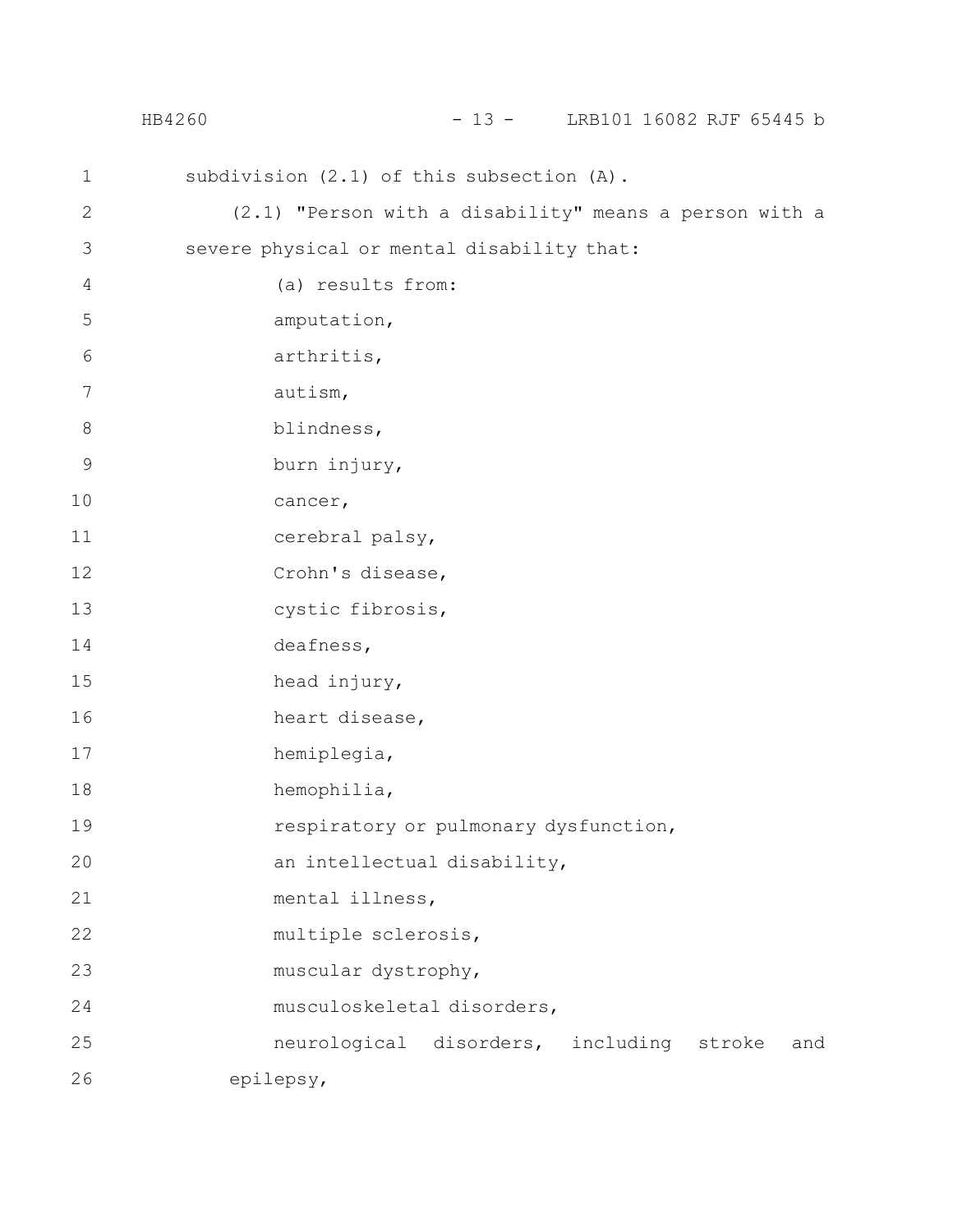subdivision (2.1) of this subsection (A).

(2.1) "Person with a disability" means a person with a severe physical or mental disability that:

(a) results from:

amputation,

arthritis,

autism,

blindness,

burn injury,

cancer,

cerebral palsy,

Crohn's disease,

cystic fibrosis,

deafness,

head injury,

heart disease,

hemiplegia,

hemophilia,

respiratory or pulmonary dysfunction,

an intellectual disability,

mental illness,

multiple sclerosis,

muscular dystrophy,

musculoskeletal disorders,

neurological disorders, including stroke and epilepsy,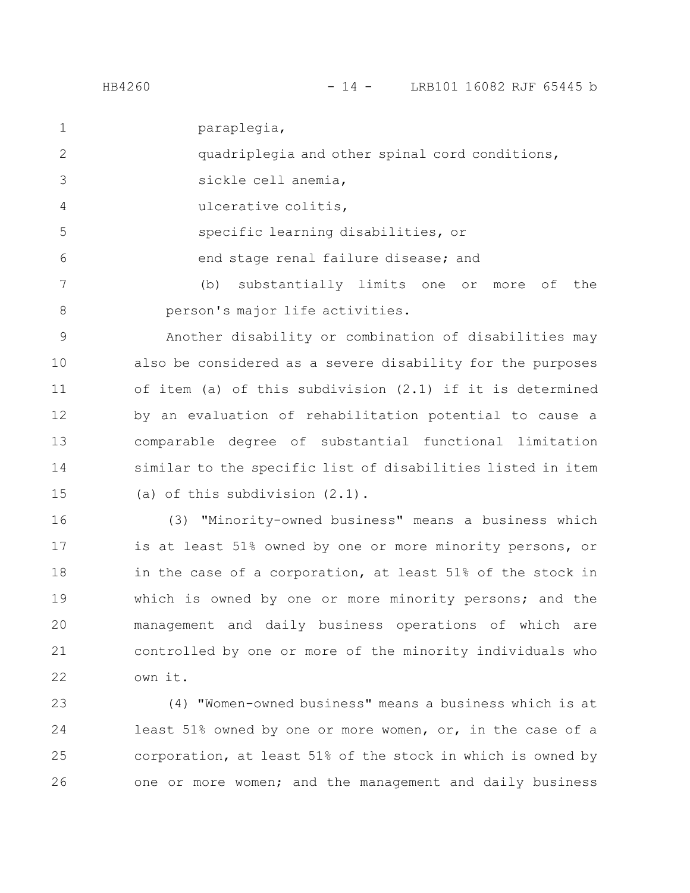paraplegia,

quadriplegia and other spinal cord conditions,

sickle cell anemia,

ulcerative colitis,

specific learning disabilities, or

end stage renal failure disease; and

(b) substantially limits one or more of the person's major life activities.

Another disability or combination of disabilities may also be considered as a severe disability for the purposes of item (a) of this subdivision (2.1) if it is determined by an evaluation of rehabilitation potential to cause a comparable degree of substantial functional limitation similar to the specific list of disabilities listed in item (a) of this subdivision (2.1).

(3) "Minority-owned business" means a business which is at least 51% owned by one or more minority persons, or in the case of a corporation, at least 51% of the stock in which is owned by one or more minority persons; and the management and daily business operations of which are controlled by one or more of the minority individuals who own it.

(4) "Women-owned business" means a business which is at least 51% owned by one or more women, or, in the case of a corporation, at least 51% of the stock in which is owned by one or more women; and the management and daily business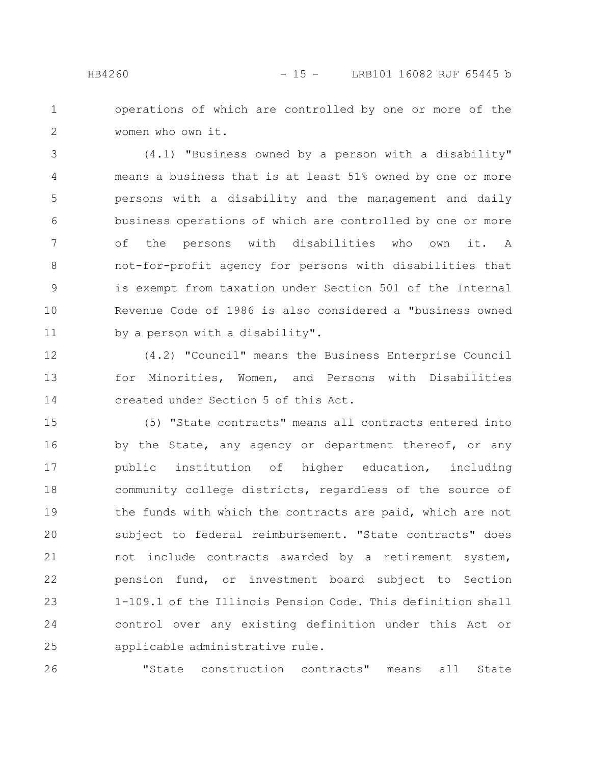operations of which are controlled by one or more of the women who own it.

(4.1) "Business owned by a person with a disability" means a business that is at least 51% owned by one or more persons with a disability and the management and daily business operations of which are controlled by one or more of the persons with disabilities who own it. A not-for-profit agency for persons with disabilities that is exempt from taxation under Section 501 of the Internal Revenue Code of 1986 is also considered a "business owned by a person with a disability".

(4.2) "Council" means the Business Enterprise Council for Minorities, Women, and Persons with Disabilities created under Section 5 of this Act.

(5) "State contracts" means all contracts entered into by the State, any agency or department thereof, or any public institution of higher education, including community college districts, regardless of the source of the funds with which the contracts are paid, which are not subject to federal reimbursement. "State contracts" does not include contracts awarded by a retirement system, pension fund, or investment board subject to Section 1-109.1 of the Illinois Pension Code. This definition shall control over any existing definition under this Act or applicable administrative rule.

"State construction contracts" means all State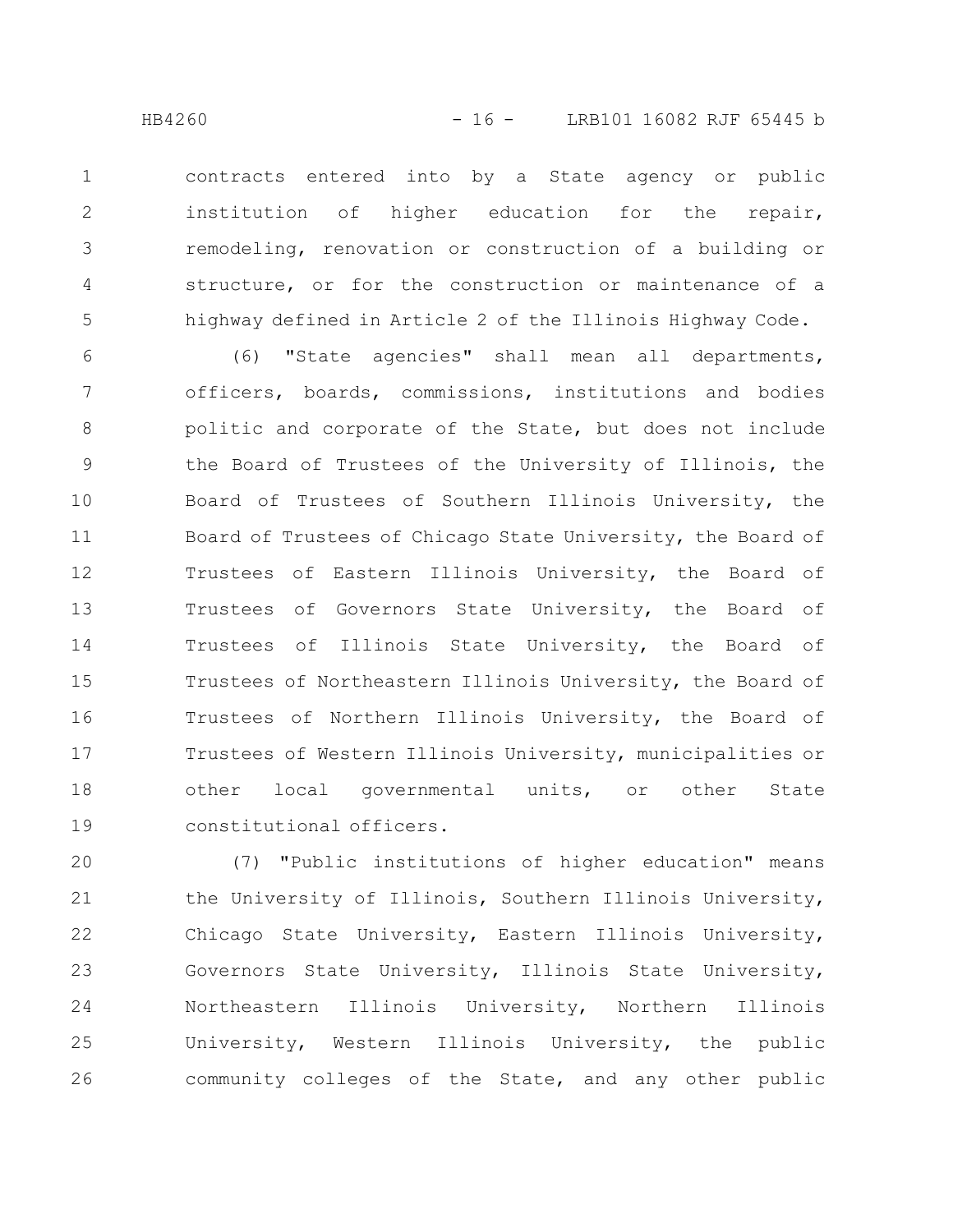contracts entered into by a State agency or public institution of higher education for the repair, remodeling, renovation or construction of a building or structure, or for the construction or maintenance of a highway defined in Article 2 of the Illinois Highway Code.

(6) "State agencies" shall mean all departments, officers, boards, commissions, institutions and bodies politic and corporate of the State, but does not include the Board of Trustees of the University of Illinois, the Board of Trustees of Southern Illinois University, the Board of Trustees of Chicago State University, the Board of Trustees of Eastern Illinois University, the Board of Trustees of Governors State University, the Board of Trustees of Illinois State University, the Board of Trustees of Northeastern Illinois University, the Board of Trustees of Northern Illinois University, the Board of Trustees of Western Illinois University, municipalities or other local governmental units, or other State constitutional officers.

(7) "Public institutions of higher education" means the University of Illinois, Southern Illinois University, Chicago State University, Eastern Illinois University, Governors State University, Illinois State University, Northeastern Illinois University, Northern Illinois University, Western Illinois University, the public community colleges of the State, and any other public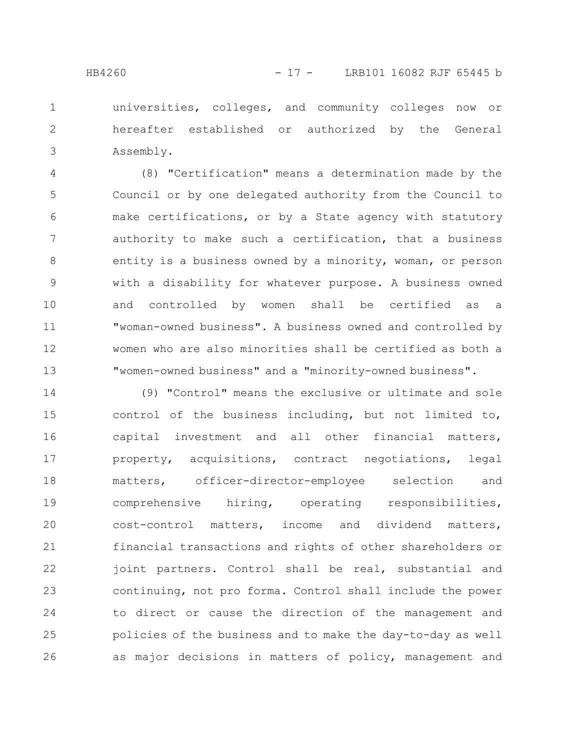universities, colleges, and community colleges now or hereafter established or authorized by the General Assembly.

(8) "Certification" means a determination made by the Council or by one delegated authority from the Council to make certifications, or by a State agency with statutory authority to make such a certification, that a business entity is a business owned by a minority, woman, or person with a disability for whatever purpose. A business owned and controlled by women shall be certified as a "woman-owned business". A business owned and controlled by women who are also minorities shall be certified as both a "women-owned business" and a "minority-owned business".

(9) "Control" means the exclusive or ultimate and sole control of the business including, but not limited to, capital investment and all other financial matters, property, acquisitions, contract negotiations, legal matters, officer-director-employee selection and comprehensive hiring, operating responsibilities, cost-control matters, income and dividend matters, financial transactions and rights of other shareholders or joint partners. Control shall be real, substantial and continuing, not pro forma. Control shall include the power to direct or cause the direction of the management and policies of the business and to make the day-to-day as well as major decisions in matters of policy, management and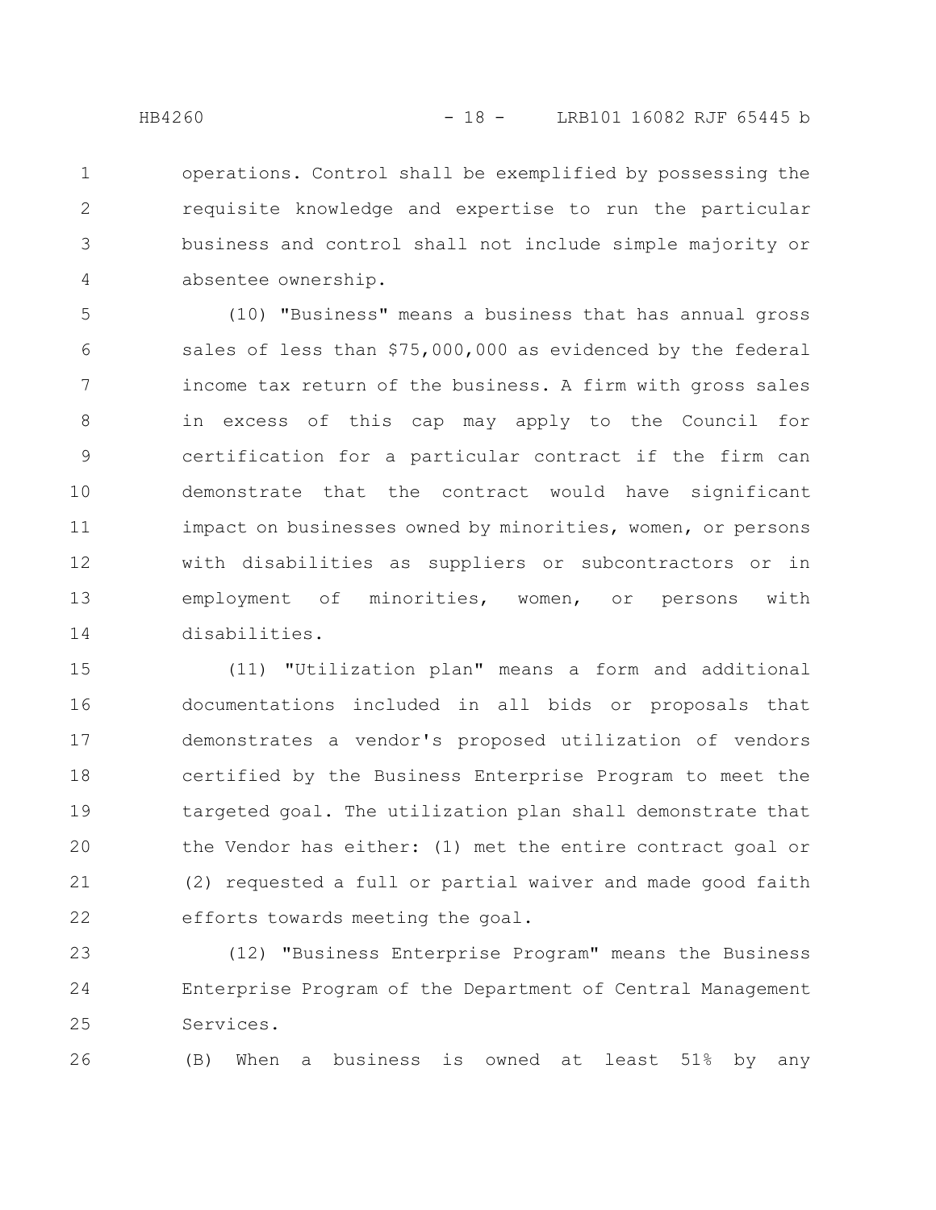operations. Control shall be exemplified by possessing the requisite knowledge and expertise to run the particular business and control shall not include simple majority or absentee ownership.

(10) "Business" means a business that has annual gross sales of less than $75,000,000 as evidenced by the federal income tax return of the business. A firm with gross sales in excess of this cap may apply to the Council for certification for a particular contract if the firm can demonstrate that the contract would have significant impact on businesses owned by minorities, women, or persons with disabilities as suppliers or subcontractors or in employment of minorities, women, or persons with disabilities.

(11) "Utilization plan" means a form and additional documentations included in all bids or proposals that demonstrates a vendor's proposed utilization of vendors certified by the Business Enterprise Program to meet the targeted goal. The utilization plan shall demonstrate that the Vendor has either: (1) met the entire contract goal or (2) requested a full or partial waiver and made good faith efforts towards meeting the goal.

(12) "Business Enterprise Program" means the Business Enterprise Program of the Department of Central Management Services.

(B) When a business is owned at least 51% by any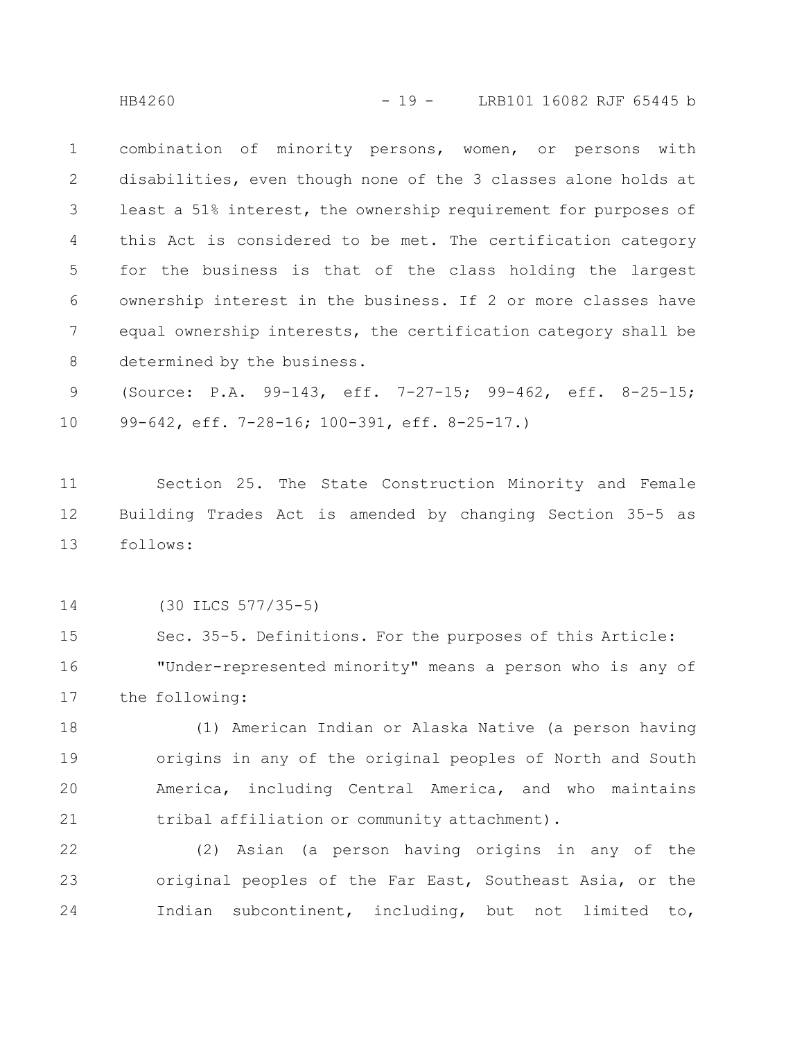combination of minority persons, women, or persons with disabilities, even though none of the 3 classes alone holds at least a 51% interest, the ownership requirement for purposes of this Act is considered to be met. The certification category for the business is that of the class holding the largest ownership interest in the business. If 2 or more classes have equal ownership interests, the certification category shall be determined by the business.

(Source: P.A. 99-143, eff. 7-27-15; 99-462, eff. 8-25-15; 99-642, eff. 7-28-16; 100-391, eff. 8-25-17.)

Section 25. The State Construction Minority and Female Building Trades Act is amended by changing Section 35-5 as follows:

(30 ILCS 577/35-5)

Sec. 35-5. Definitions. For the purposes of this Article:

"Under-represented minority" means a person who is any of the following:

(1) American Indian or Alaska Native (a person having origins in any of the original peoples of North and South America, including Central America, and who maintains tribal affiliation or community attachment).

(2) Asian (a person having origins in any of the original peoples of the Far East, Southeast Asia, or the Indian subcontinent, including, but not limited to,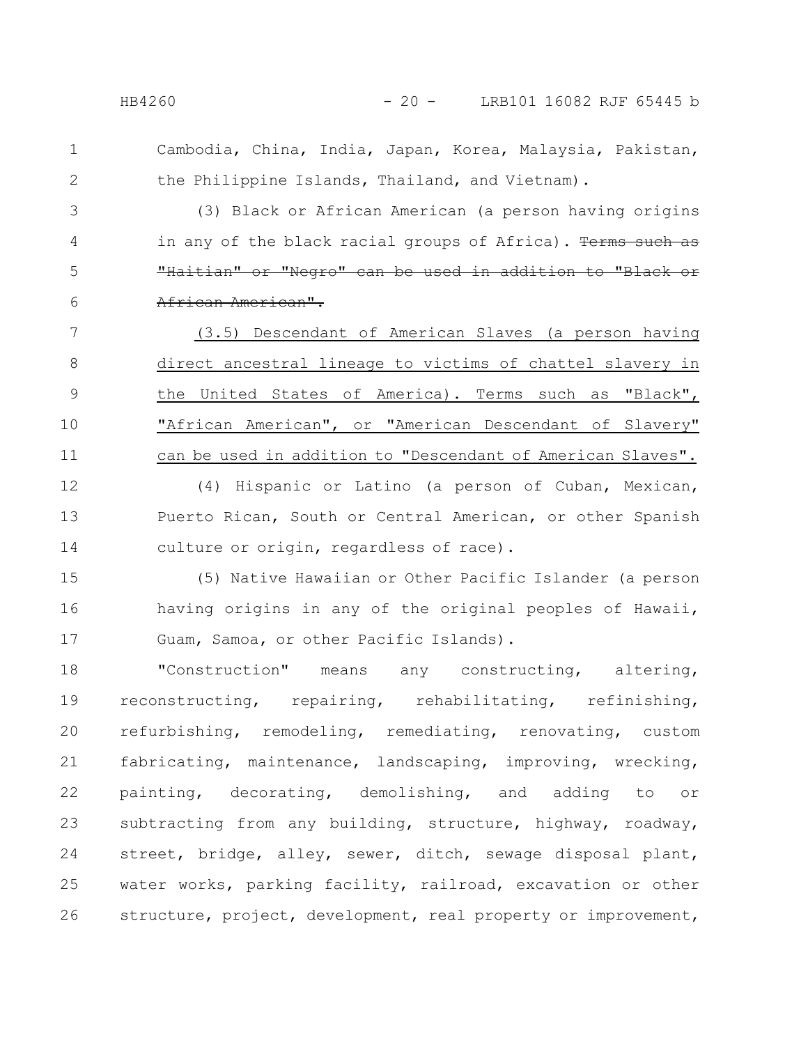Cambodia, China, India, Japan, Korea, Malaysia, Pakistan, the Philippine Islands, Thailand, and Vietnam).

(3) Black or African American (a person having origins in any of the black racial groups of Africa). ~~Terms such as "Haitian" or "Negro" can be used in addition to "Black or African American".~~

(3.5) Descendant of American Slaves (a person having direct ancestral lineage to victims of chattel slavery in the United States of America). Terms such as "Black", "African American", or "American Descendant of Slavery" can be used in addition to "Descendant of American Slaves".

(4) Hispanic or Latino (a person of Cuban, Mexican, Puerto Rican, South or Central American, or other Spanish culture or origin, regardless of race).

(5) Native Hawaiian or Other Pacific Islander (a person having origins in any of the original peoples of Hawaii, Guam, Samoa, or other Pacific Islands).

"Construction" means any constructing, altering, reconstructing, repairing, rehabilitating, refinishing, refurbishing, remodeling, remediating, renovating, custom fabricating, maintenance, landscaping, improving, wrecking, painting, decorating, demolishing, and adding to or subtracting from any building, structure, highway, roadway, street, bridge, alley, sewer, ditch, sewage disposal plant, water works, parking facility, railroad, excavation or other structure, project, development, real property or improvement,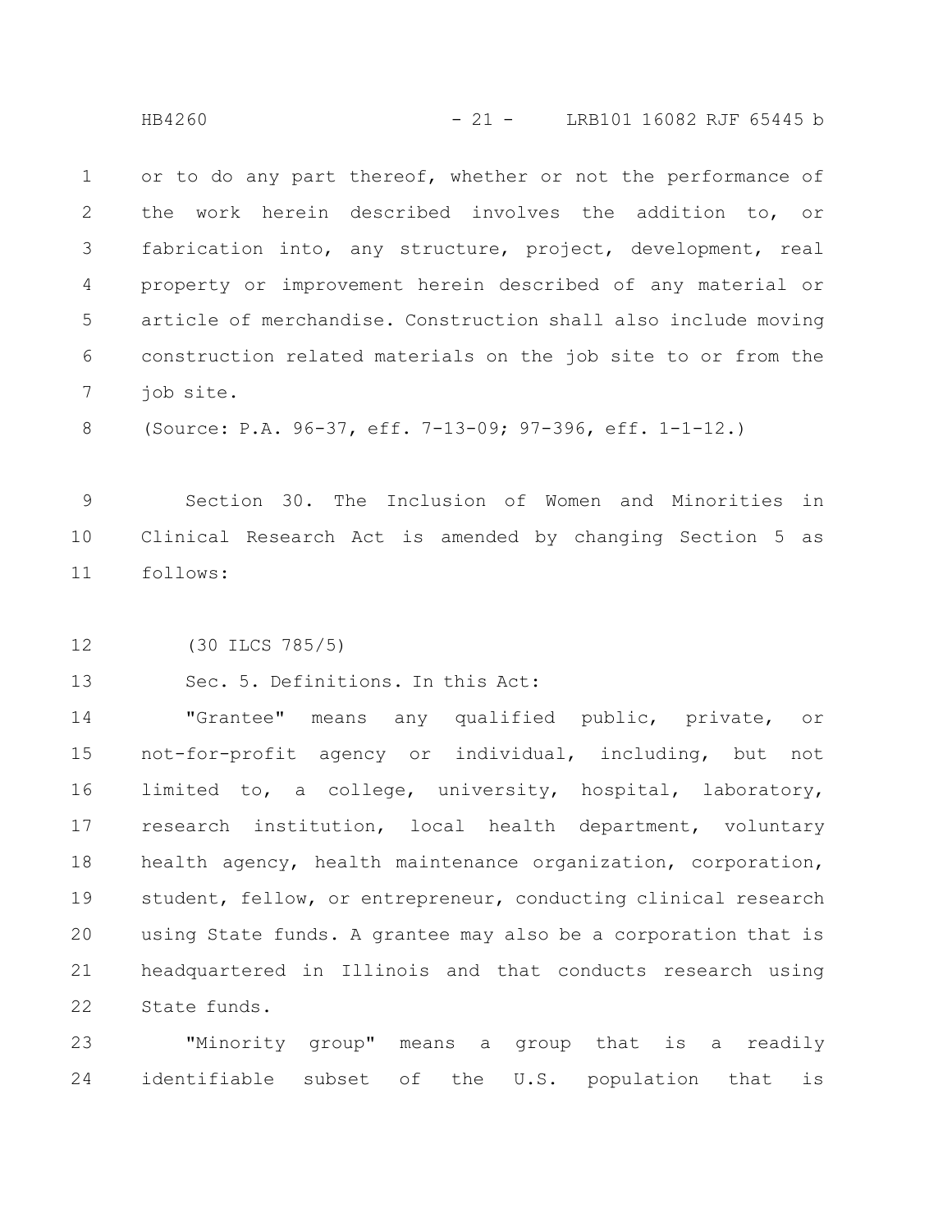or to do any part thereof, whether or not the performance of the work herein described involves the addition to, or fabrication into, any structure, project, development, real property or improvement herein described of any material or article of merchandise. Construction shall also include moving construction related materials on the job site to or from the job site.

(Source: P.A. 96-37, eff. 7-13-09; 97-396, eff. 1-1-12.)

Section 30. The Inclusion of Women and Minorities in Clinical Research Act is amended by changing Section 5 as follows:

(30 ILCS 785/5)

Sec. 5. Definitions. In this Act:

"Grantee" means any qualified public, private, or not-for-profit agency or individual, including, but not limited to, a college, university, hospital, laboratory, research institution, local health department, voluntary health agency, health maintenance organization, corporation, student, fellow, or entrepreneur, conducting clinical research using State funds. A grantee may also be a corporation that is headquartered in Illinois and that conducts research using State funds.

"Minority group" means a group that is a readily identifiable subset of the U.S. population that is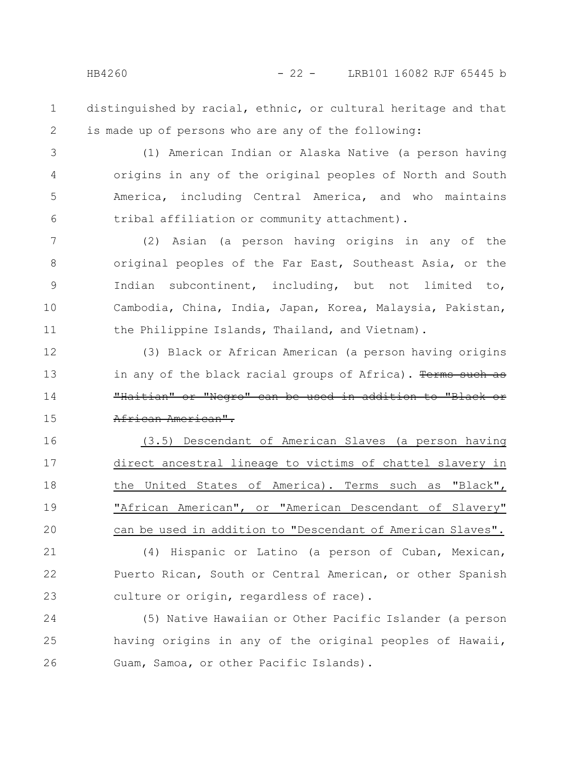distinguished by racial, ethnic, or cultural heritage and that is made up of persons who are any of the following:

(1) American Indian or Alaska Native (a person having origins in any of the original peoples of North and South America, including Central America, and who maintains tribal affiliation or community attachment).

(2) Asian (a person having origins in any of the original peoples of the Far East, Southeast Asia, or the Indian subcontinent, including, but not limited to, Cambodia, China, India, Japan, Korea, Malaysia, Pakistan, the Philippine Islands, Thailand, and Vietnam).

(3) Black or African American (a person having origins in any of the black racial groups of Africa). ~~Terms such as "Haitian" or "Negro" can be used in addition to "Black or African American".~~

<u>(3.5) Descendant of American Slaves (a person having direct ancestral lineage to victims of chattel slavery in the United States of America). Terms such as "Black", "African American", or "American Descendant of Slavery" can be used in addition to "Descendant of American Slaves".</u>

(4) Hispanic or Latino (a person of Cuban, Mexican, Puerto Rican, South or Central American, or other Spanish culture or origin, regardless of race).

(5) Native Hawaiian or Other Pacific Islander (a person having origins in any of the original peoples of Hawaii, Guam, Samoa, or other Pacific Islands).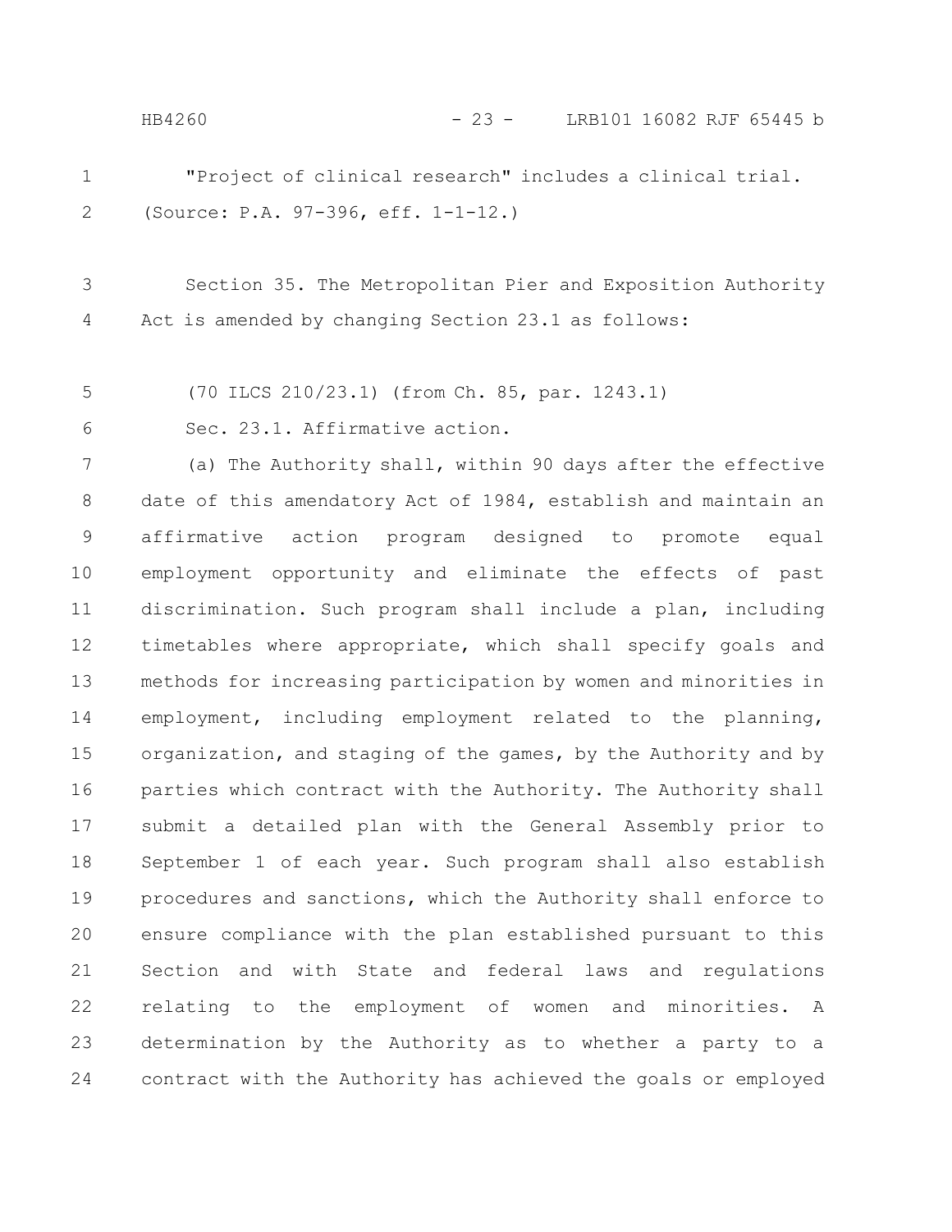"Project of clinical research" includes a clinical trial.
(Source: P.A. 97-396, eff. 1-1-12.)

Section 35. The Metropolitan Pier and Exposition Authority Act is amended by changing Section 23.1 as follows:

(70 ILCS 210/23.1) (from Ch. 85, par. 1243.1)

Sec. 23.1. Affirmative action.

(a) The Authority shall, within 90 days after the effective date of this amendatory Act of 1984, establish and maintain an affirmative action program designed to promote equal employment opportunity and eliminate the effects of past discrimination. Such program shall include a plan, including timetables where appropriate, which shall specify goals and methods for increasing participation by women and minorities in employment, including employment related to the planning, organization, and staging of the games, by the Authority and by parties which contract with the Authority. The Authority shall submit a detailed plan with the General Assembly prior to September 1 of each year. Such program shall also establish procedures and sanctions, which the Authority shall enforce to ensure compliance with the plan established pursuant to this Section and with State and federal laws and regulations relating to the employment of women and minorities. A determination by the Authority as to whether a party to a contract with the Authority has achieved the goals or employed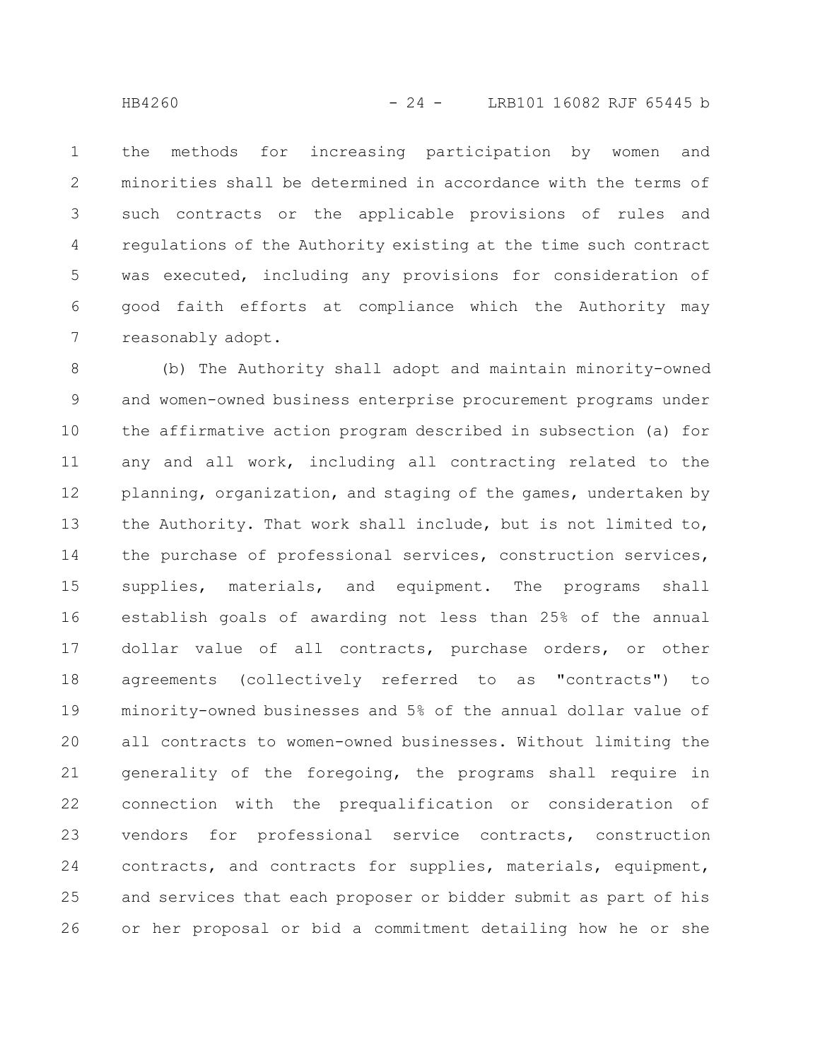the methods for increasing participation by women and minorities shall be determined in accordance with the terms of such contracts or the applicable provisions of rules and regulations of the Authority existing at the time such contract was executed, including any provisions for consideration of good faith efforts at compliance which the Authority may reasonably adopt.

(b) The Authority shall adopt and maintain minority-owned and women-owned business enterprise procurement programs under the affirmative action program described in subsection (a) for any and all work, including all contracting related to the planning, organization, and staging of the games, undertaken by the Authority. That work shall include, but is not limited to, the purchase of professional services, construction services, supplies, materials, and equipment. The programs shall establish goals of awarding not less than 25% of the annual dollar value of all contracts, purchase orders, or other agreements (collectively referred to as "contracts") to minority-owned businesses and 5% of the annual dollar value of all contracts to women-owned businesses. Without limiting the generality of the foregoing, the programs shall require in connection with the prequalification or consideration of vendors for professional service contracts, construction contracts, and contracts for supplies, materials, equipment, and services that each proposer or bidder submit as part of his or her proposal or bid a commitment detailing how he or she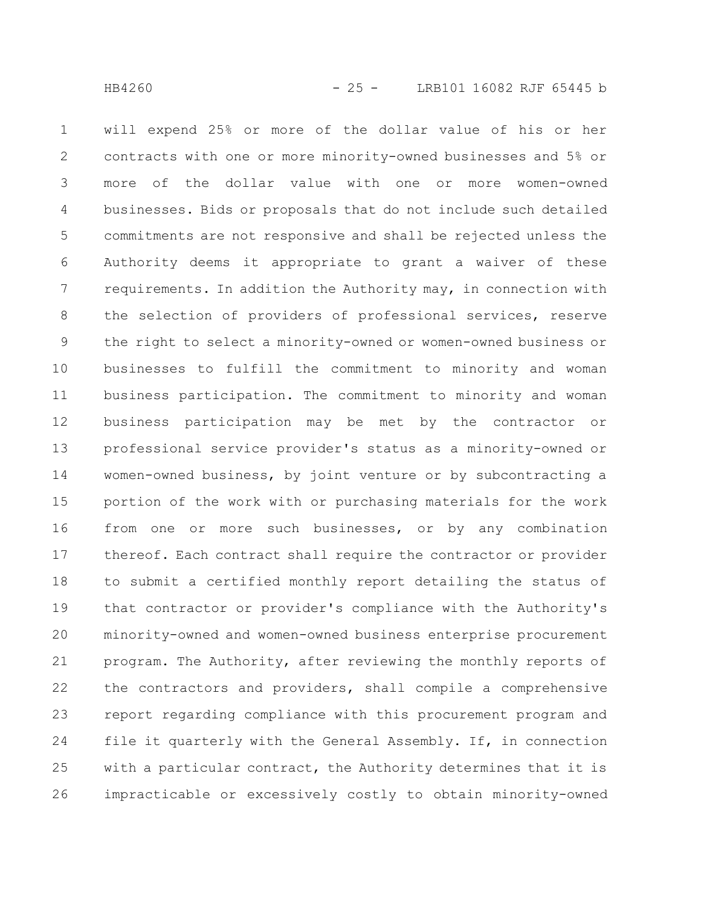will expend 25% or more of the dollar value of his or her contracts with one or more minority-owned businesses and 5% or more of the dollar value with one or more women-owned businesses. Bids or proposals that do not include such detailed commitments are not responsive and shall be rejected unless the Authority deems it appropriate to grant a waiver of these requirements. In addition the Authority may, in connection with the selection of providers of professional services, reserve the right to select a minority-owned or women-owned business or businesses to fulfill the commitment to minority and woman business participation. The commitment to minority and woman business participation may be met by the contractor or professional service provider's status as a minority-owned or women-owned business, by joint venture or by subcontracting a portion of the work with or purchasing materials for the work from one or more such businesses, or by any combination thereof. Each contract shall require the contractor or provider to submit a certified monthly report detailing the status of that contractor or provider's compliance with the Authority's minority-owned and women-owned business enterprise procurement program. The Authority, after reviewing the monthly reports of the contractors and providers, shall compile a comprehensive report regarding compliance with this procurement program and file it quarterly with the General Assembly. If, in connection with a particular contract, the Authority determines that it is impracticable or excessively costly to obtain minority-owned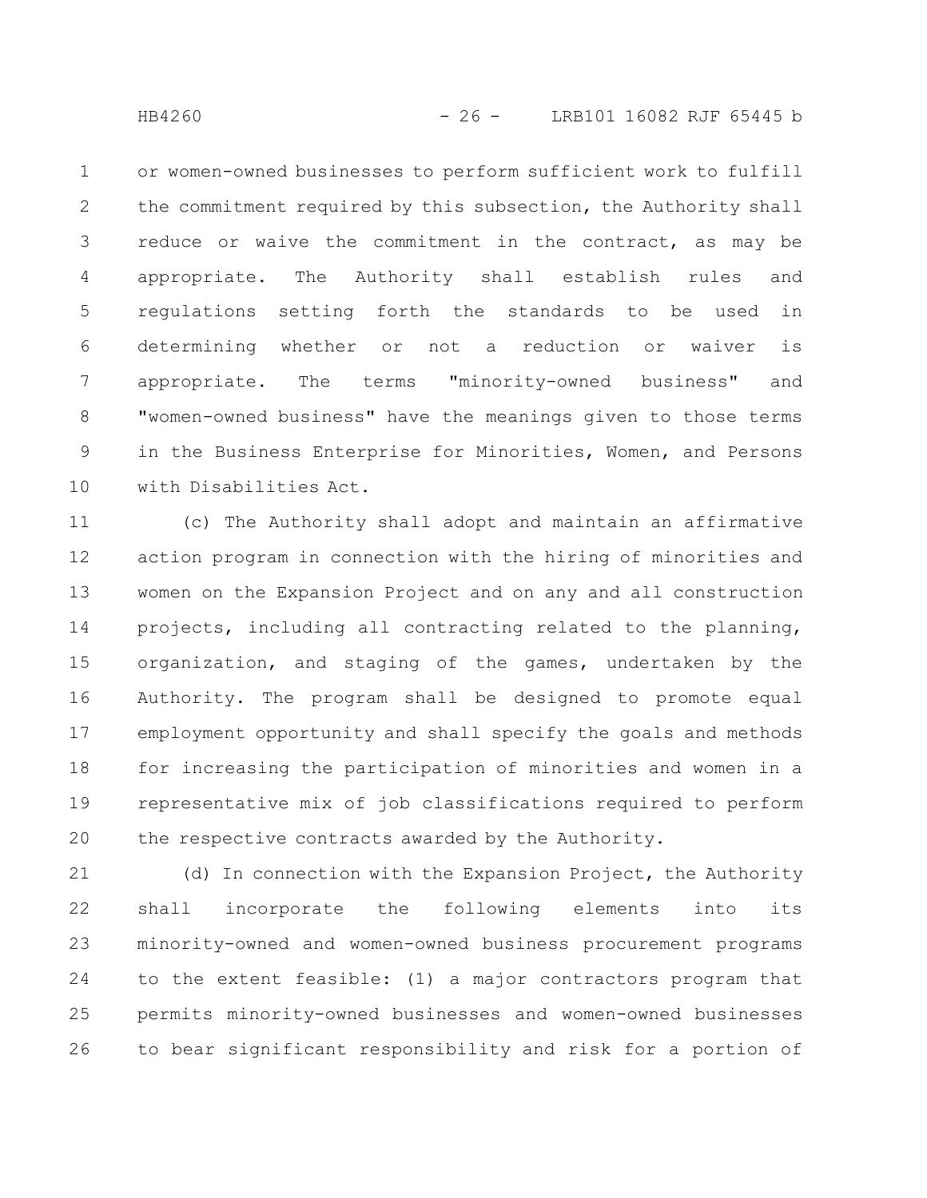or women-owned businesses to perform sufficient work to fulfill the commitment required by this subsection, the Authority shall reduce or waive the commitment in the contract, as may be appropriate. The Authority shall establish rules and regulations setting forth the standards to be used in determining whether or not a reduction or waiver is appropriate. The terms "minority-owned business" and "women-owned business" have the meanings given to those terms in the Business Enterprise for Minorities, Women, and Persons with Disabilities Act.

(c) The Authority shall adopt and maintain an affirmative action program in connection with the hiring of minorities and women on the Expansion Project and on any and all construction projects, including all contracting related to the planning, organization, and staging of the games, undertaken by the Authority. The program shall be designed to promote equal employment opportunity and shall specify the goals and methods for increasing the participation of minorities and women in a representative mix of job classifications required to perform the respective contracts awarded by the Authority.

(d) In connection with the Expansion Project, the Authority shall incorporate the following elements into its minority-owned and women-owned business procurement programs to the extent feasible: (1) a major contractors program that permits minority-owned businesses and women-owned businesses to bear significant responsibility and risk for a portion of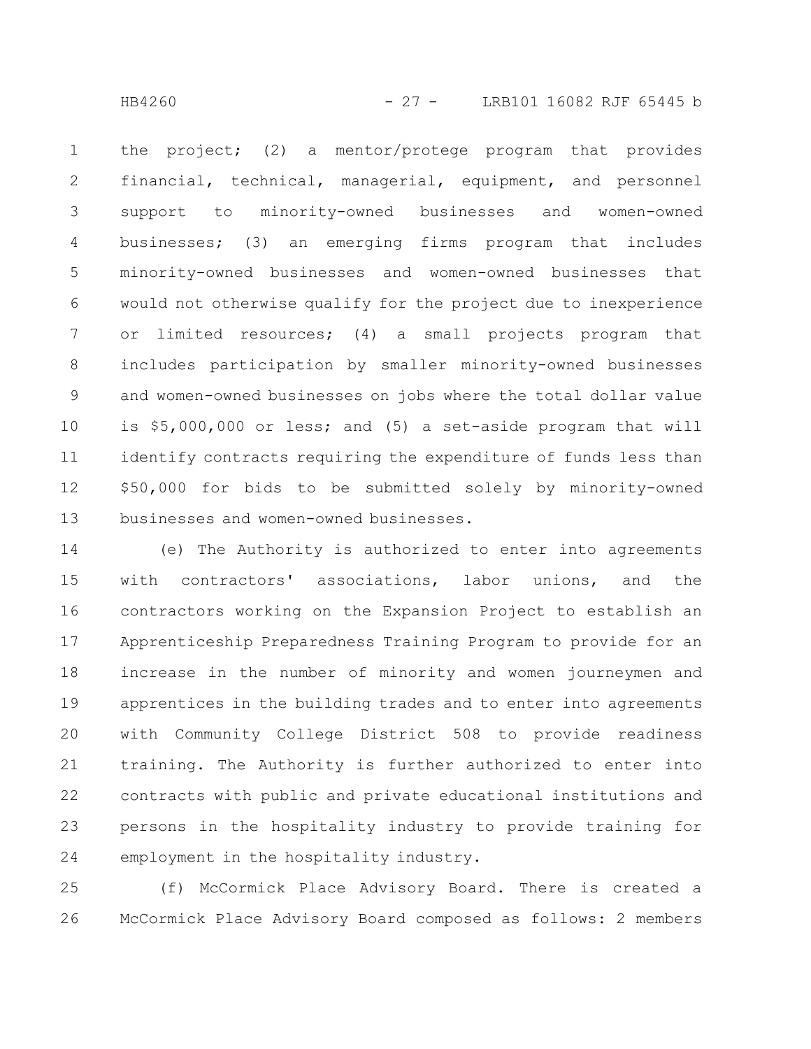the project; (2) a mentor/protege program that provides financial, technical, managerial, equipment, and personnel support to minority-owned businesses and women-owned businesses; (3) an emerging firms program that includes minority-owned businesses and women-owned businesses that would not otherwise qualify for the project due to inexperience or limited resources; (4) a small projects program that includes participation by smaller minority-owned businesses and women-owned businesses on jobs where the total dollar value is $5,000,000 or less; and (5) a set-aside program that will identify contracts requiring the expenditure of funds less than $50,000 for bids to be submitted solely by minority-owned businesses and women-owned businesses.

(e) The Authority is authorized to enter into agreements with contractors' associations, labor unions, and the contractors working on the Expansion Project to establish an Apprenticeship Preparedness Training Program to provide for an increase in the number of minority and women journeymen and apprentices in the building trades and to enter into agreements with Community College District 508 to provide readiness training. The Authority is further authorized to enter into contracts with public and private educational institutions and persons in the hospitality industry to provide training for employment in the hospitality industry.

(f) McCormick Place Advisory Board. There is created a McCormick Place Advisory Board composed as follows: 2 members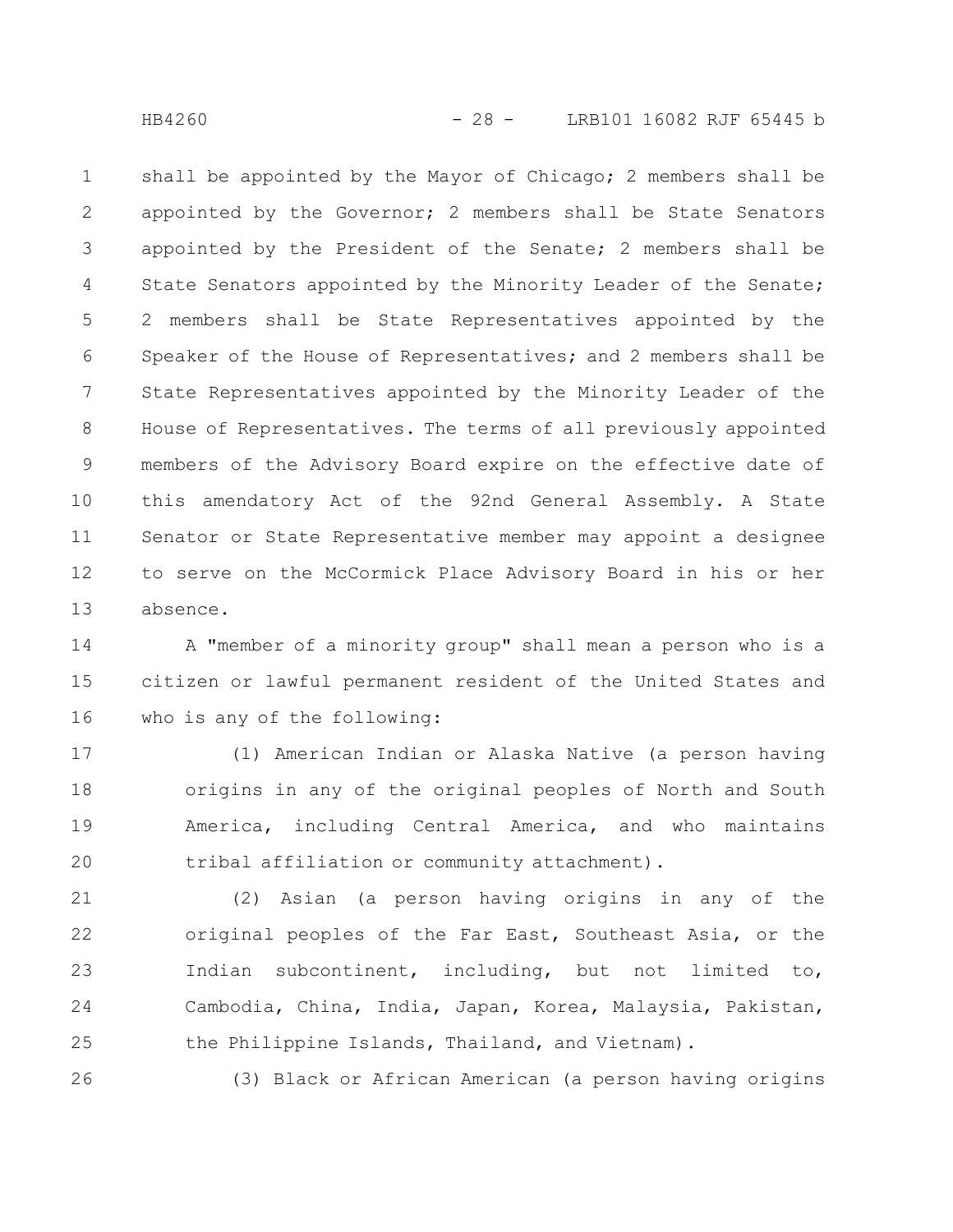shall be appointed by the Mayor of Chicago; 2 members shall be appointed by the Governor; 2 members shall be State Senators appointed by the President of the Senate; 2 members shall be State Senators appointed by the Minority Leader of the Senate; 2 members shall be State Representatives appointed by the Speaker of the House of Representatives; and 2 members shall be State Representatives appointed by the Minority Leader of the House of Representatives. The terms of all previously appointed members of the Advisory Board expire on the effective date of this amendatory Act of the 92nd General Assembly. A State Senator or State Representative member may appoint a designee to serve on the McCormick Place Advisory Board in his or her absence.

A "member of a minority group" shall mean a person who is a citizen or lawful permanent resident of the United States and who is any of the following:

(1) American Indian or Alaska Native (a person having origins in any of the original peoples of North and South America, including Central America, and who maintains tribal affiliation or community attachment).

(2) Asian (a person having origins in any of the original peoples of the Far East, Southeast Asia, or the Indian subcontinent, including, but not limited to, Cambodia, China, India, Japan, Korea, Malaysia, Pakistan, the Philippine Islands, Thailand, and Vietnam).

(3) Black or African American (a person having origins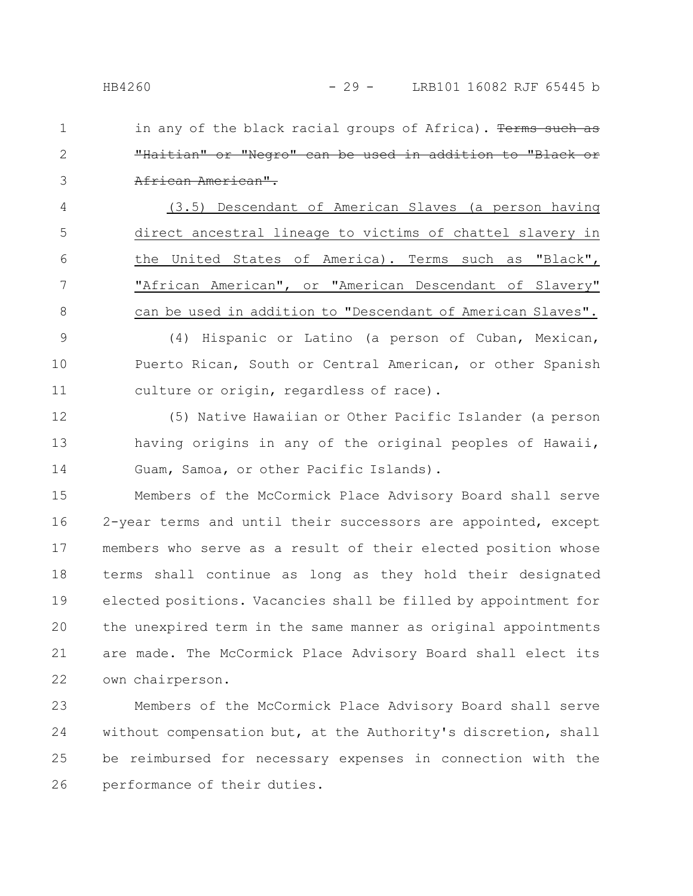in any of the black racial groups of Africa). ~~Terms such as "Haitian" or "Negro" can be used in addition to "Black or African American".~~

<u>(3.5) Descendant of American Slaves (a person having direct ancestral lineage to victims of chattel slavery in the United States of America). Terms such as "Black", "African American", or "American Descendant of Slavery" can be used in addition to "Descendant of American Slaves".</u>

(4) Hispanic or Latino (a person of Cuban, Mexican, Puerto Rican, South or Central American, or other Spanish culture or origin, regardless of race).

(5) Native Hawaiian or Other Pacific Islander (a person having origins in any of the original peoples of Hawaii, Guam, Samoa, or other Pacific Islands).

Members of the McCormick Place Advisory Board shall serve 2-year terms and until their successors are appointed, except members who serve as a result of their elected position whose terms shall continue as long as they hold their designated elected positions. Vacancies shall be filled by appointment for the unexpired term in the same manner as original appointments are made. The McCormick Place Advisory Board shall elect its own chairperson.

Members of the McCormick Place Advisory Board shall serve without compensation but, at the Authority's discretion, shall be reimbursed for necessary expenses in connection with the performance of their duties.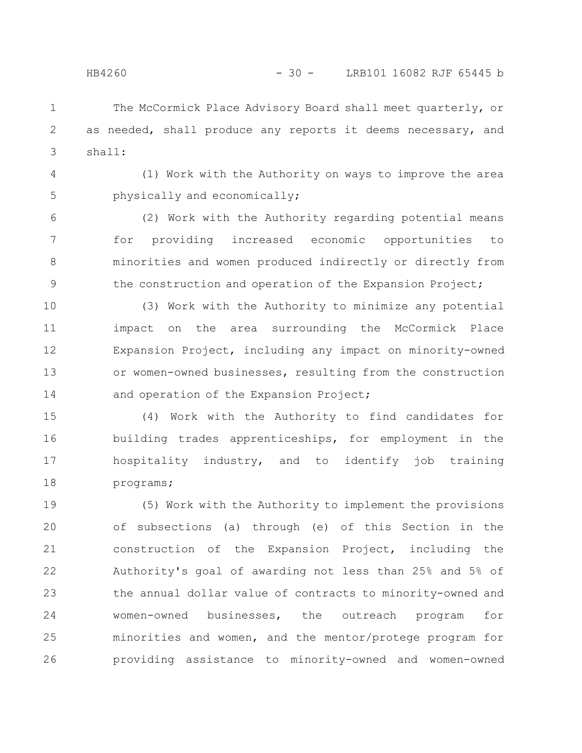The McCormick Place Advisory Board shall meet quarterly, or as needed, shall produce any reports it deems necessary, and shall:

(1) Work with the Authority on ways to improve the area physically and economically;

(2) Work with the Authority regarding potential means for providing increased economic opportunities to minorities and women produced indirectly or directly from the construction and operation of the Expansion Project;

(3) Work with the Authority to minimize any potential impact on the area surrounding the McCormick Place Expansion Project, including any impact on minority-owned or women-owned businesses, resulting from the construction and operation of the Expansion Project;

(4) Work with the Authority to find candidates for building trades apprenticeships, for employment in the hospitality industry, and to identify job training programs;

(5) Work with the Authority to implement the provisions of subsections (a) through (e) of this Section in the construction of the Expansion Project, including the Authority's goal of awarding not less than 25% and 5% of the annual dollar value of contracts to minority-owned and women-owned businesses, the outreach program for minorities and women, and the mentor/protege program for providing assistance to minority-owned and women-owned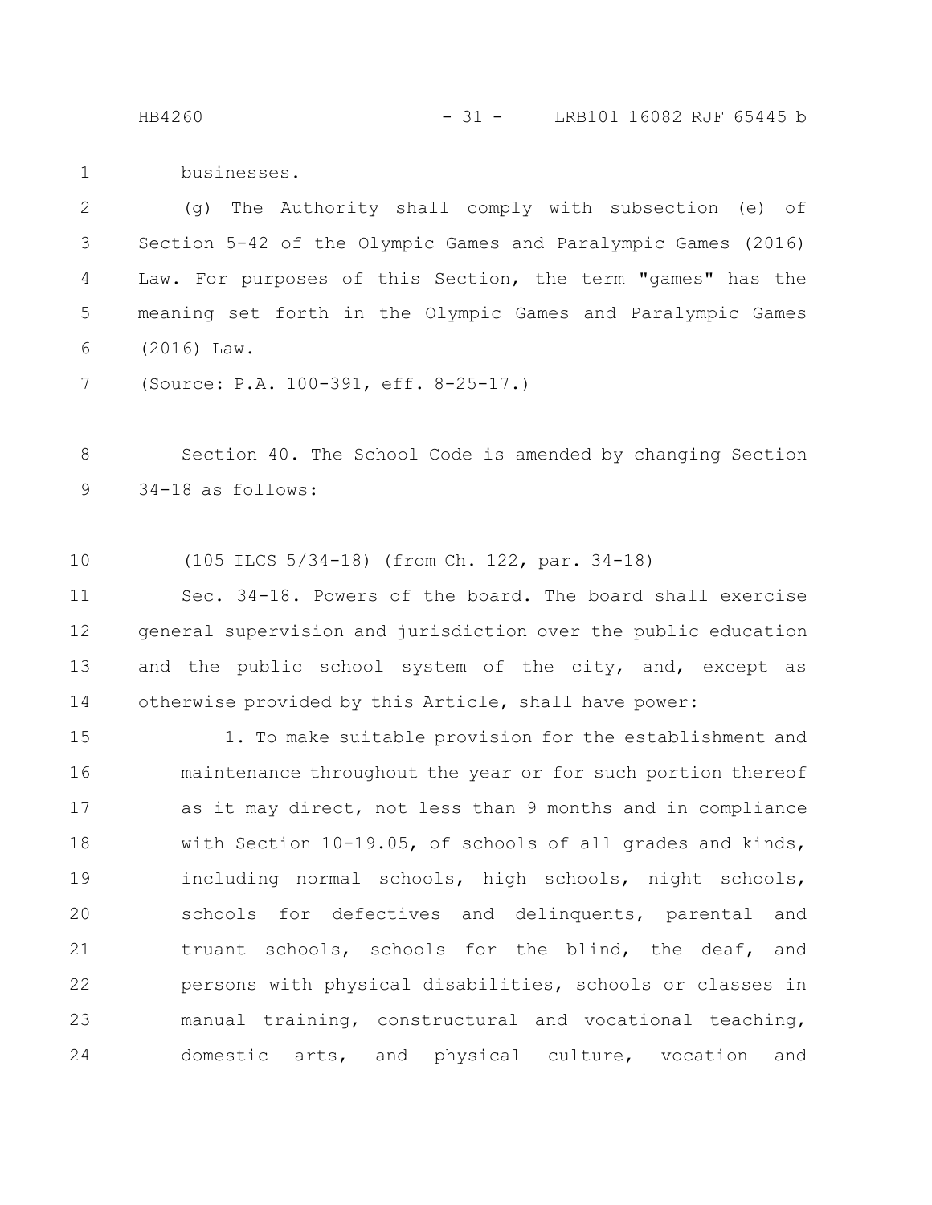businesses.

(g) The Authority shall comply with subsection (e) of Section 5-42 of the Olympic Games and Paralympic Games (2016) Law. For purposes of this Section, the term "games" has the meaning set forth in the Olympic Games and Paralympic Games (2016) Law.

(Source: P.A. 100-391, eff. 8-25-17.)

Section 40. The School Code is amended by changing Section 34-18 as follows:

(105 ILCS 5/34-18) (from Ch. 122, par. 34-18)

Sec. 34-18. Powers of the board. The board shall exercise general supervision and jurisdiction over the public education and the public school system of the city, and, except as otherwise provided by this Article, shall have power:

1. To make suitable provision for the establishment and maintenance throughout the year or for such portion thereof as it may direct, not less than 9 months and in compliance with Section 10-19.05, of schools of all grades and kinds, including normal schools, high schools, night schools, schools for defectives and delinquents, parental and truant schools, schools for the blind, the deaf, and persons with physical disabilities, schools or classes in manual training, constructural and vocational teaching, domestic arts, and physical culture, vocation and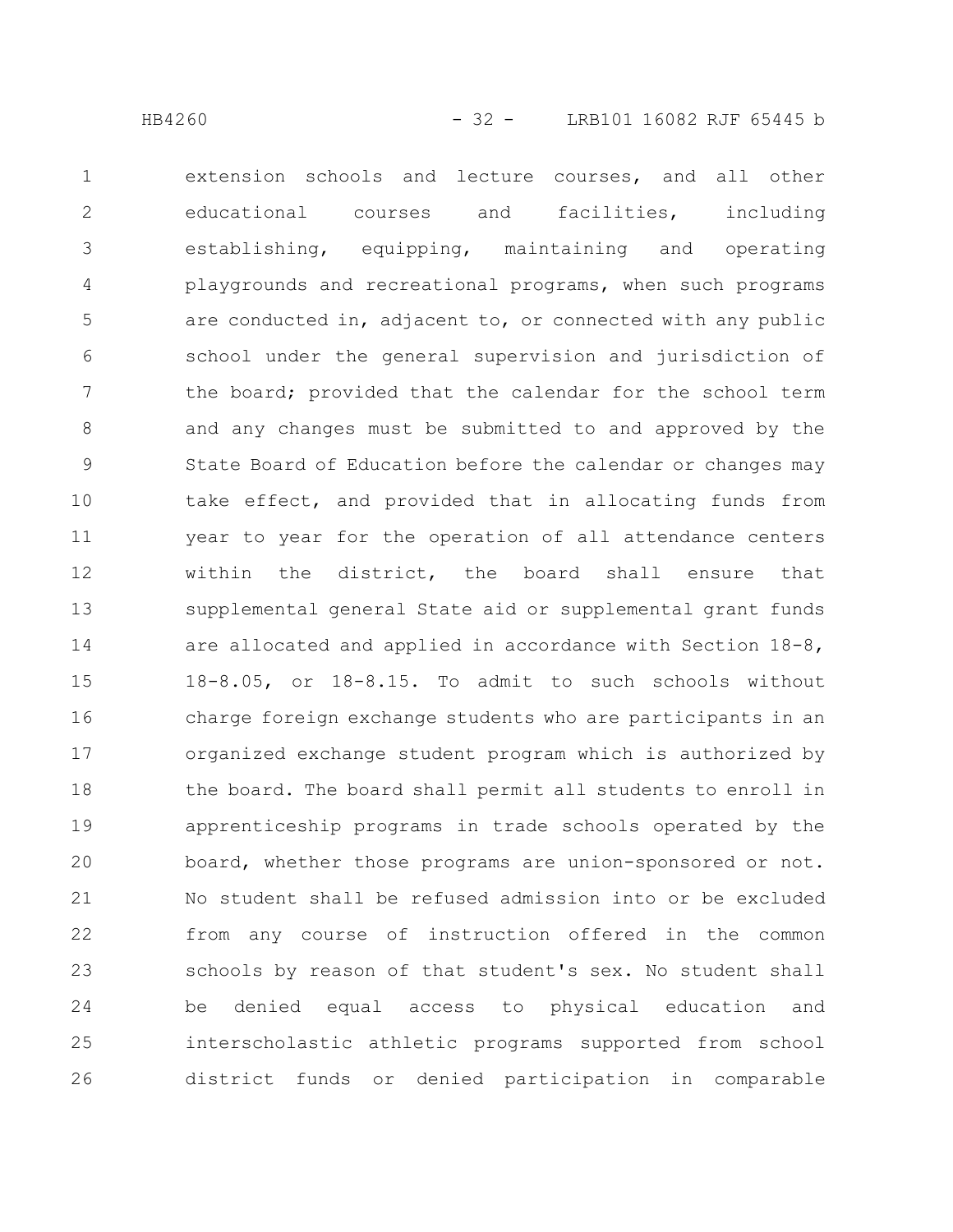extension schools and lecture courses, and all other educational courses and facilities, including establishing, equipping, maintaining and operating playgrounds and recreational programs, when such programs are conducted in, adjacent to, or connected with any public school under the general supervision and jurisdiction of the board; provided that the calendar for the school term and any changes must be submitted to and approved by the State Board of Education before the calendar or changes may take effect, and provided that in allocating funds from year to year for the operation of all attendance centers within the district, the board shall ensure that supplemental general State aid or supplemental grant funds are allocated and applied in accordance with Section 18-8, 18-8.05, or 18-8.15. To admit to such schools without charge foreign exchange students who are participants in an organized exchange student program which is authorized by the board. The board shall permit all students to enroll in apprenticeship programs in trade schools operated by the board, whether those programs are union-sponsored or not. No student shall be refused admission into or be excluded from any course of instruction offered in the common schools by reason of that student's sex. No student shall be denied equal access to physical education and interscholastic athletic programs supported from school district funds or denied participation in comparable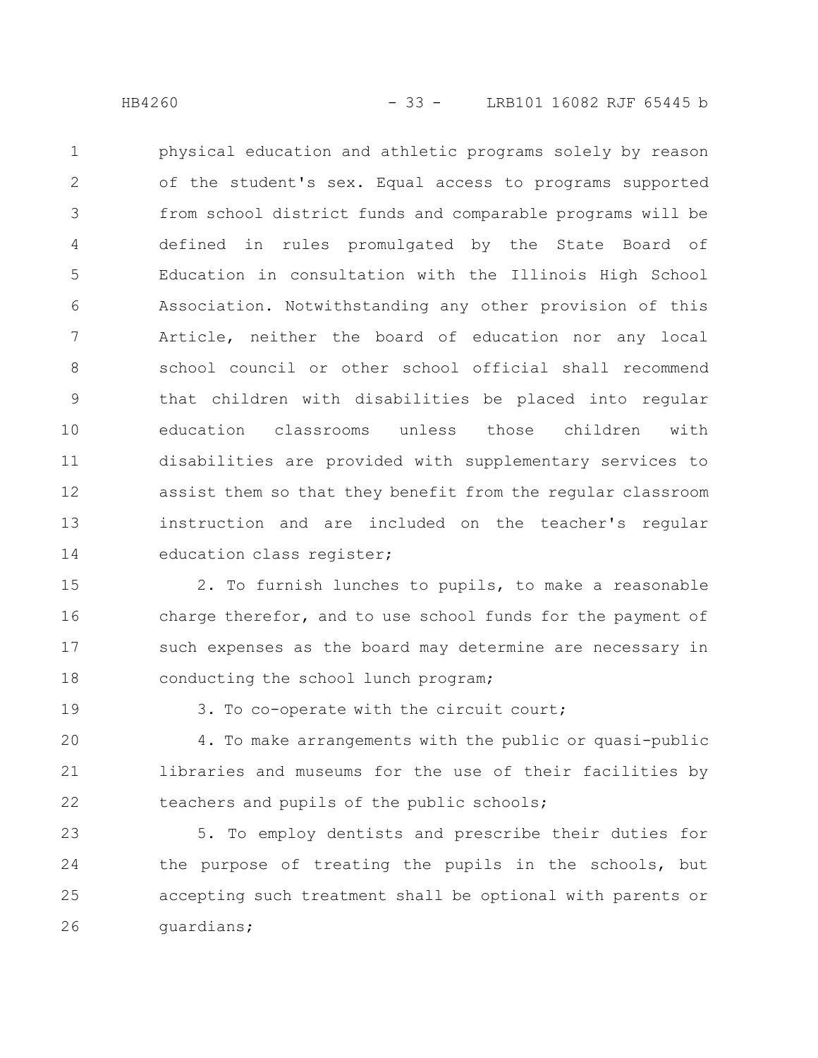physical education and athletic programs solely by reason of the student's sex. Equal access to programs supported from school district funds and comparable programs will be defined in rules promulgated by the State Board of Education in consultation with the Illinois High School Association. Notwithstanding any other provision of this Article, neither the board of education nor any local school council or other school official shall recommend that children with disabilities be placed into regular education classrooms unless those children with disabilities are provided with supplementary services to assist them so that they benefit from the regular classroom instruction and are included on the teacher's regular education class register;

2. To furnish lunches to pupils, to make a reasonable charge therefor, and to use school funds for the payment of such expenses as the board may determine are necessary in conducting the school lunch program;

3. To co-operate with the circuit court;

4. To make arrangements with the public or quasi-public libraries and museums for the use of their facilities by teachers and pupils of the public schools;

5. To employ dentists and prescribe their duties for the purpose of treating the pupils in the schools, but accepting such treatment shall be optional with parents or guardians;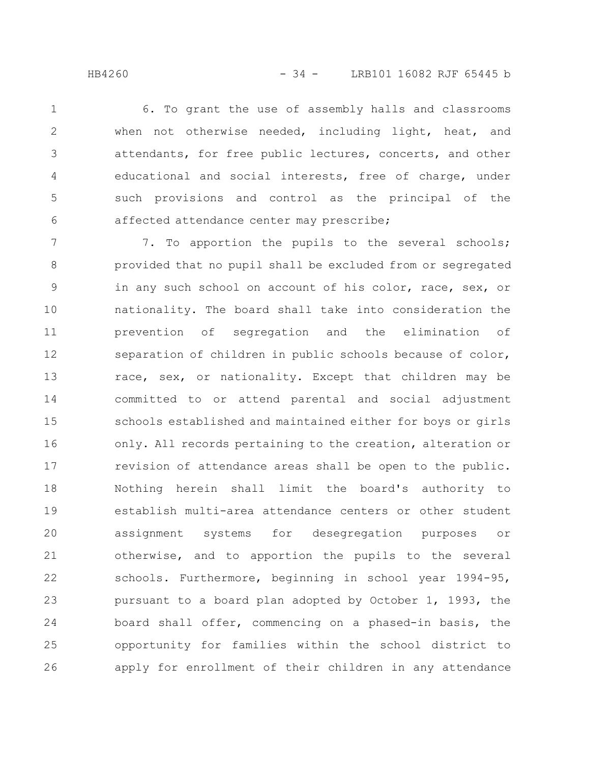6. To grant the use of assembly halls and classrooms when not otherwise needed, including light, heat, and attendants, for free public lectures, concerts, and other educational and social interests, free of charge, under such provisions and control as the principal of the affected attendance center may prescribe;

7. To apportion the pupils to the several schools; provided that no pupil shall be excluded from or segregated in any such school on account of his color, race, sex, or nationality. The board shall take into consideration the prevention of segregation and the elimination of separation of children in public schools because of color, race, sex, or nationality. Except that children may be committed to or attend parental and social adjustment schools established and maintained either for boys or girls only. All records pertaining to the creation, alteration or revision of attendance areas shall be open to the public. Nothing herein shall limit the board's authority to establish multi-area attendance centers or other student assignment systems for desegregation purposes or otherwise, and to apportion the pupils to the several schools. Furthermore, beginning in school year 1994-95, pursuant to a board plan adopted by October 1, 1993, the board shall offer, commencing on a phased-in basis, the opportunity for families within the school district to apply for enrollment of their children in any attendance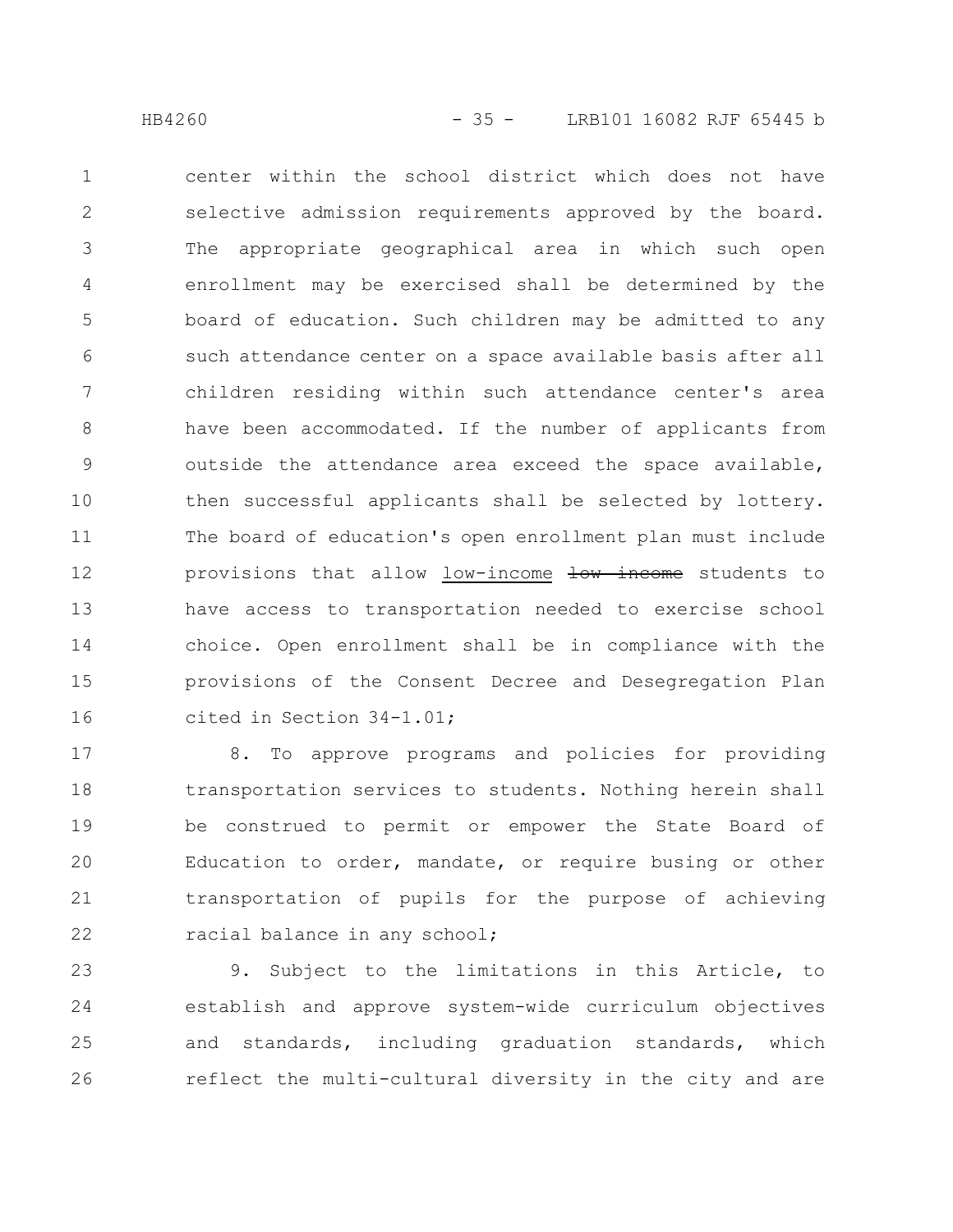center within the school district which does not have selective admission requirements approved by the board. The appropriate geographical area in which such open enrollment may be exercised shall be determined by the board of education. Such children may be admitted to any such attendance center on a space available basis after all children residing within such attendance center's area have been accommodated. If the number of applicants from outside the attendance area exceed the space available, then successful applicants shall be selected by lottery. The board of education's open enrollment plan must include provisions that allow low-income ~~low income~~ students to have access to transportation needed to exercise school choice. Open enrollment shall be in compliance with the provisions of the Consent Decree and Desegregation Plan cited in Section 34-1.01;

8. To approve programs and policies for providing transportation services to students. Nothing herein shall be construed to permit or empower the State Board of Education to order, mandate, or require busing or other transportation of pupils for the purpose of achieving racial balance in any school;

9. Subject to the limitations in this Article, to establish and approve system-wide curriculum objectives and standards, including graduation standards, which reflect the multi-cultural diversity in the city and are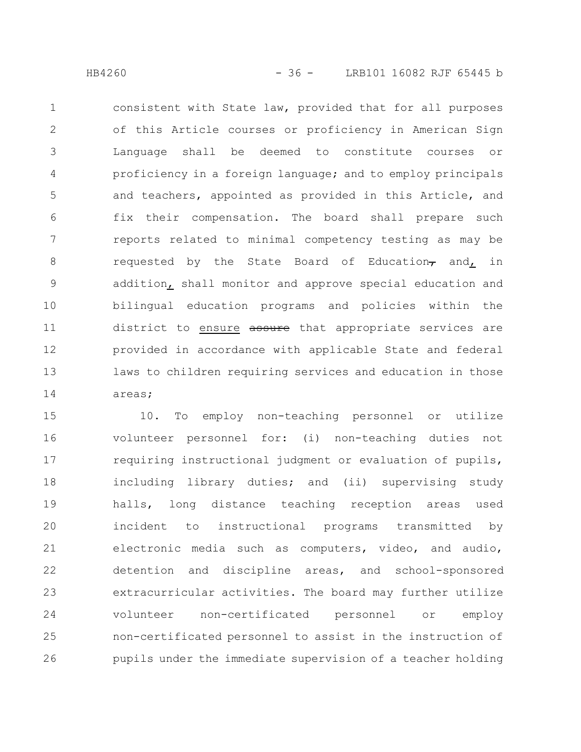consistent with State law, provided that for all purposes of this Article courses or proficiency in American Sign Language shall be deemed to constitute courses or proficiency in a foreign language; and to employ principals and teachers, appointed as provided in this Article, and fix their compensation. The board shall prepare such reports related to minimal competency testing as may be requested by the State Board of Education, and, in addition, shall monitor and approve special education and bilingual education programs and policies within the district to ensure ~~assure~~ that appropriate services are provided in accordance with applicable State and federal laws to children requiring services and education in those areas;

10. To employ non-teaching personnel or utilize volunteer personnel for: (i) non-teaching duties not requiring instructional judgment or evaluation of pupils, including library duties; and (ii) supervising study halls, long distance teaching reception areas used incident to instructional programs transmitted by electronic media such as computers, video, and audio, detention and discipline areas, and school-sponsored extracurricular activities. The board may further utilize volunteer non-certificated personnel or employ non-certificated personnel to assist in the instruction of pupils under the immediate supervision of a teacher holding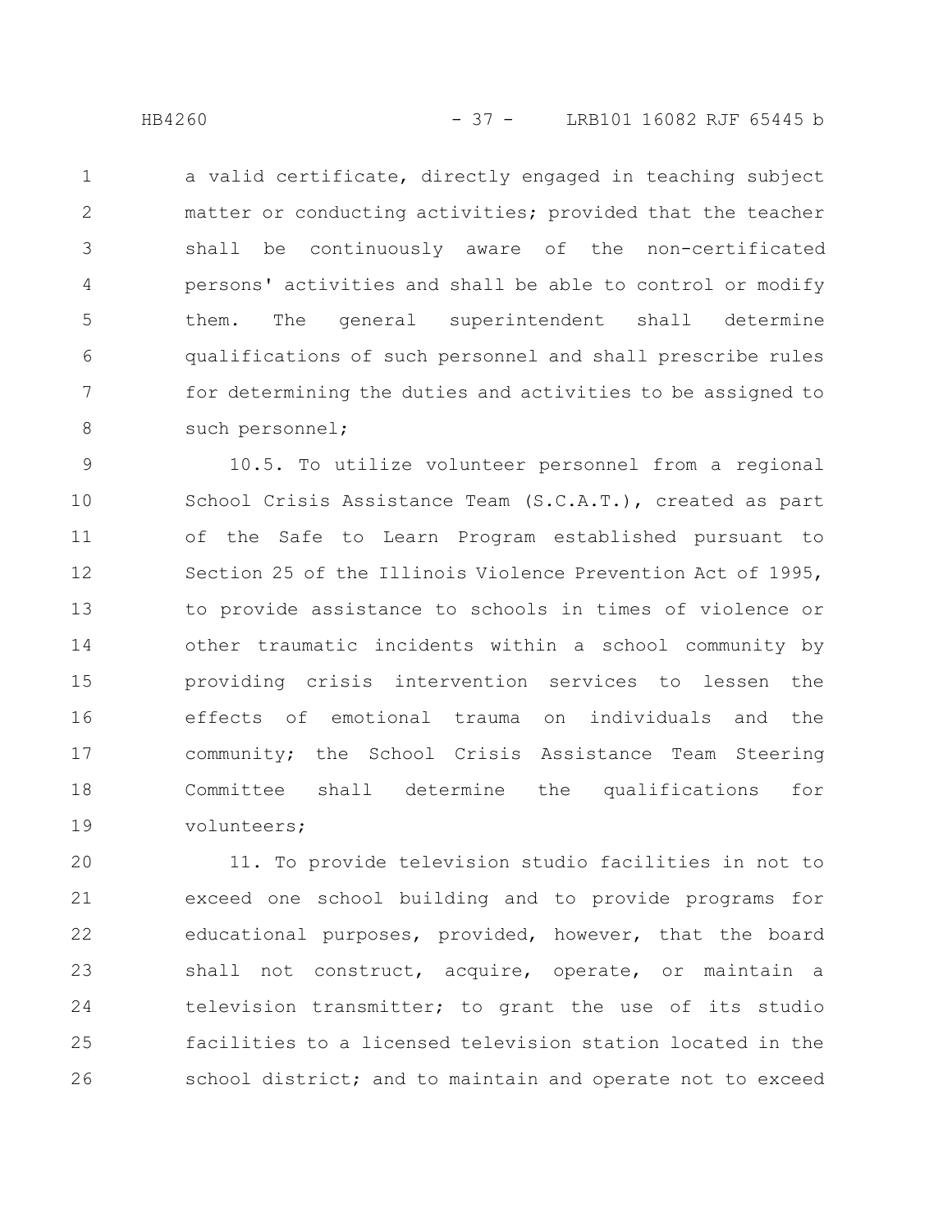a valid certificate, directly engaged in teaching subject matter or conducting activities; provided that the teacher shall be continuously aware of the non-certificated persons' activities and shall be able to control or modify them. The general superintendent shall determine qualifications of such personnel and shall prescribe rules for determining the duties and activities to be assigned to such personnel;

10.5. To utilize volunteer personnel from a regional School Crisis Assistance Team (S.C.A.T.), created as part of the Safe to Learn Program established pursuant to Section 25 of the Illinois Violence Prevention Act of 1995, to provide assistance to schools in times of violence or other traumatic incidents within a school community by providing crisis intervention services to lessen the effects of emotional trauma on individuals and the community; the School Crisis Assistance Team Steering Committee shall determine the qualifications for volunteers;

11. To provide television studio facilities in not to exceed one school building and to provide programs for educational purposes, provided, however, that the board shall not construct, acquire, operate, or maintain a television transmitter; to grant the use of its studio facilities to a licensed television station located in the school district; and to maintain and operate not to exceed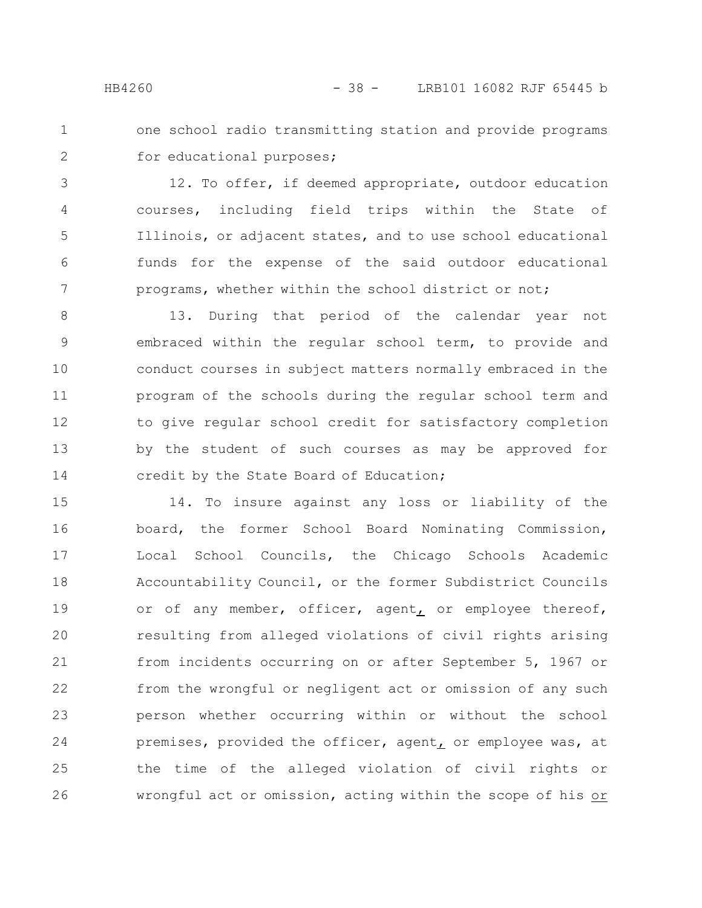one school radio transmitting station and provide programs for educational purposes;

12. To offer, if deemed appropriate, outdoor education courses, including field trips within the State of Illinois, or adjacent states, and to use school educational funds for the expense of the said outdoor educational programs, whether within the school district or not;

13. During that period of the calendar year not embraced within the regular school term, to provide and conduct courses in subject matters normally embraced in the program of the schools during the regular school term and to give regular school credit for satisfactory completion by the student of such courses as may be approved for credit by the State Board of Education;

14. To insure against any loss or liability of the board, the former School Board Nominating Commission, Local School Councils, the Chicago Schools Academic Accountability Council, or the former Subdistrict Councils or of any member, officer, agent, or employee thereof, resulting from alleged violations of civil rights arising from incidents occurring on or after September 5, 1967 or from the wrongful or negligent act or omission of any such person whether occurring within or without the school premises, provided the officer, agent, or employee was, at the time of the alleged violation of civil rights or wrongful act or omission, acting within the scope of his or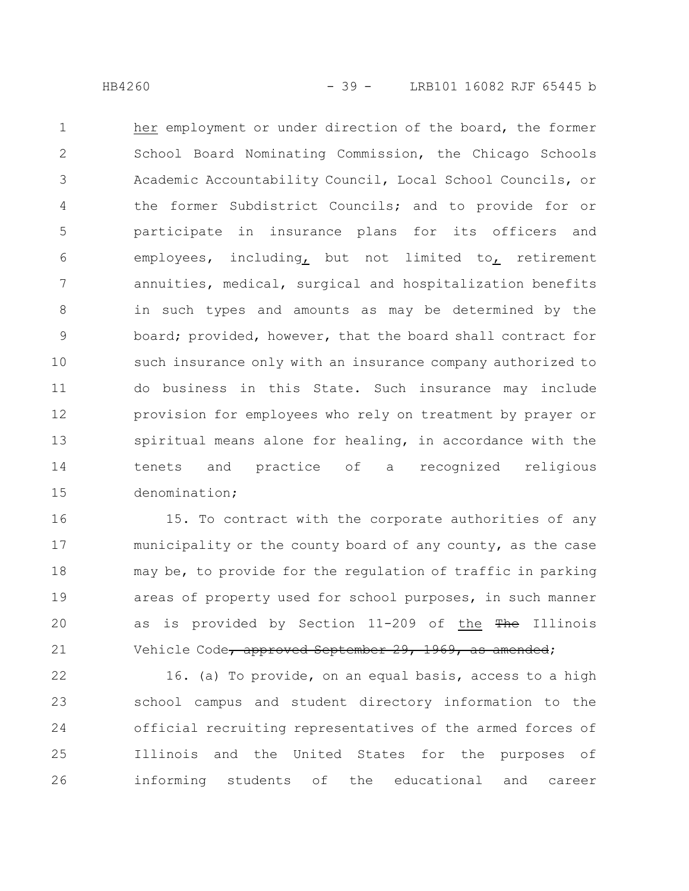her employment or under direction of the board, the former School Board Nominating Commission, the Chicago Schools Academic Accountability Council, Local School Councils, or the former Subdistrict Councils; and to provide for or participate in insurance plans for its officers and employees, including, but not limited to, retirement annuities, medical, surgical and hospitalization benefits in such types and amounts as may be determined by the board; provided, however, that the board shall contract for such insurance only with an insurance company authorized to do business in this State. Such insurance may include provision for employees who rely on treatment by prayer or spiritual means alone for healing, in accordance with the tenets and practice of a recognized religious denomination;

15. To contract with the corporate authorities of any municipality or the county board of any county, as the case may be, to provide for the regulation of traffic in parking areas of property used for school purposes, in such manner as is provided by Section 11-209 of the ~~The~~ Illinois Vehicle Code~~, approved September 29, 1969, as amended~~;

16. (a) To provide, on an equal basis, access to a high school campus and student directory information to the official recruiting representatives of the armed forces of Illinois and the United States for the purposes of informing students of the educational and career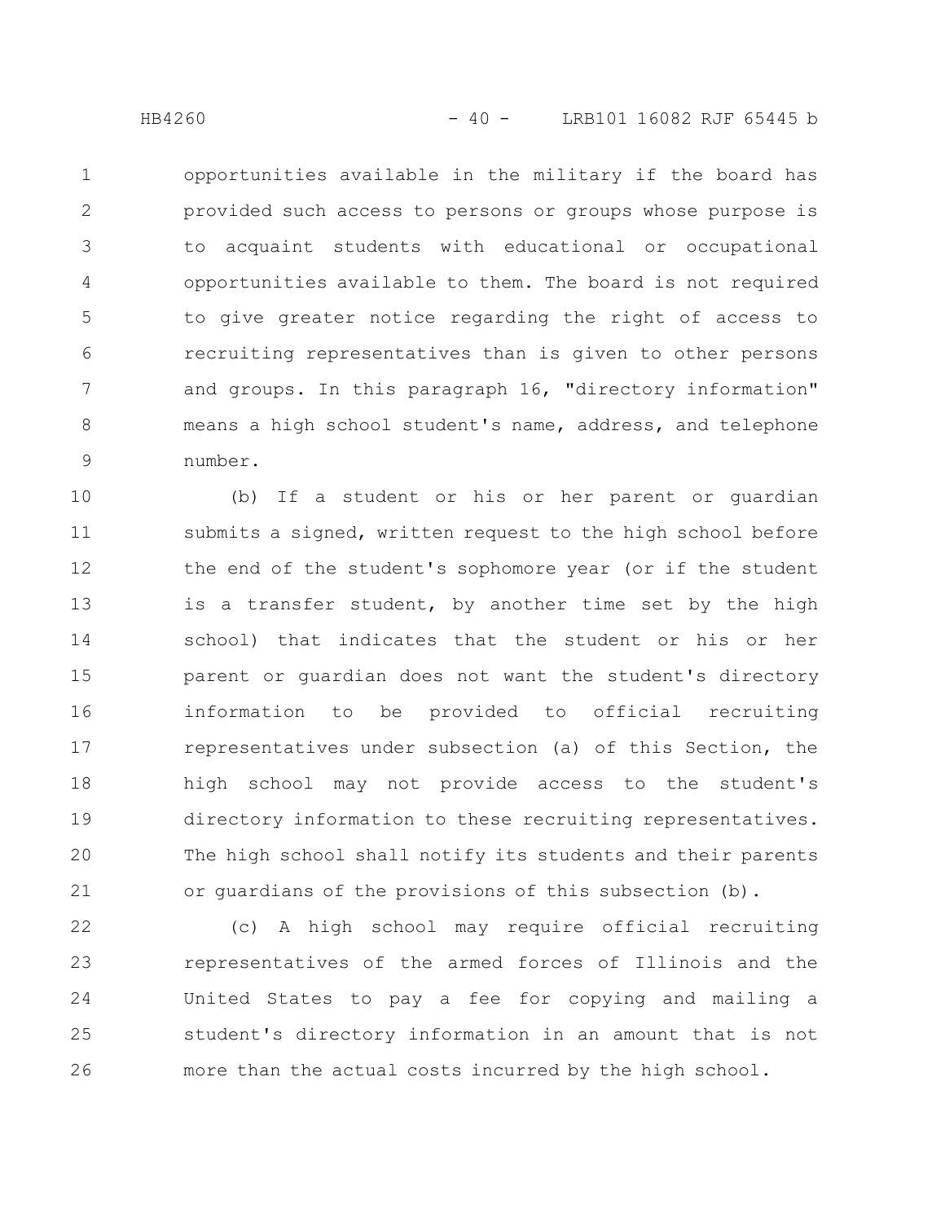opportunities available in the military if the board has provided such access to persons or groups whose purpose is to acquaint students with educational or occupational opportunities available to them. The board is not required to give greater notice regarding the right of access to recruiting representatives than is given to other persons and groups. In this paragraph 16, "directory information" means a high school student's name, address, and telephone number.

(b) If a student or his or her parent or guardian submits a signed, written request to the high school before the end of the student's sophomore year (or if the student is a transfer student, by another time set by the high school) that indicates that the student or his or her parent or guardian does not want the student's directory information to be provided to official recruiting representatives under subsection (a) of this Section, the high school may not provide access to the student's directory information to these recruiting representatives. The high school shall notify its students and their parents or guardians of the provisions of this subsection (b).

(c) A high school may require official recruiting representatives of the armed forces of Illinois and the United States to pay a fee for copying and mailing a student's directory information in an amount that is not more than the actual costs incurred by the high school.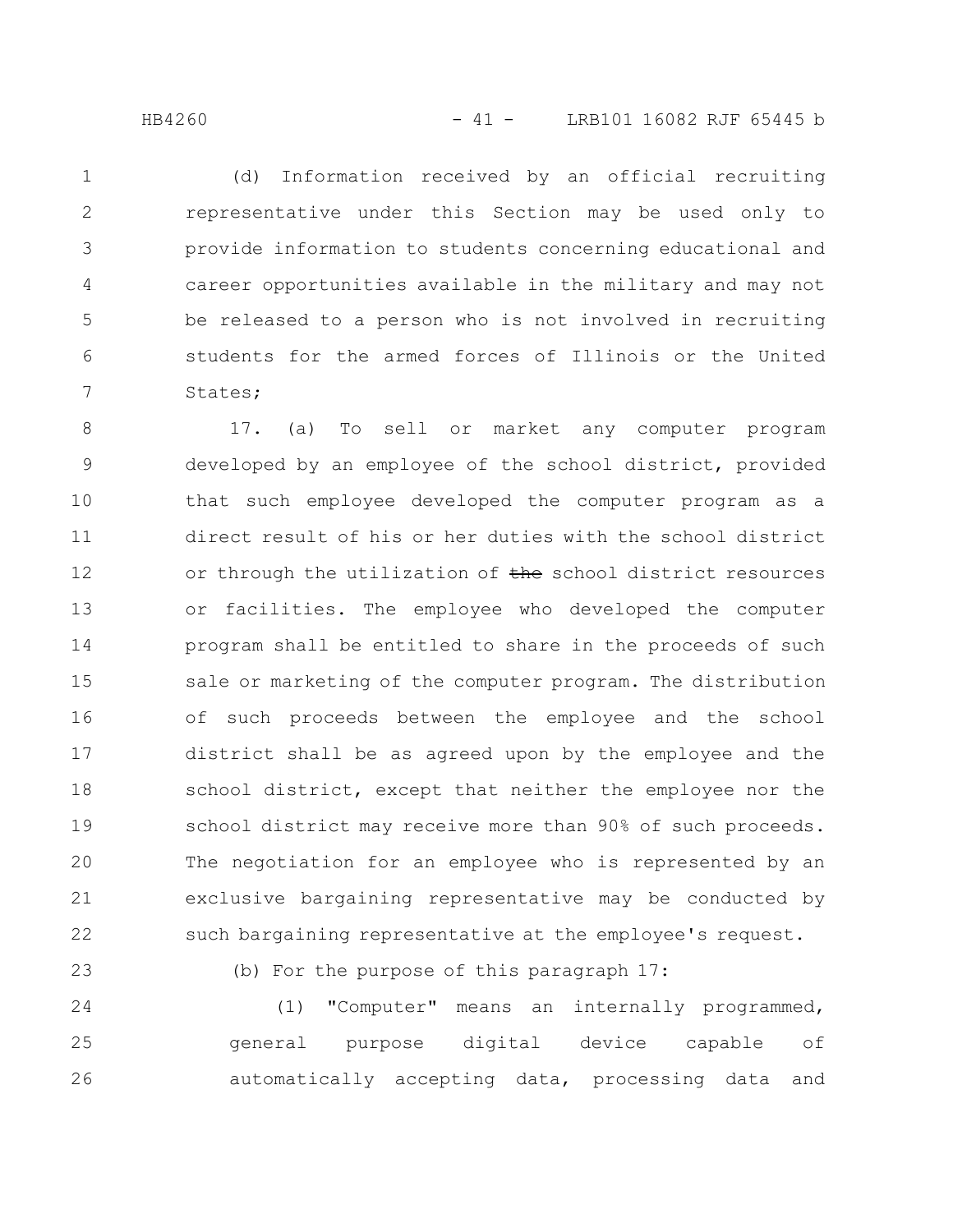(d) Information received by an official recruiting representative under this Section may be used only to provide information to students concerning educational and career opportunities available in the military and may not be released to a person who is not involved in recruiting students for the armed forces of Illinois or the United States;

17. (a) To sell or market any computer program developed by an employee of the school district, provided that such employee developed the computer program as a direct result of his or her duties with the school district or through the utilization of ~~the~~ school district resources or facilities. The employee who developed the computer program shall be entitled to share in the proceeds of such sale or marketing of the computer program. The distribution of such proceeds between the employee and the school district shall be as agreed upon by the employee and the school district, except that neither the employee nor the school district may receive more than 90% of such proceeds. The negotiation for an employee who is represented by an exclusive bargaining representative may be conducted by such bargaining representative at the employee's request.

(b) For the purpose of this paragraph 17:

(1) "Computer" means an internally programmed, general purpose digital device capable of automatically accepting data, processing data and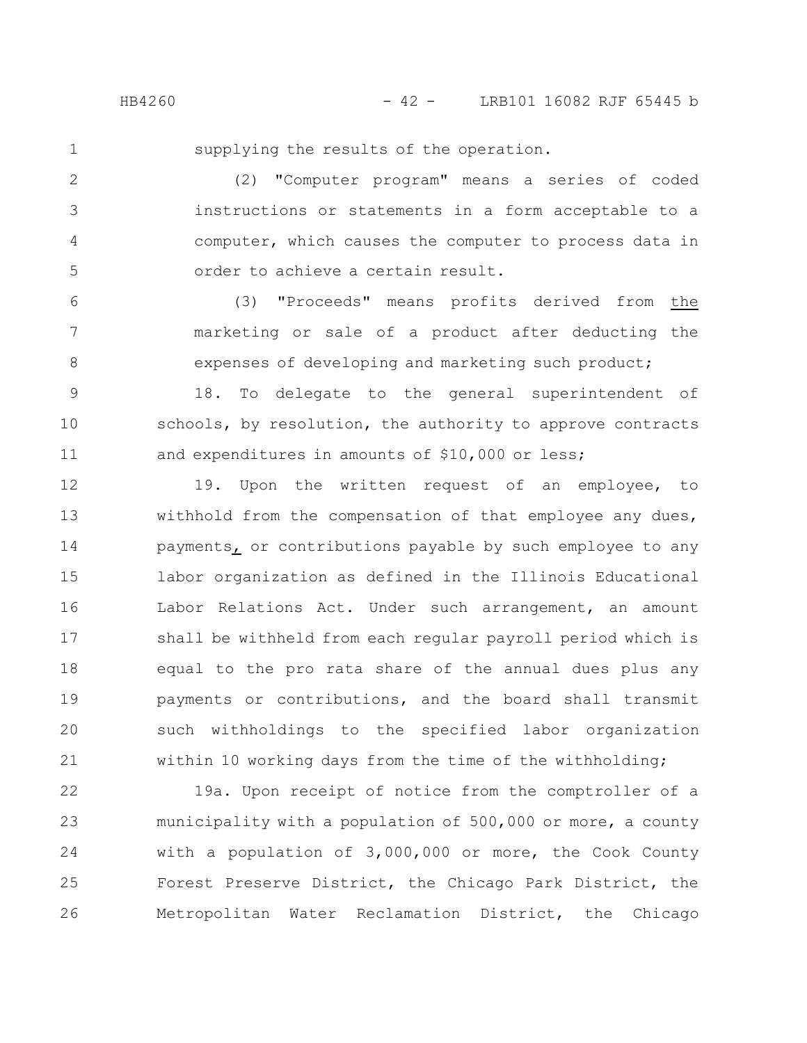supplying the results of the operation.

(2) "Computer program" means a series of coded instructions or statements in a form acceptable to a computer, which causes the computer to process data in order to achieve a certain result.

(3) "Proceeds" means profits derived from the marketing or sale of a product after deducting the expenses of developing and marketing such product;

18. To delegate to the general superintendent of schools, by resolution, the authority to approve contracts and expenditures in amounts of $10,000 or less;

19. Upon the written request of an employee, to withhold from the compensation of that employee any dues, payments, or contributions payable by such employee to any labor organization as defined in the Illinois Educational Labor Relations Act. Under such arrangement, an amount shall be withheld from each regular payroll period which is equal to the pro rata share of the annual dues plus any payments or contributions, and the board shall transmit such withholdings to the specified labor organization within 10 working days from the time of the withholding;

19a. Upon receipt of notice from the comptroller of a municipality with a population of 500,000 or more, a county with a population of 3,000,000 or more, the Cook County Forest Preserve District, the Chicago Park District, the Metropolitan Water Reclamation District, the Chicago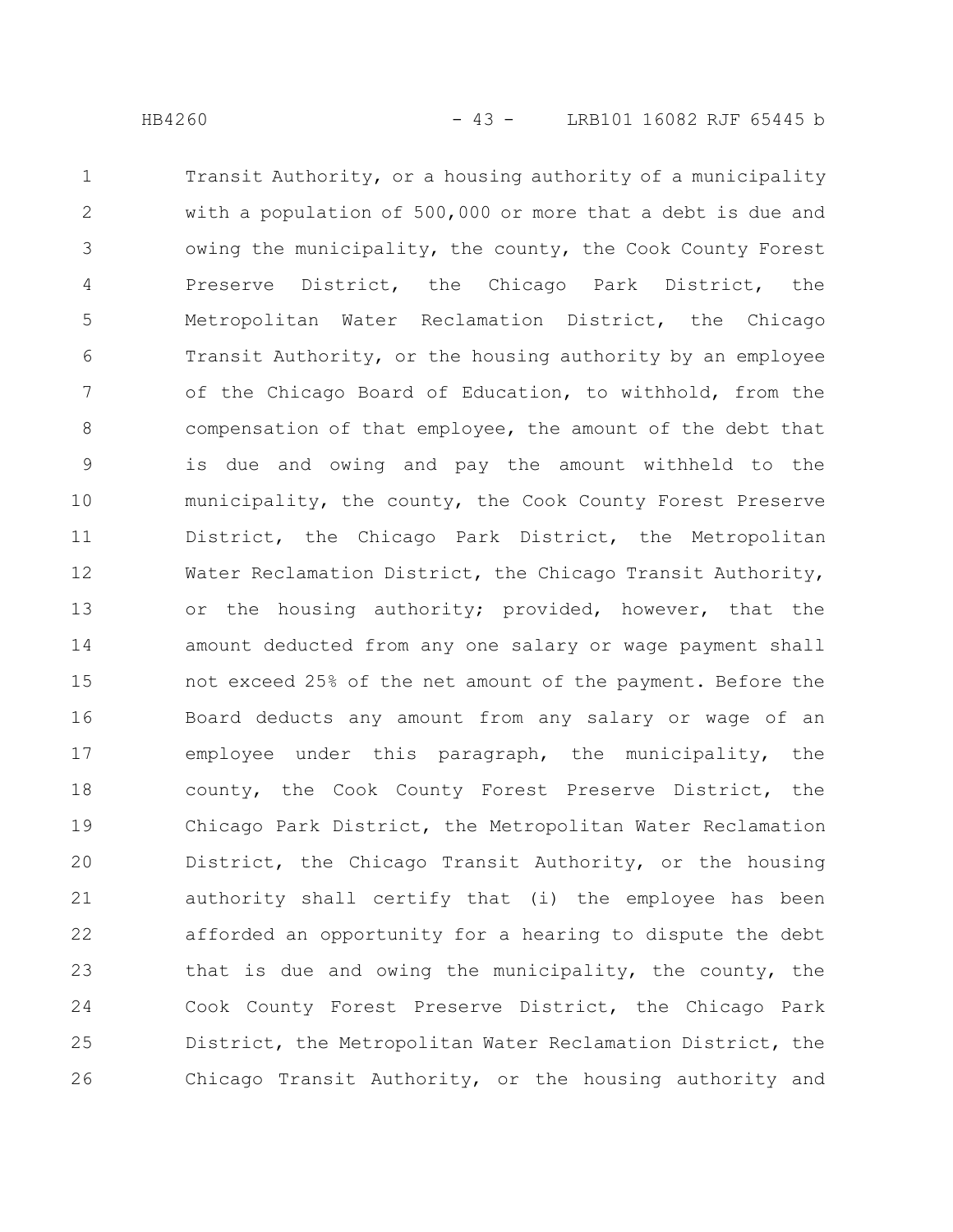Transit Authority, or a housing authority of a municipality with a population of 500,000 or more that a debt is due and owing the municipality, the county, the Cook County Forest Preserve District, the Chicago Park District, the Metropolitan Water Reclamation District, the Chicago Transit Authority, or the housing authority by an employee of the Chicago Board of Education, to withhold, from the compensation of that employee, the amount of the debt that is due and owing and pay the amount withheld to the municipality, the county, the Cook County Forest Preserve District, the Chicago Park District, the Metropolitan Water Reclamation District, the Chicago Transit Authority, or the housing authority; provided, however, that the amount deducted from any one salary or wage payment shall not exceed 25% of the net amount of the payment. Before the Board deducts any amount from any salary or wage of an employee under this paragraph, the municipality, the county, the Cook County Forest Preserve District, the Chicago Park District, the Metropolitan Water Reclamation District, the Chicago Transit Authority, or the housing authority shall certify that (i) the employee has been afforded an opportunity for a hearing to dispute the debt that is due and owing the municipality, the county, the Cook County Forest Preserve District, the Chicago Park District, the Metropolitan Water Reclamation District, the Chicago Transit Authority, or the housing authority and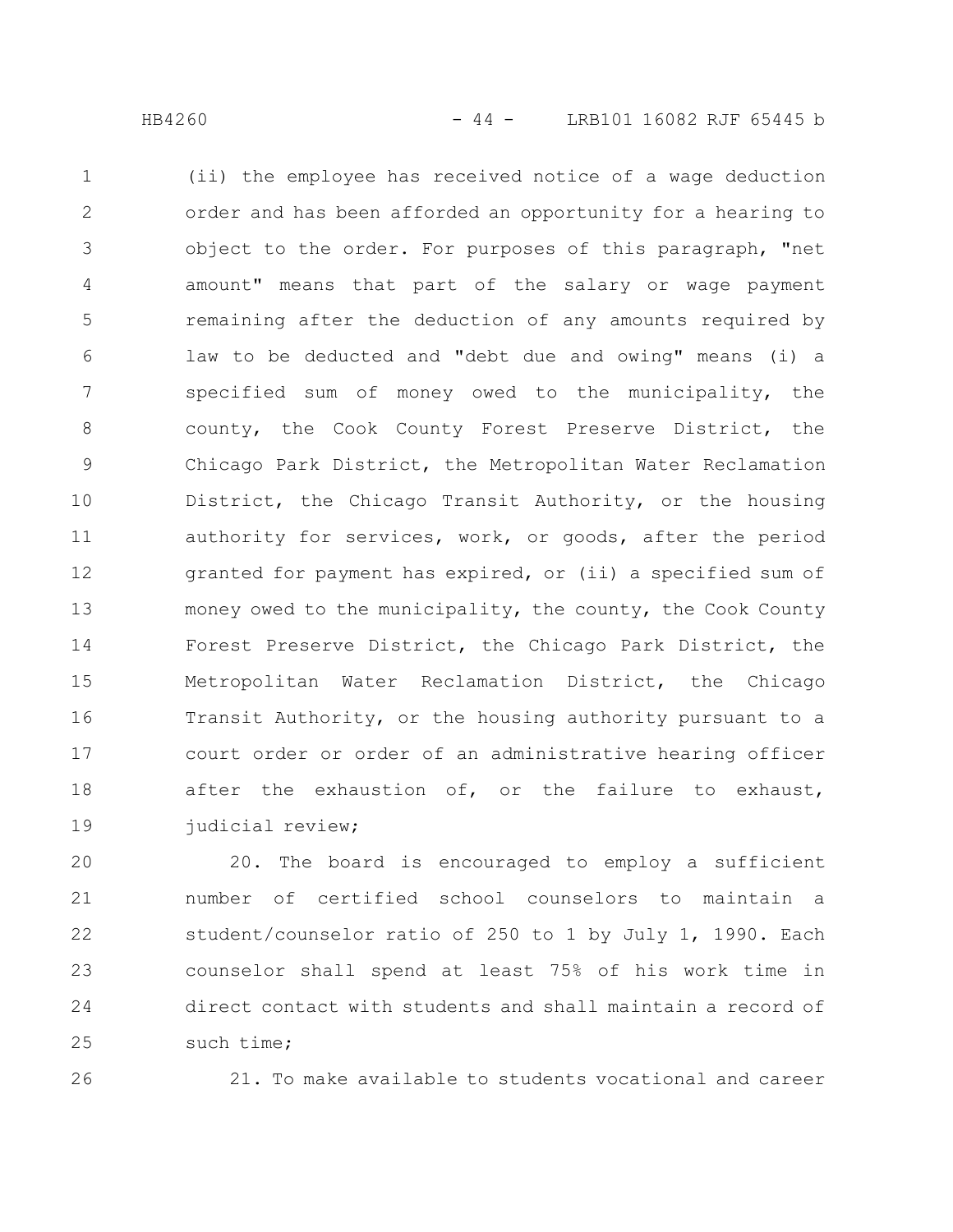(ii) the employee has received notice of a wage deduction order and has been afforded an opportunity for a hearing to object to the order. For purposes of this paragraph, "net amount" means that part of the salary or wage payment remaining after the deduction of any amounts required by law to be deducted and "debt due and owing" means (i) a specified sum of money owed to the municipality, the county, the Cook County Forest Preserve District, the Chicago Park District, the Metropolitan Water Reclamation District, the Chicago Transit Authority, or the housing authority for services, work, or goods, after the period granted for payment has expired, or (ii) a specified sum of money owed to the municipality, the county, the Cook County Forest Preserve District, the Chicago Park District, the Metropolitan Water Reclamation District, the Chicago Transit Authority, or the housing authority pursuant to a court order or order of an administrative hearing officer after the exhaustion of, or the failure to exhaust, judicial review;

20. The board is encouraged to employ a sufficient number of certified school counselors to maintain a student/counselor ratio of 250 to 1 by July 1, 1990. Each counselor shall spend at least 75% of his work time in direct contact with students and shall maintain a record of such time;

21. To make available to students vocational and career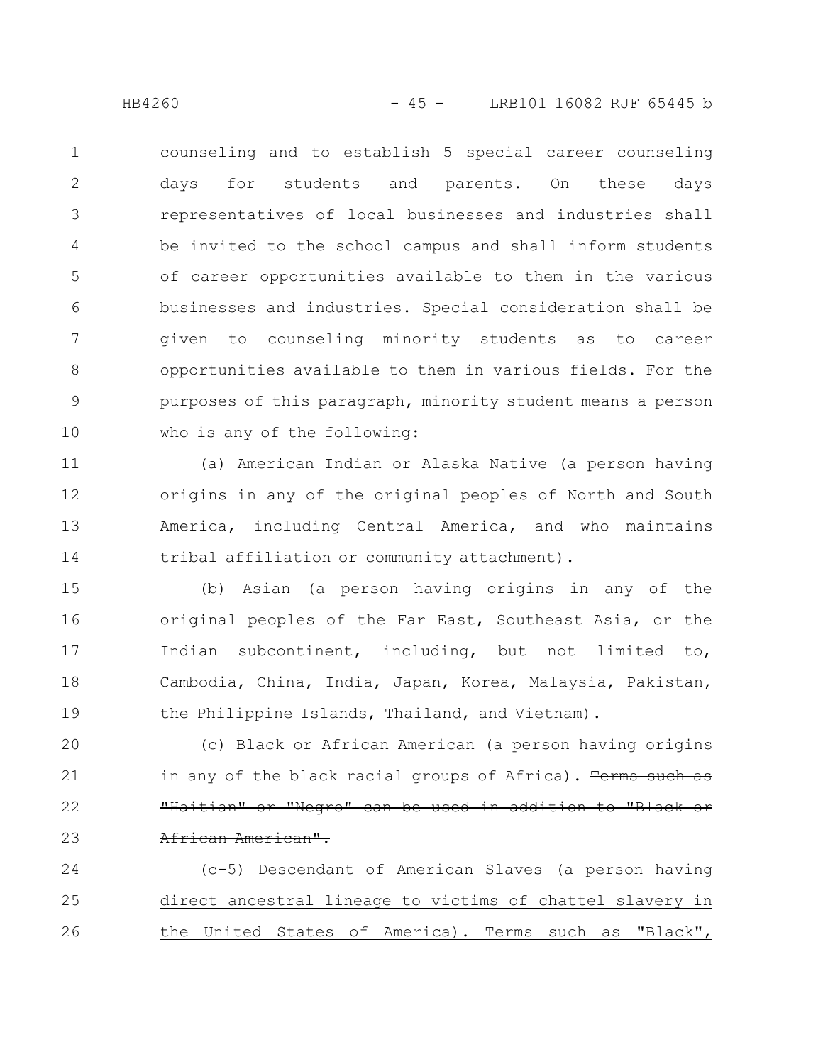counseling and to establish 5 special career counseling days for students and parents. On these days representatives of local businesses and industries shall be invited to the school campus and shall inform students of career opportunities available to them in the various businesses and industries. Special consideration shall be given to counseling minority students as to career opportunities available to them in various fields. For the purposes of this paragraph, minority student means a person who is any of the following:

(a) American Indian or Alaska Native (a person having origins in any of the original peoples of North and South America, including Central America, and who maintains tribal affiliation or community attachment).

(b) Asian (a person having origins in any of the original peoples of the Far East, Southeast Asia, or the Indian subcontinent, including, but not limited to, Cambodia, China, India, Japan, Korea, Malaysia, Pakistan, the Philippine Islands, Thailand, and Vietnam).

(c) Black or African American (a person having origins in any of the black racial groups of Africa). ~~Terms such as "Haitian" or "Negro" can be used in addition to "Black or African American".~~

<u>(c-5) Descendant of American Slaves (a person having direct ancestral lineage to victims of chattel slavery in the United States of America). Terms such as "Black",</u>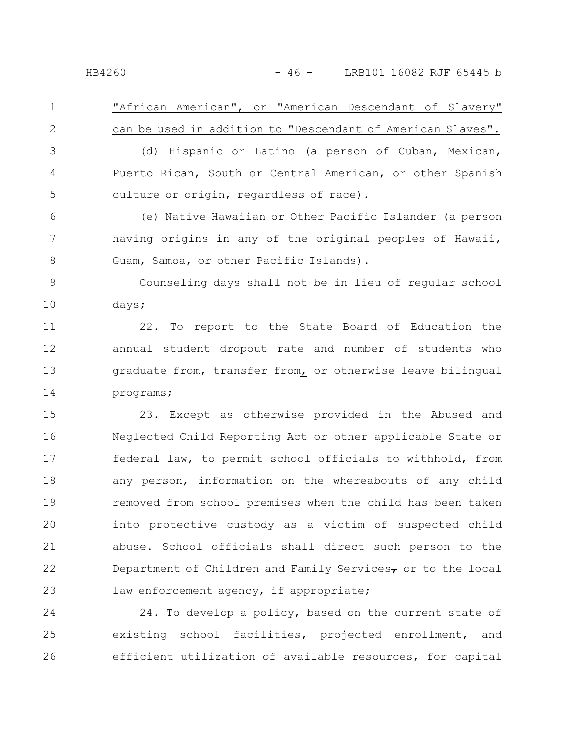"African American", or "American Descendant of Slavery" can be used in addition to "Descendant of American Slaves".

(d) Hispanic or Latino (a person of Cuban, Mexican, Puerto Rican, South or Central American, or other Spanish culture or origin, regardless of race).

(e) Native Hawaiian or Other Pacific Islander (a person having origins in any of the original peoples of Hawaii, Guam, Samoa, or other Pacific Islands).

Counseling days shall not be in lieu of regular school days;

22. To report to the State Board of Education the annual student dropout rate and number of students who graduate from, transfer from, or otherwise leave bilingual programs;

23. Except as otherwise provided in the Abused and Neglected Child Reporting Act or other applicable State or federal law, to permit school officials to withhold, from any person, information on the whereabouts of any child removed from school premises when the child has been taken into protective custody as a victim of suspected child abuse. School officials shall direct such person to the Department of Children and Family Services, or to the local law enforcement agency, if appropriate;

24. To develop a policy, based on the current state of existing school facilities, projected enrollment, and efficient utilization of available resources, for capital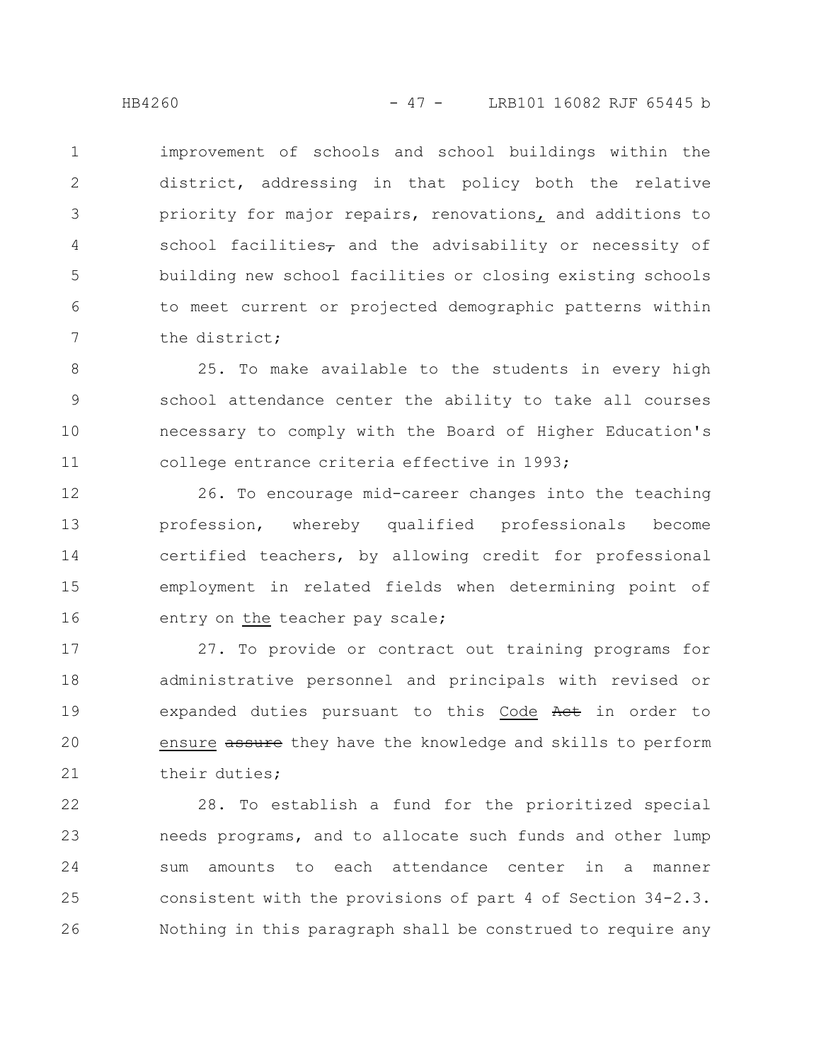improvement of schools and school buildings within the district, addressing in that policy both the relative priority for major repairs, renovations, and additions to school facilities, and the advisability or necessity of building new school facilities or closing existing schools to meet current or projected demographic patterns within the district;

25. To make available to the students in every high school attendance center the ability to take all courses necessary to comply with the Board of Higher Education's college entrance criteria effective in 1993;

26. To encourage mid-career changes into the teaching profession, whereby qualified professionals become certified teachers, by allowing credit for professional employment in related fields when determining point of entry on the teacher pay scale;

27. To provide or contract out training programs for administrative personnel and principals with revised or expanded duties pursuant to this Code ~~Act~~ in order to ensure ~~assure~~ they have the knowledge and skills to perform their duties;

28. To establish a fund for the prioritized special needs programs, and to allocate such funds and other lump sum amounts to each attendance center in a manner consistent with the provisions of part 4 of Section 34-2.3. Nothing in this paragraph shall be construed to require any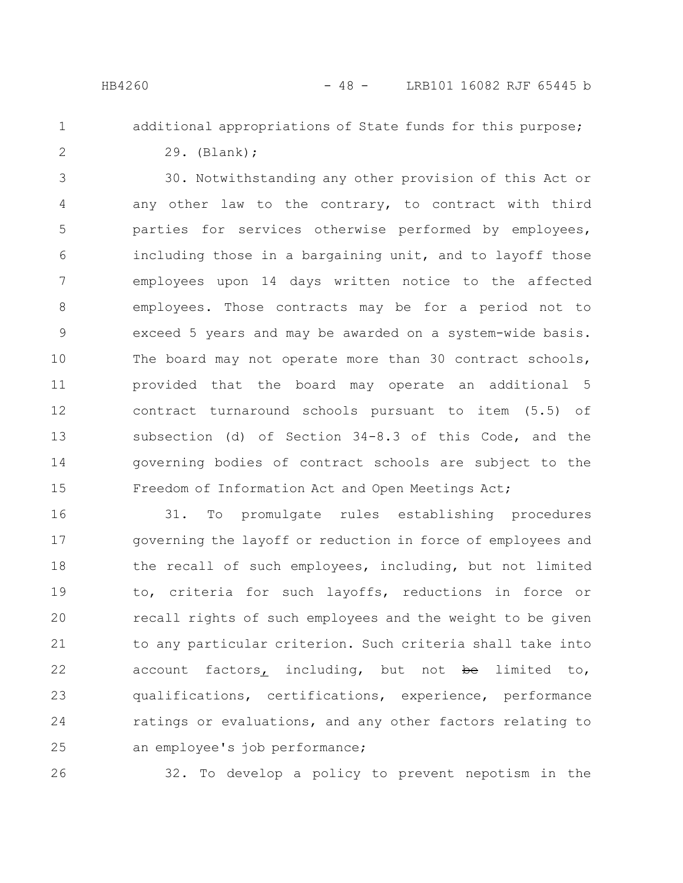additional appropriations of State funds for this purpose;

29. (Blank);

30. Notwithstanding any other provision of this Act or any other law to the contrary, to contract with third parties for services otherwise performed by employees, including those in a bargaining unit, and to layoff those employees upon 14 days written notice to the affected employees. Those contracts may be for a period not to exceed 5 years and may be awarded on a system-wide basis. The board may not operate more than 30 contract schools, provided that the board may operate an additional 5 contract turnaround schools pursuant to item (5.5) of subsection (d) of Section 34-8.3 of this Code, and the governing bodies of contract schools are subject to the Freedom of Information Act and Open Meetings Act;

31. To promulgate rules establishing procedures governing the layoff or reduction in force of employees and the recall of such employees, including, but not limited to, criteria for such layoffs, reductions in force or recall rights of such employees and the weight to be given to any particular criterion. Such criteria shall take into account factors, including, but not ~~be~~ limited to, qualifications, certifications, experience, performance ratings or evaluations, and any other factors relating to an employee's job performance;

32. To develop a policy to prevent nepotism in the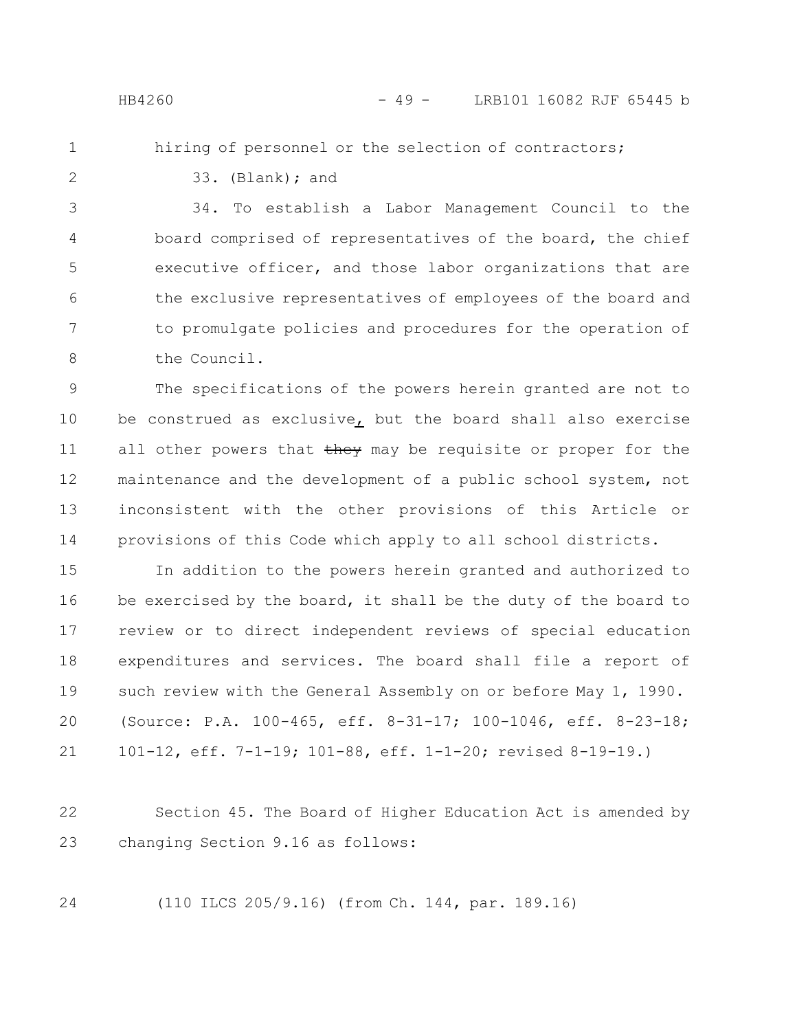hiring of personnel or the selection of contractors;

33. (Blank); and

34. To establish a Labor Management Council to the board comprised of representatives of the board, the chief executive officer, and those labor organizations that are the exclusive representatives of employees of the board and to promulgate policies and procedures for the operation of the Council.

The specifications of the powers herein granted are not to be construed as exclusive, but the board shall also exercise all other powers that ~~they~~ may be requisite or proper for the maintenance and the development of a public school system, not inconsistent with the other provisions of this Article or provisions of this Code which apply to all school districts.

In addition to the powers herein granted and authorized to be exercised by the board, it shall be the duty of the board to review or to direct independent reviews of special education expenditures and services. The board shall file a report of such review with the General Assembly on or before May 1, 1990.
(Source: P.A. 100-465, eff. 8-31-17; 100-1046, eff. 8-23-18; 101-12, eff. 7-1-19; 101-88, eff. 1-1-20; revised 8-19-19.)

Section 45. The Board of Higher Education Act is amended by changing Section 9.16 as follows:

(110 ILCS 205/9.16) (from Ch. 144, par. 189.16)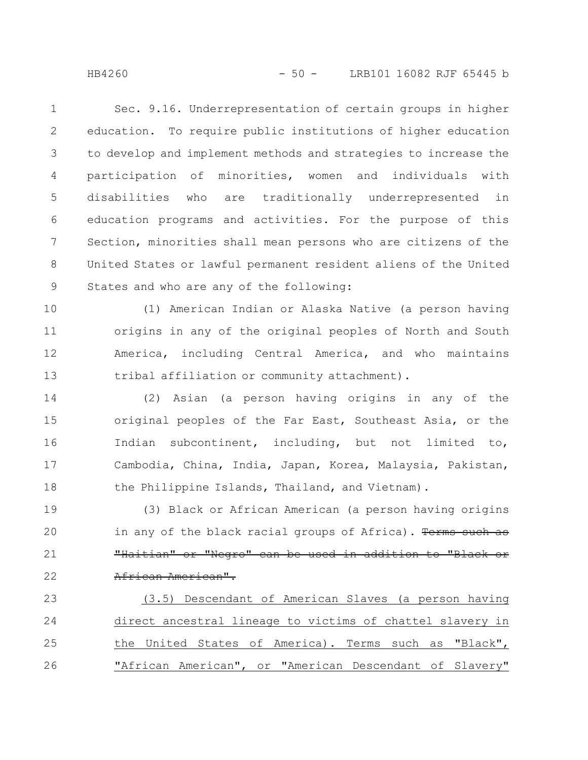Sec. 9.16. Underrepresentation of certain groups in higher education. To require public institutions of higher education to develop and implement methods and strategies to increase the participation of minorities, women and individuals with disabilities who are traditionally underrepresented in education programs and activities. For the purpose of this Section, minorities shall mean persons who are citizens of the United States or lawful permanent resident aliens of the United States and who are any of the following:

(1) American Indian or Alaska Native (a person having origins in any of the original peoples of North and South America, including Central America, and who maintains tribal affiliation or community attachment).

(2) Asian (a person having origins in any of the original peoples of the Far East, Southeast Asia, or the Indian subcontinent, including, but not limited to, Cambodia, China, India, Japan, Korea, Malaysia, Pakistan, the Philippine Islands, Thailand, and Vietnam).

(3) Black or African American (a person having origins in any of the black racial groups of Africa). ~~Terms such as "Haitian" or "Negro" can be used in addition to "Black or African American".~~

<u>(3.5) Descendant of American Slaves (a person having direct ancestral lineage to victims of chattel slavery in the United States of America). Terms such as "Black", "African American", or "American Descendant of Slavery"</u>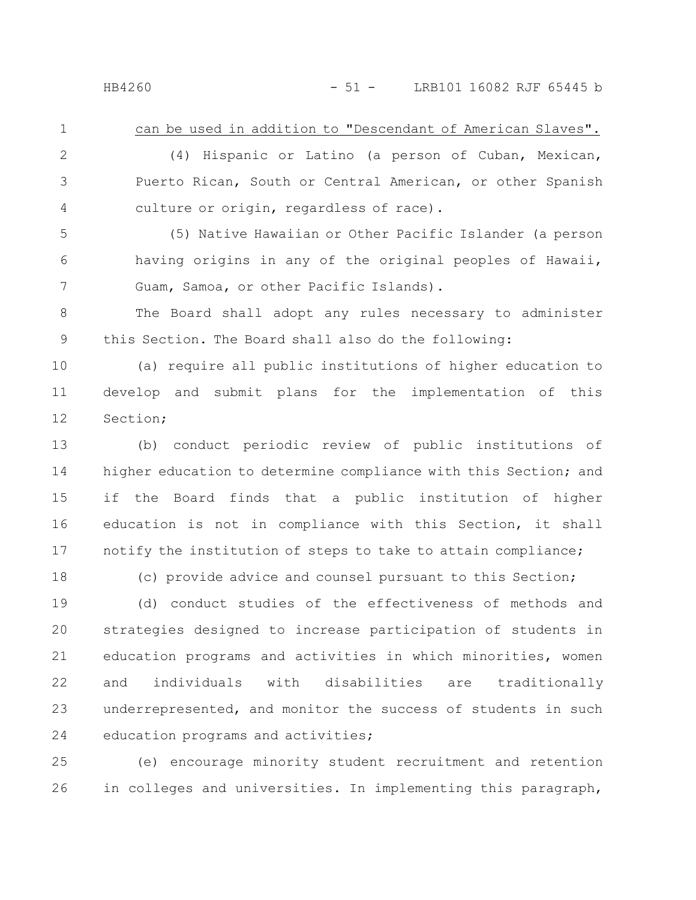can be used in addition to "Descendant of American Slaves".

(4) Hispanic or Latino (a person of Cuban, Mexican, Puerto Rican, South or Central American, or other Spanish culture or origin, regardless of race).

(5) Native Hawaiian or Other Pacific Islander (a person having origins in any of the original peoples of Hawaii, Guam, Samoa, or other Pacific Islands).

The Board shall adopt any rules necessary to administer this Section. The Board shall also do the following:

(a) require all public institutions of higher education to develop and submit plans for the implementation of this Section;

(b) conduct periodic review of public institutions of higher education to determine compliance with this Section; and if the Board finds that a public institution of higher education is not in compliance with this Section, it shall notify the institution of steps to take to attain compliance;

(c) provide advice and counsel pursuant to this Section;

(d) conduct studies of the effectiveness of methods and strategies designed to increase participation of students in education programs and activities in which minorities, women and individuals with disabilities are traditionally underrepresented, and monitor the success of students in such education programs and activities;

(e) encourage minority student recruitment and retention in colleges and universities. In implementing this paragraph,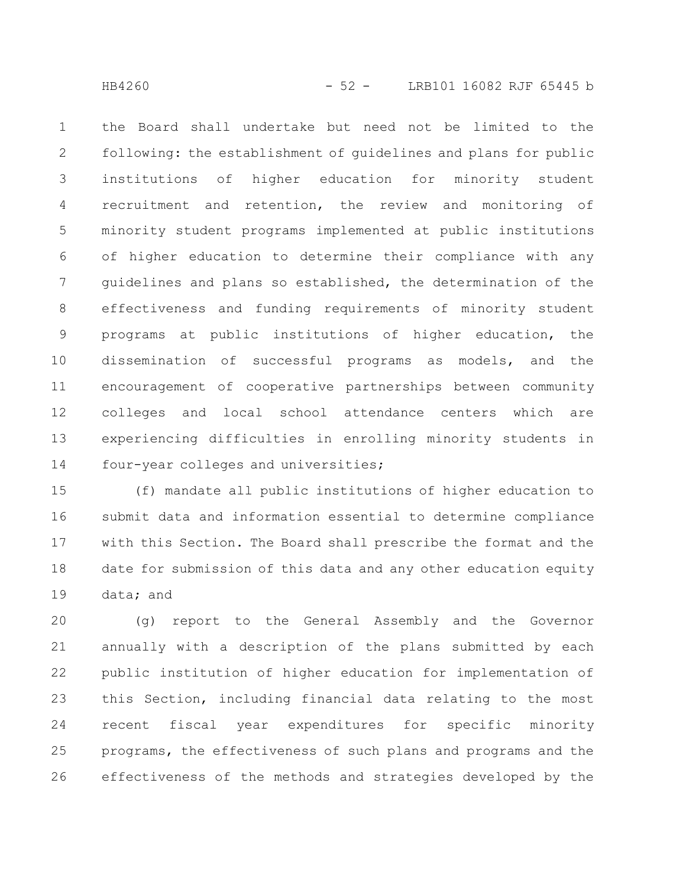the Board shall undertake but need not be limited to the following: the establishment of guidelines and plans for public institutions of higher education for minority student recruitment and retention, the review and monitoring of minority student programs implemented at public institutions of higher education to determine their compliance with any guidelines and plans so established, the determination of the effectiveness and funding requirements of minority student programs at public institutions of higher education, the dissemination of successful programs as models, and the encouragement of cooperative partnerships between community colleges and local school attendance centers which are experiencing difficulties in enrolling minority students in four-year colleges and universities;

(f) mandate all public institutions of higher education to submit data and information essential to determine compliance with this Section. The Board shall prescribe the format and the date for submission of this data and any other education equity data; and

(g) report to the General Assembly and the Governor annually with a description of the plans submitted by each public institution of higher education for implementation of this Section, including financial data relating to the most recent fiscal year expenditures for specific minority programs, the effectiveness of such plans and programs and the effectiveness of the methods and strategies developed by the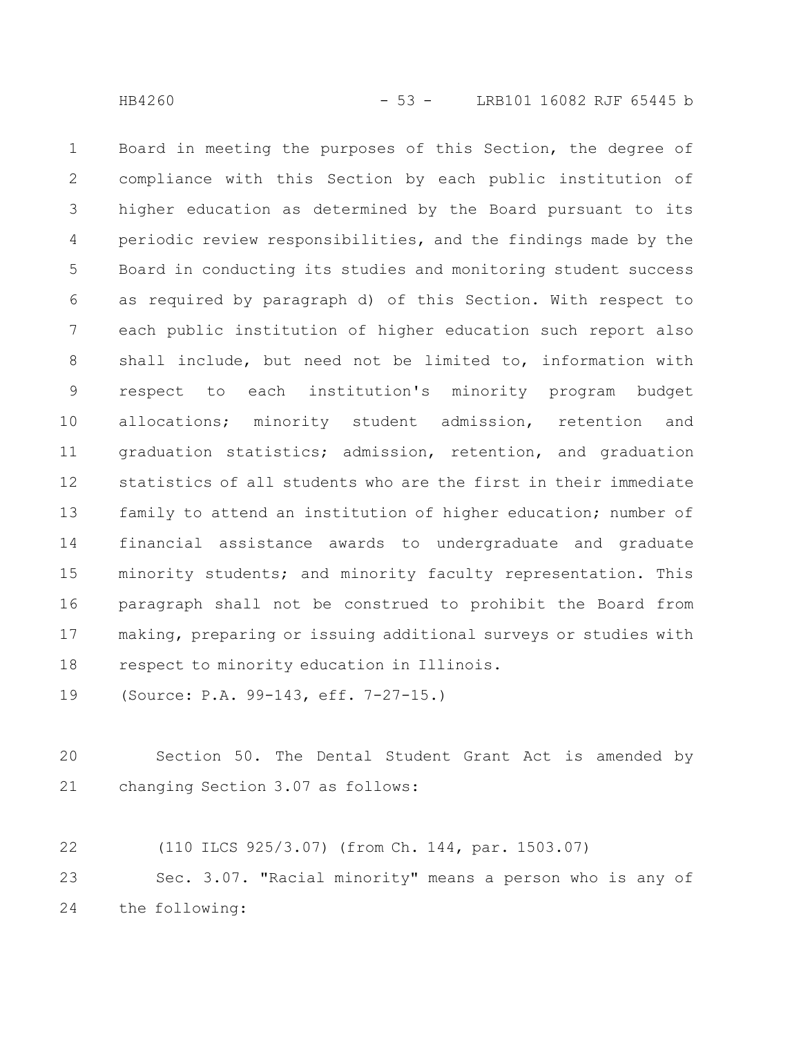Board in meeting the purposes of this Section, the degree of compliance with this Section by each public institution of higher education as determined by the Board pursuant to its periodic review responsibilities, and the findings made by the Board in conducting its studies and monitoring student success as required by paragraph d) of this Section. With respect to each public institution of higher education such report also shall include, but need not be limited to, information with respect to each institution's minority program budget allocations; minority student admission, retention and graduation statistics; admission, retention, and graduation statistics of all students who are the first in their immediate family to attend an institution of higher education; number of financial assistance awards to undergraduate and graduate minority students; and minority faculty representation. This paragraph shall not be construed to prohibit the Board from making, preparing or issuing additional surveys or studies with respect to minority education in Illinois.

(Source: P.A. 99-143, eff. 7-27-15.)

Section 50. The Dental Student Grant Act is amended by changing Section 3.07 as follows:

(110 ILCS 925/3.07) (from Ch. 144, par. 1503.07)

Sec. 3.07. "Racial minority" means a person who is any of the following: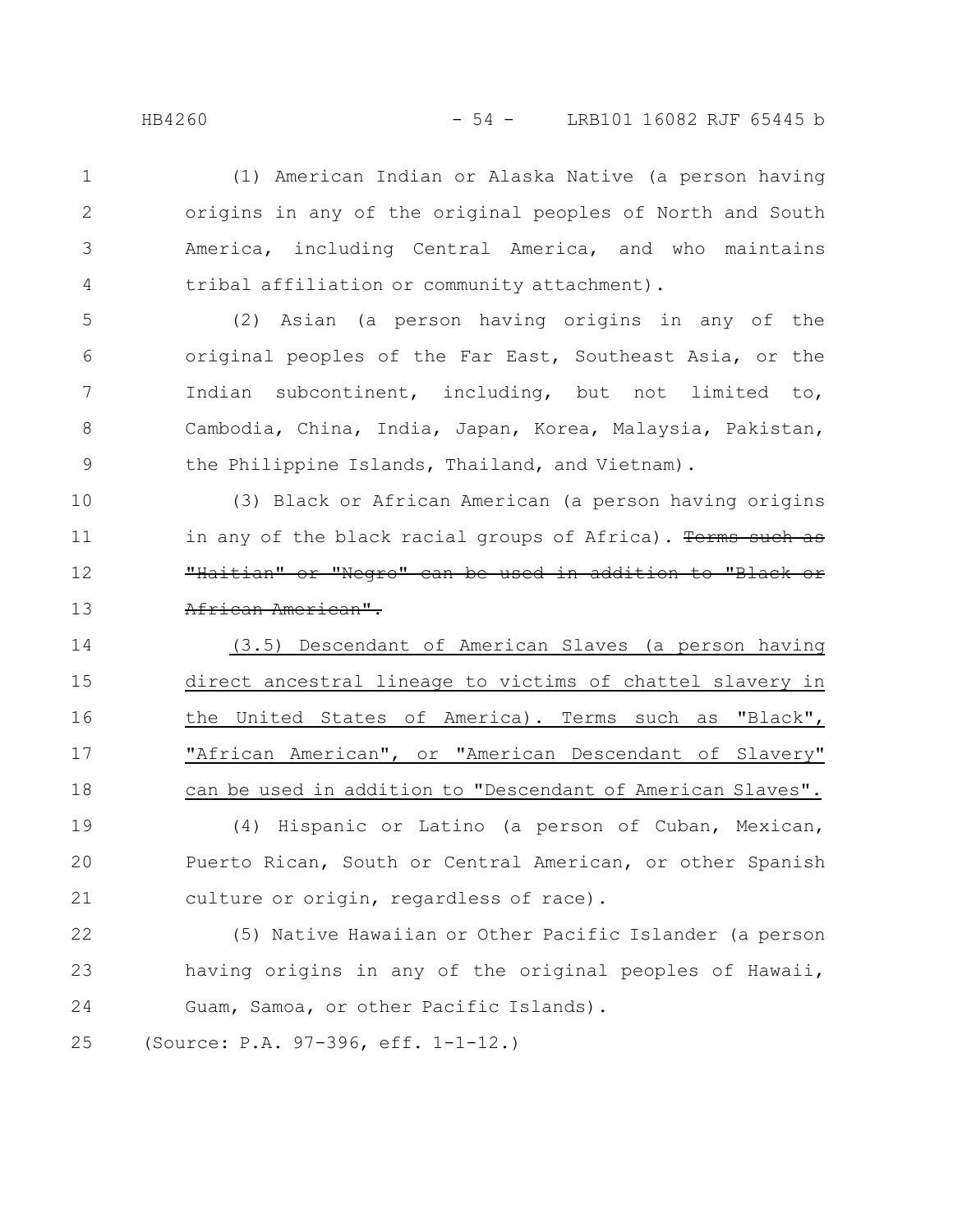(1) American Indian or Alaska Native (a person having origins in any of the original peoples of North and South America, including Central America, and who maintains tribal affiliation or community attachment).

(2) Asian (a person having origins in any of the original peoples of the Far East, Southeast Asia, or the Indian subcontinent, including, but not limited to, Cambodia, China, India, Japan, Korea, Malaysia, Pakistan, the Philippine Islands, Thailand, and Vietnam).

(3) Black or African American (a person having origins in any of the black racial groups of Africa). ~~Terms such as "Haitian" or "Negro" can be used in addition to "Black or African American".~~

<u>(3.5) Descendant of American Slaves (a person having direct ancestral lineage to victims of chattel slavery in the United States of America). Terms such as "Black", "African American", or "American Descendant of Slavery" can be used in addition to "Descendant of American Slaves".</u>

(4) Hispanic or Latino (a person of Cuban, Mexican, Puerto Rican, South or Central American, or other Spanish culture or origin, regardless of race).

(5) Native Hawaiian or Other Pacific Islander (a person having origins in any of the original peoples of Hawaii, Guam, Samoa, or other Pacific Islands).

(Source: P.A. 97-396, eff. 1-1-12.)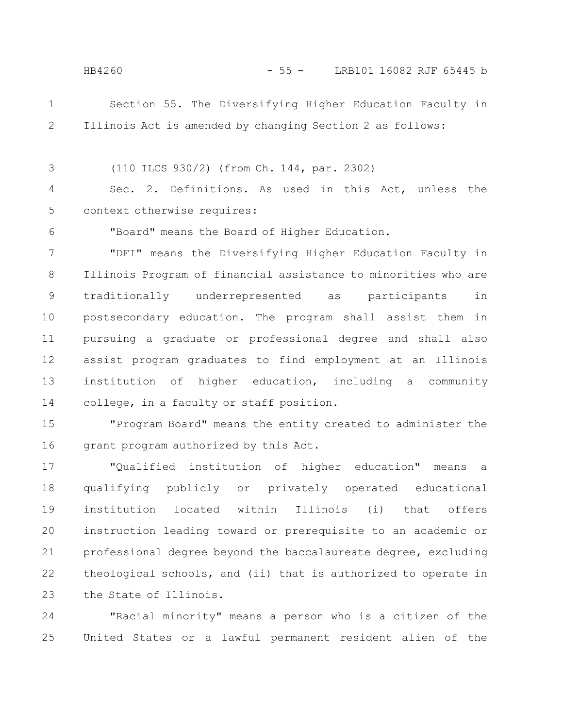Section 55. The Diversifying Higher Education Faculty in Illinois Act is amended by changing Section 2 as follows:

(110 ILCS 930/2) (from Ch. 144, par. 2302)

Sec. 2. Definitions. As used in this Act, unless the context otherwise requires:

"Board" means the Board of Higher Education.

"DFI" means the Diversifying Higher Education Faculty in Illinois Program of financial assistance to minorities who are traditionally underrepresented as participants in postsecondary education. The program shall assist them in pursuing a graduate or professional degree and shall also assist program graduates to find employment at an Illinois institution of higher education, including a community college, in a faculty or staff position.

"Program Board" means the entity created to administer the grant program authorized by this Act.

"Qualified institution of higher education" means a qualifying publicly or privately operated educational institution located within Illinois (i) that offers instruction leading toward or prerequisite to an academic or professional degree beyond the baccalaureate degree, excluding theological schools, and (ii) that is authorized to operate in the State of Illinois.

"Racial minority" means a person who is a citizen of the United States or a lawful permanent resident alien of the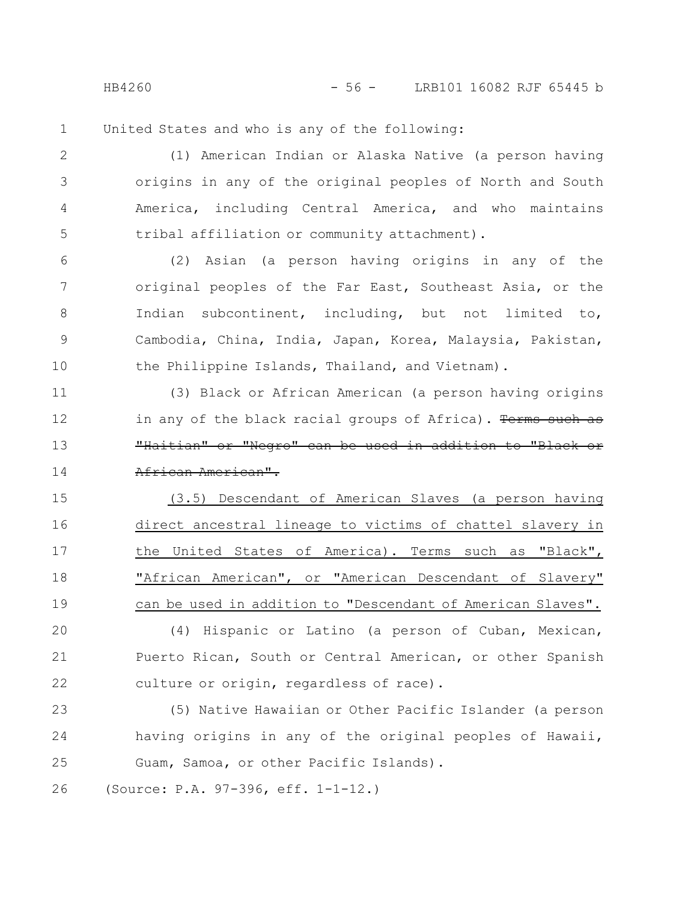United States and who is any of the following:

(1) American Indian or Alaska Native (a person having origins in any of the original peoples of North and South America, including Central America, and who maintains tribal affiliation or community attachment).

(2) Asian (a person having origins in any of the original peoples of the Far East, Southeast Asia, or the Indian subcontinent, including, but not limited to, Cambodia, China, India, Japan, Korea, Malaysia, Pakistan, the Philippine Islands, Thailand, and Vietnam).

(3) Black or African American (a person having origins in any of the black racial groups of Africa). ~~Terms such as "Haitian" or "Negro" can be used in addition to "Black or African American".~~

(3.5) Descendant of American Slaves (a person having direct ancestral lineage to victims of chattel slavery in the United States of America). Terms such as "Black", "African American", or "American Descendant of Slavery" can be used in addition to "Descendant of American Slaves".

(4) Hispanic or Latino (a person of Cuban, Mexican, Puerto Rican, South or Central American, or other Spanish culture or origin, regardless of race).

(5) Native Hawaiian or Other Pacific Islander (a person having origins in any of the original peoples of Hawaii, Guam, Samoa, or other Pacific Islands).

(Source: P.A. 97-396, eff. 1-1-12.)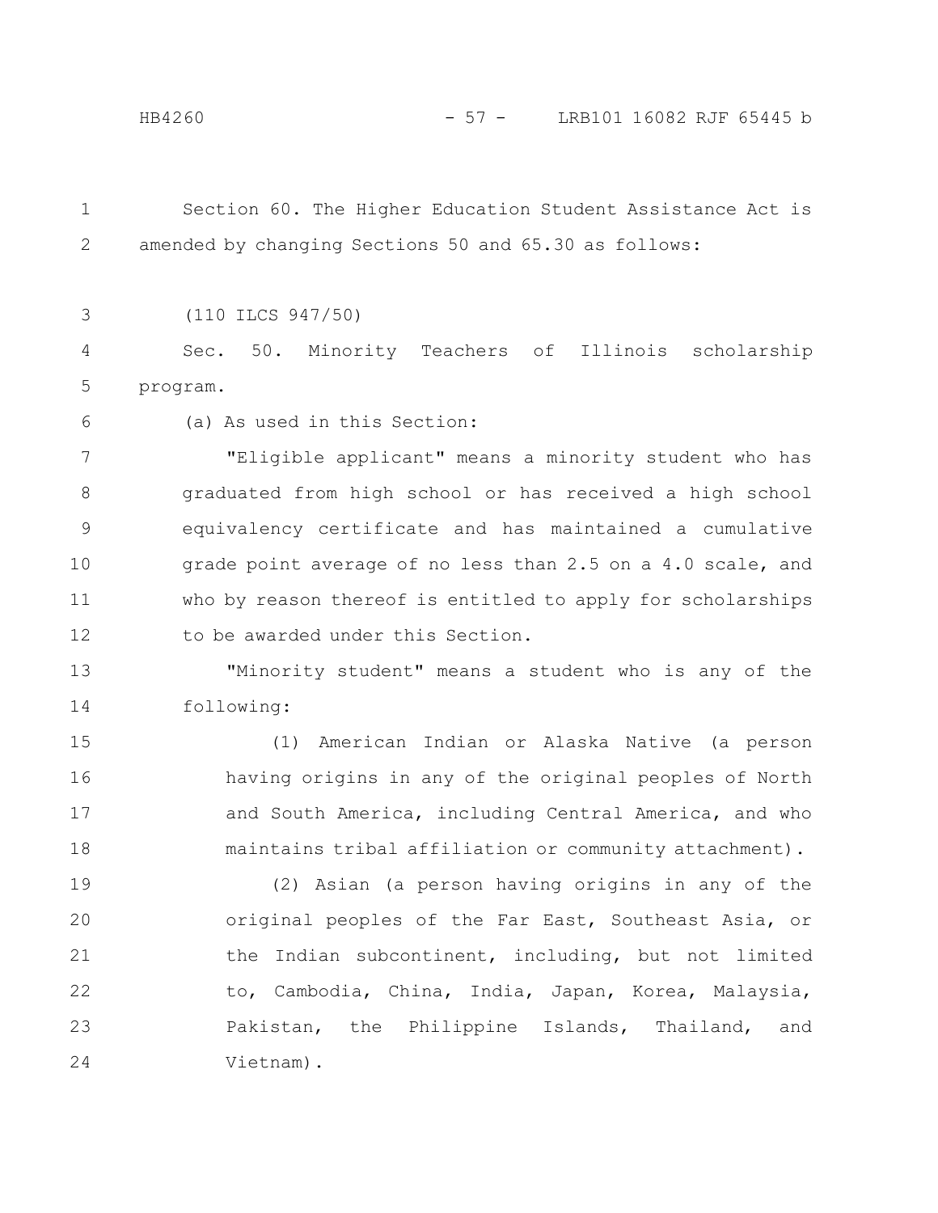Section 60. The Higher Education Student Assistance Act is amended by changing Sections 50 and 65.30 as follows:

(110 ILCS 947/50)

Sec. 50. Minority Teachers of Illinois scholarship program.

(a) As used in this Section:

"Eligible applicant" means a minority student who has graduated from high school or has received a high school equivalency certificate and has maintained a cumulative grade point average of no less than 2.5 on a 4.0 scale, and who by reason thereof is entitled to apply for scholarships to be awarded under this Section.

"Minority student" means a student who is any of the following:

(1) American Indian or Alaska Native (a person having origins in any of the original peoples of North and South America, including Central America, and who maintains tribal affiliation or community attachment).

(2) Asian (a person having origins in any of the original peoples of the Far East, Southeast Asia, or the Indian subcontinent, including, but not limited to, Cambodia, China, India, Japan, Korea, Malaysia, Pakistan, the Philippine Islands, Thailand, and Vietnam).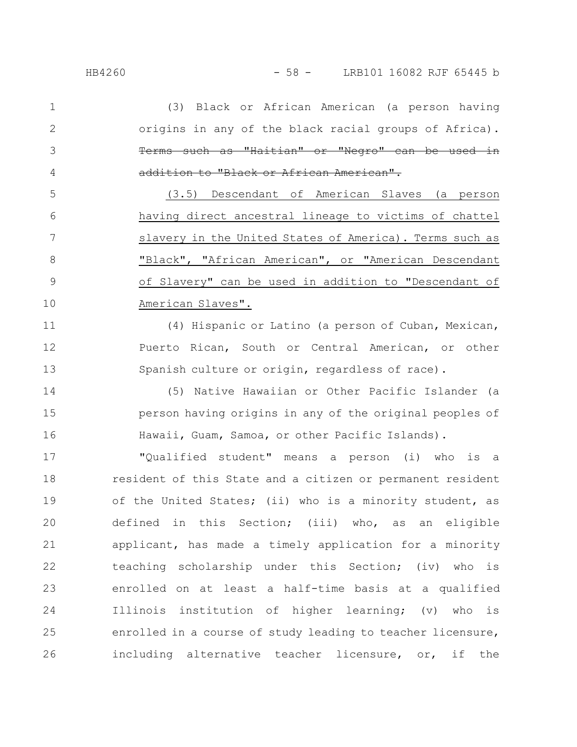(3) Black or African American (a person having origins in any of the black racial groups of Africa). ~~Terms such as "Haitian" or "Negro" can be used in addition to "Black or African American".~~

(3.5) Descendant of American Slaves (a person having direct ancestral lineage to victims of chattel slavery in the United States of America). Terms such as "Black", "African American", or "American Descendant of Slavery" can be used in addition to "Descendant of American Slaves".

(4) Hispanic or Latino (a person of Cuban, Mexican, Puerto Rican, South or Central American, or other Spanish culture or origin, regardless of race).

(5) Native Hawaiian or Other Pacific Islander (a person having origins in any of the original peoples of Hawaii, Guam, Samoa, or other Pacific Islands).

"Qualified student" means a person (i) who is a resident of this State and a citizen or permanent resident of the United States; (ii) who is a minority student, as defined in this Section; (iii) who, as an eligible applicant, has made a timely application for a minority teaching scholarship under this Section; (iv) who is enrolled on at least a half-time basis at a qualified Illinois institution of higher learning; (v) who is enrolled in a course of study leading to teacher licensure, including alternative teacher licensure, or, if the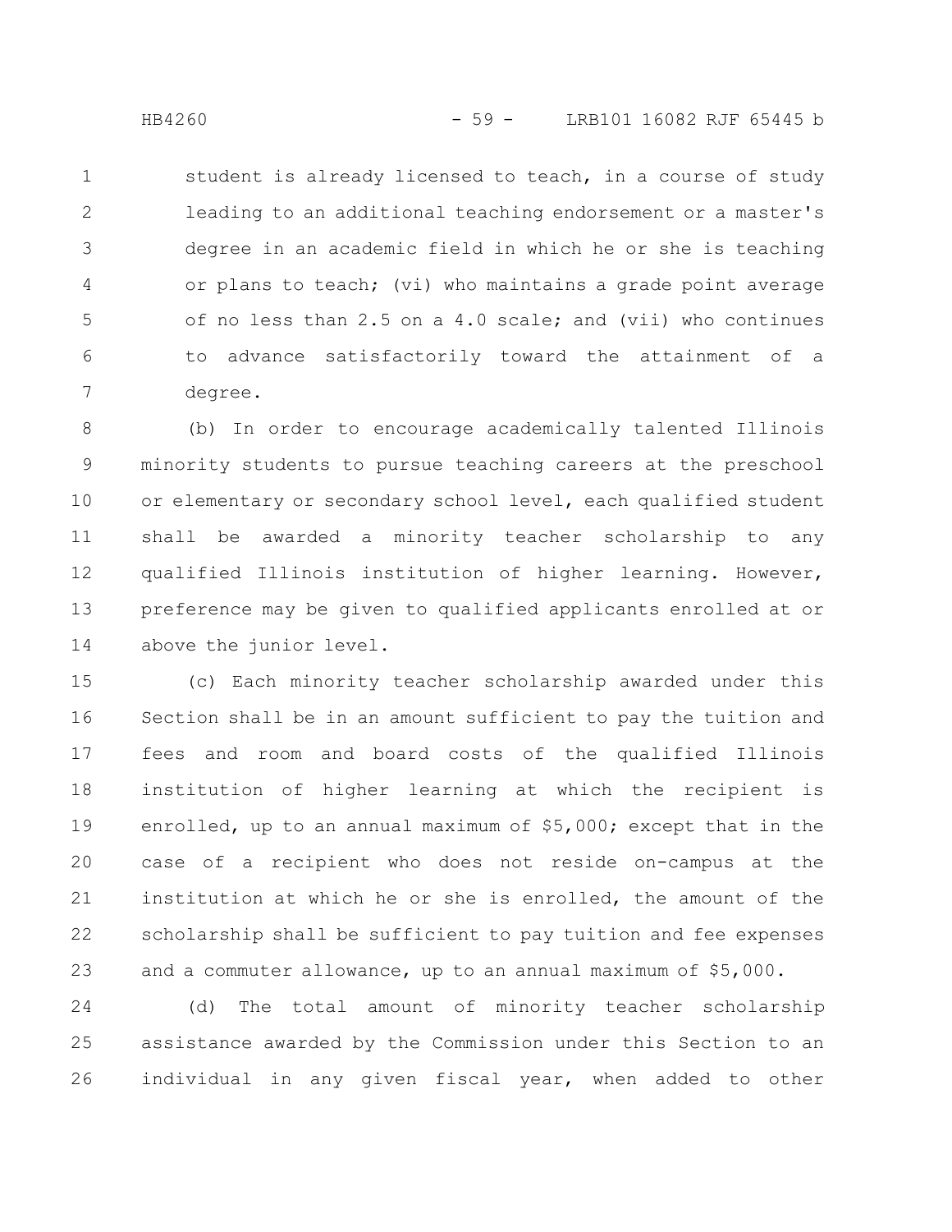student is already licensed to teach, in a course of study leading to an additional teaching endorsement or a master's degree in an academic field in which he or she is teaching or plans to teach; (vi) who maintains a grade point average of no less than 2.5 on a 4.0 scale; and (vii) who continues to advance satisfactorily toward the attainment of a degree.

(b) In order to encourage academically talented Illinois minority students to pursue teaching careers at the preschool or elementary or secondary school level, each qualified student shall be awarded a minority teacher scholarship to any qualified Illinois institution of higher learning. However, preference may be given to qualified applicants enrolled at or above the junior level.

(c) Each minority teacher scholarship awarded under this Section shall be in an amount sufficient to pay the tuition and fees and room and board costs of the qualified Illinois institution of higher learning at which the recipient is enrolled, up to an annual maximum of $5,000; except that in the case of a recipient who does not reside on-campus at the institution at which he or she is enrolled, the amount of the scholarship shall be sufficient to pay tuition and fee expenses and a commuter allowance, up to an annual maximum of $5,000.

(d) The total amount of minority teacher scholarship assistance awarded by the Commission under this Section to an individual in any given fiscal year, when added to other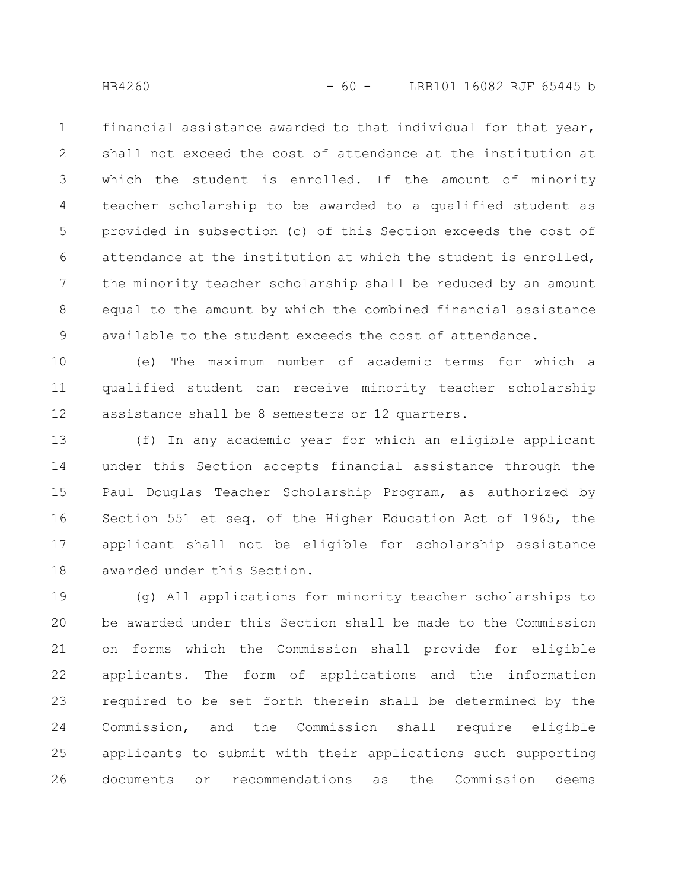financial assistance awarded to that individual for that year, shall not exceed the cost of attendance at the institution at which the student is enrolled. If the amount of minority teacher scholarship to be awarded to a qualified student as provided in subsection (c) of this Section exceeds the cost of attendance at the institution at which the student is enrolled, the minority teacher scholarship shall be reduced by an amount equal to the amount by which the combined financial assistance available to the student exceeds the cost of attendance.

(e) The maximum number of academic terms for which a qualified student can receive minority teacher scholarship assistance shall be 8 semesters or 12 quarters.

(f) In any academic year for which an eligible applicant under this Section accepts financial assistance through the Paul Douglas Teacher Scholarship Program, as authorized by Section 551 et seq. of the Higher Education Act of 1965, the applicant shall not be eligible for scholarship assistance awarded under this Section.

(g) All applications for minority teacher scholarships to be awarded under this Section shall be made to the Commission on forms which the Commission shall provide for eligible applicants. The form of applications and the information required to be set forth therein shall be determined by the Commission, and the Commission shall require eligible applicants to submit with their applications such supporting documents or recommendations as the Commission deems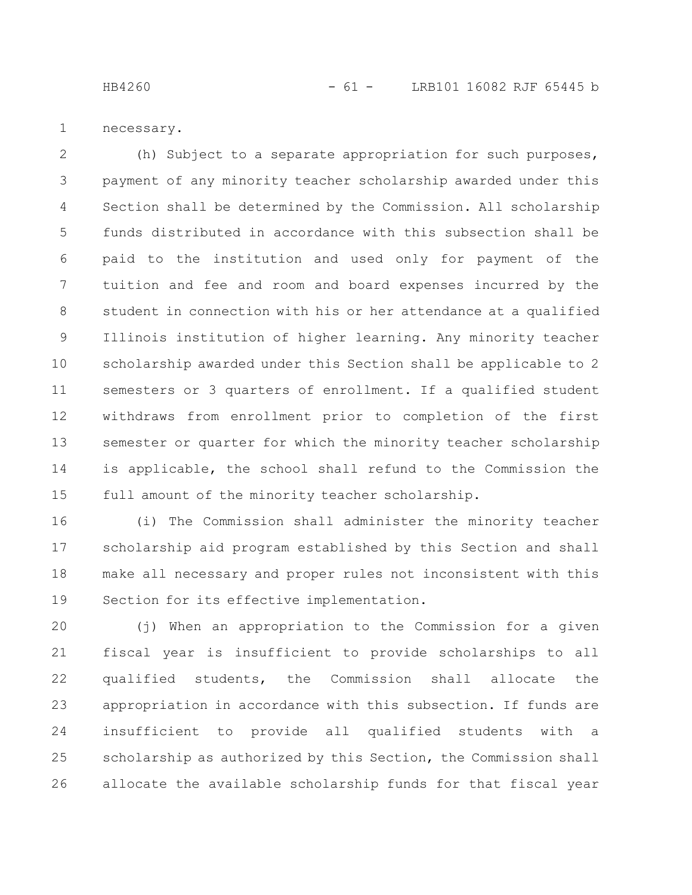necessary.

(h) Subject to a separate appropriation for such purposes, payment of any minority teacher scholarship awarded under this Section shall be determined by the Commission. All scholarship funds distributed in accordance with this subsection shall be paid to the institution and used only for payment of the tuition and fee and room and board expenses incurred by the student in connection with his or her attendance at a qualified Illinois institution of higher learning. Any minority teacher scholarship awarded under this Section shall be applicable to 2 semesters or 3 quarters of enrollment. If a qualified student withdraws from enrollment prior to completion of the first semester or quarter for which the minority teacher scholarship is applicable, the school shall refund to the Commission the full amount of the minority teacher scholarship.

(i) The Commission shall administer the minority teacher scholarship aid program established by this Section and shall make all necessary and proper rules not inconsistent with this Section for its effective implementation.

(j) When an appropriation to the Commission for a given fiscal year is insufficient to provide scholarships to all qualified students, the Commission shall allocate the appropriation in accordance with this subsection. If funds are insufficient to provide all qualified students with a scholarship as authorized by this Section, the Commission shall allocate the available scholarship funds for that fiscal year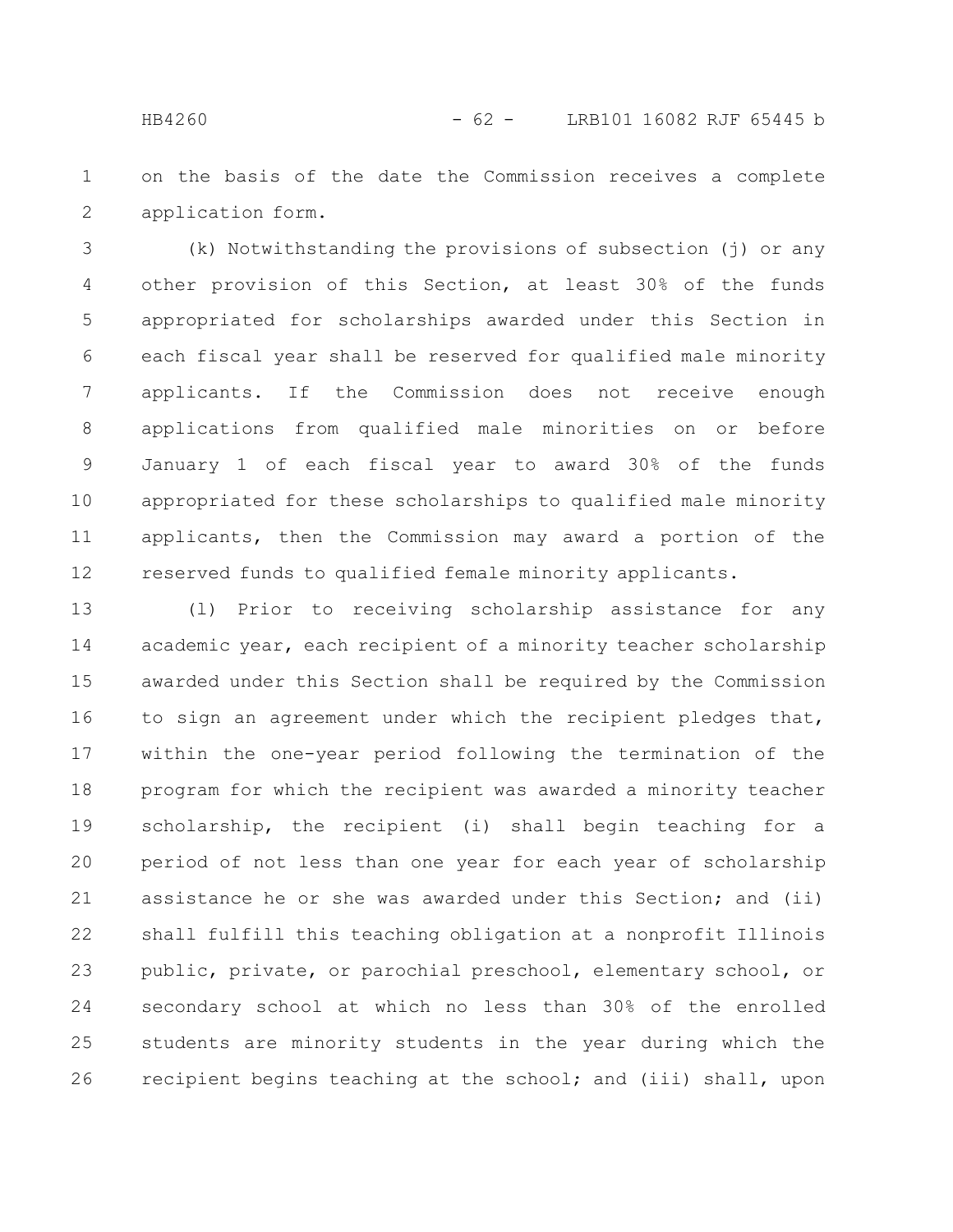on the basis of the date the Commission receives a complete application form.

(k) Notwithstanding the provisions of subsection (j) or any other provision of this Section, at least 30% of the funds appropriated for scholarships awarded under this Section in each fiscal year shall be reserved for qualified male minority applicants. If the Commission does not receive enough applications from qualified male minorities on or before January 1 of each fiscal year to award 30% of the funds appropriated for these scholarships to qualified male minority applicants, then the Commission may award a portion of the reserved funds to qualified female minority applicants.

(l) Prior to receiving scholarship assistance for any academic year, each recipient of a minority teacher scholarship awarded under this Section shall be required by the Commission to sign an agreement under which the recipient pledges that, within the one-year period following the termination of the program for which the recipient was awarded a minority teacher scholarship, the recipient (i) shall begin teaching for a period of not less than one year for each year of scholarship assistance he or she was awarded under this Section; and (ii) shall fulfill this teaching obligation at a nonprofit Illinois public, private, or parochial preschool, elementary school, or secondary school at which no less than 30% of the enrolled students are minority students in the year during which the recipient begins teaching at the school; and (iii) shall, upon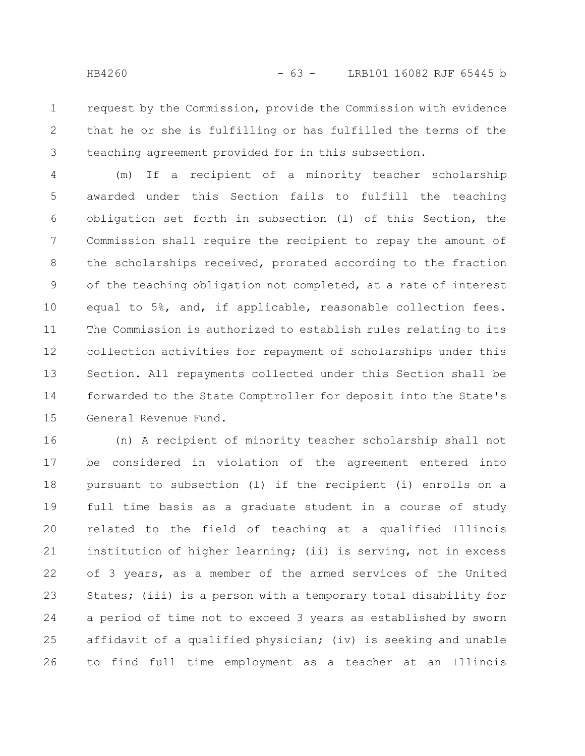request by the Commission, provide the Commission with evidence that he or she is fulfilling or has fulfilled the terms of the teaching agreement provided for in this subsection.

(m) If a recipient of a minority teacher scholarship awarded under this Section fails to fulfill the teaching obligation set forth in subsection (l) of this Section, the Commission shall require the recipient to repay the amount of the scholarships received, prorated according to the fraction of the teaching obligation not completed, at a rate of interest equal to 5%, and, if applicable, reasonable collection fees. The Commission is authorized to establish rules relating to its collection activities for repayment of scholarships under this Section. All repayments collected under this Section shall be forwarded to the State Comptroller for deposit into the State's General Revenue Fund.

(n) A recipient of minority teacher scholarship shall not be considered in violation of the agreement entered into pursuant to subsection (l) if the recipient (i) enrolls on a full time basis as a graduate student in a course of study related to the field of teaching at a qualified Illinois institution of higher learning; (ii) is serving, not in excess of 3 years, as a member of the armed services of the United States; (iii) is a person with a temporary total disability for a period of time not to exceed 3 years as established by sworn affidavit of a qualified physician; (iv) is seeking and unable to find full time employment as a teacher at an Illinois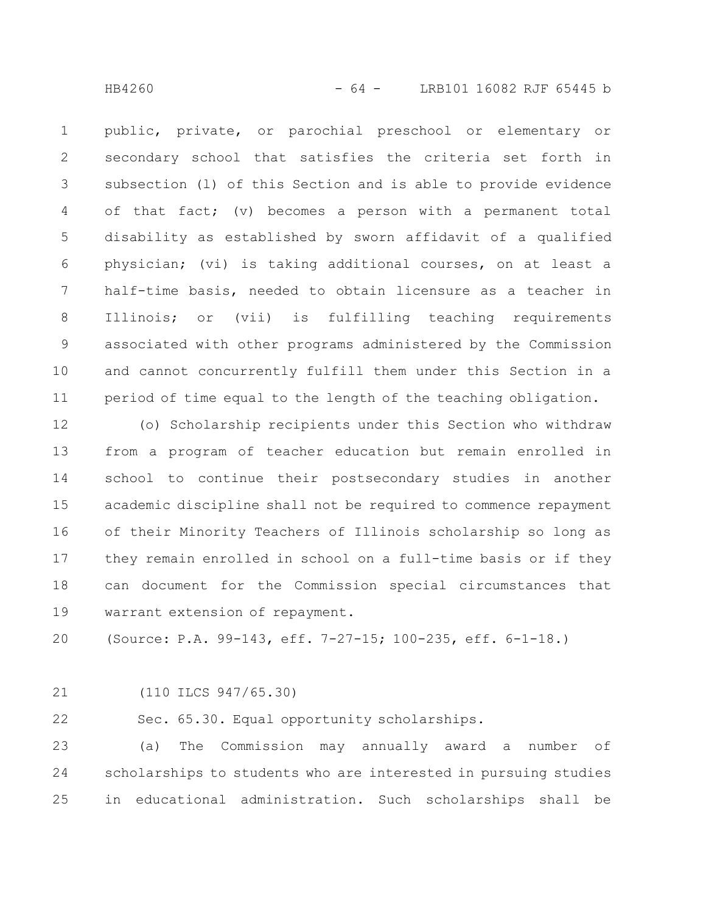public, private, or parochial preschool or elementary or secondary school that satisfies the criteria set forth in subsection (l) of this Section and is able to provide evidence of that fact; (v) becomes a person with a permanent total disability as established by sworn affidavit of a qualified physician; (vi) is taking additional courses, on at least a half-time basis, needed to obtain licensure as a teacher in Illinois; or (vii) is fulfilling teaching requirements associated with other programs administered by the Commission and cannot concurrently fulfill them under this Section in a period of time equal to the length of the teaching obligation.

(o) Scholarship recipients under this Section who withdraw from a program of teacher education but remain enrolled in school to continue their postsecondary studies in another academic discipline shall not be required to commence repayment of their Minority Teachers of Illinois scholarship so long as they remain enrolled in school on a full-time basis or if they can document for the Commission special circumstances that warrant extension of repayment.

(Source: P.A. 99-143, eff. 7-27-15; 100-235, eff. 6-1-18.)

(110 ILCS 947/65.30)

Sec. 65.30. Equal opportunity scholarships.

(a) The Commission may annually award a number of scholarships to students who are interested in pursuing studies in educational administration. Such scholarships shall be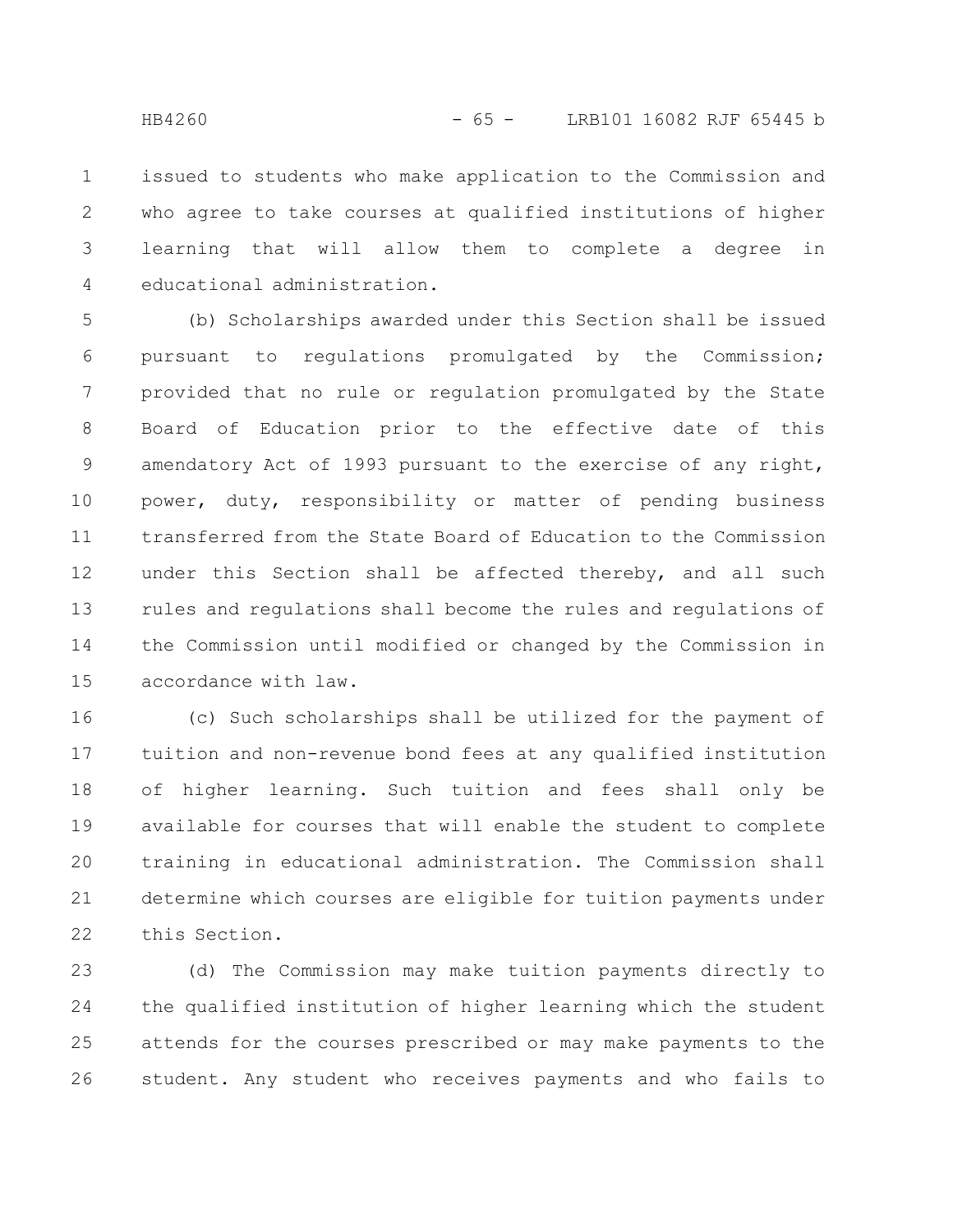issued to students who make application to the Commission and who agree to take courses at qualified institutions of higher learning that will allow them to complete a degree in educational administration.

(b) Scholarships awarded under this Section shall be issued pursuant to regulations promulgated by the Commission; provided that no rule or regulation promulgated by the State Board of Education prior to the effective date of this amendatory Act of 1993 pursuant to the exercise of any right, power, duty, responsibility or matter of pending business transferred from the State Board of Education to the Commission under this Section shall be affected thereby, and all such rules and regulations shall become the rules and regulations of the Commission until modified or changed by the Commission in accordance with law.

(c) Such scholarships shall be utilized for the payment of tuition and non-revenue bond fees at any qualified institution of higher learning. Such tuition and fees shall only be available for courses that will enable the student to complete training in educational administration. The Commission shall determine which courses are eligible for tuition payments under this Section.

(d) The Commission may make tuition payments directly to the qualified institution of higher learning which the student attends for the courses prescribed or may make payments to the student. Any student who receives payments and who fails to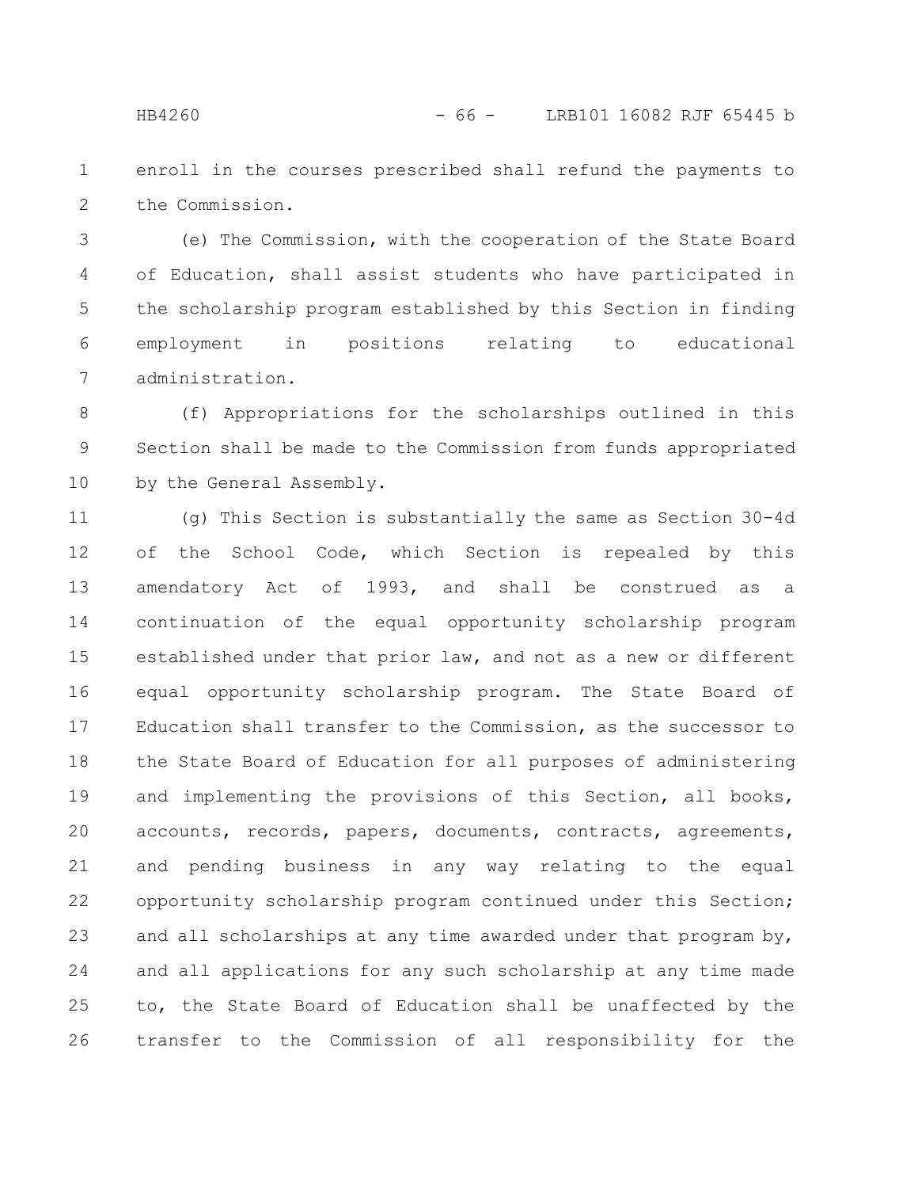enroll in the courses prescribed shall refund the payments to the Commission.

(e) The Commission, with the cooperation of the State Board of Education, shall assist students who have participated in the scholarship program established by this Section in finding employment in positions relating to educational administration.

(f) Appropriations for the scholarships outlined in this Section shall be made to the Commission from funds appropriated by the General Assembly.

(g) This Section is substantially the same as Section 30-4d of the School Code, which Section is repealed by this amendatory Act of 1993, and shall be construed as a continuation of the equal opportunity scholarship program established under that prior law, and not as a new or different equal opportunity scholarship program. The State Board of Education shall transfer to the Commission, as the successor to the State Board of Education for all purposes of administering and implementing the provisions of this Section, all books, accounts, records, papers, documents, contracts, agreements, and pending business in any way relating to the equal opportunity scholarship program continued under this Section; and all scholarships at any time awarded under that program by, and all applications for any such scholarship at any time made to, the State Board of Education shall be unaffected by the transfer to the Commission of all responsibility for the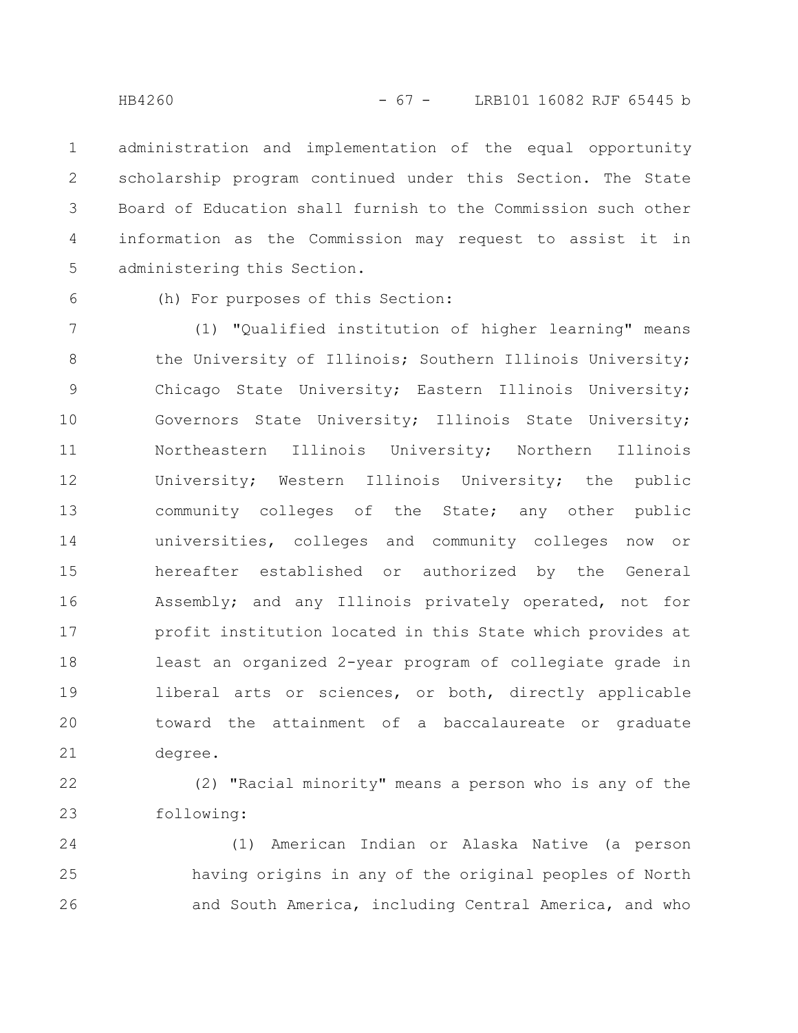administration and implementation of the equal opportunity scholarship program continued under this Section. The State Board of Education shall furnish to the Commission such other information as the Commission may request to assist it in administering this Section.

(h) For purposes of this Section:

(1) "Qualified institution of higher learning" means the University of Illinois; Southern Illinois University; Chicago State University; Eastern Illinois University; Governors State University; Illinois State University; Northeastern Illinois University; Northern Illinois University; Western Illinois University; the public community colleges of the State; any other public universities, colleges and community colleges now or hereafter established or authorized by the General Assembly; and any Illinois privately operated, not for profit institution located in this State which provides at least an organized 2-year program of collegiate grade in liberal arts or sciences, or both, directly applicable toward the attainment of a baccalaureate or graduate degree.

(2) "Racial minority" means a person who is any of the following:

(1) American Indian or Alaska Native (a person having origins in any of the original peoples of North and South America, including Central America, and who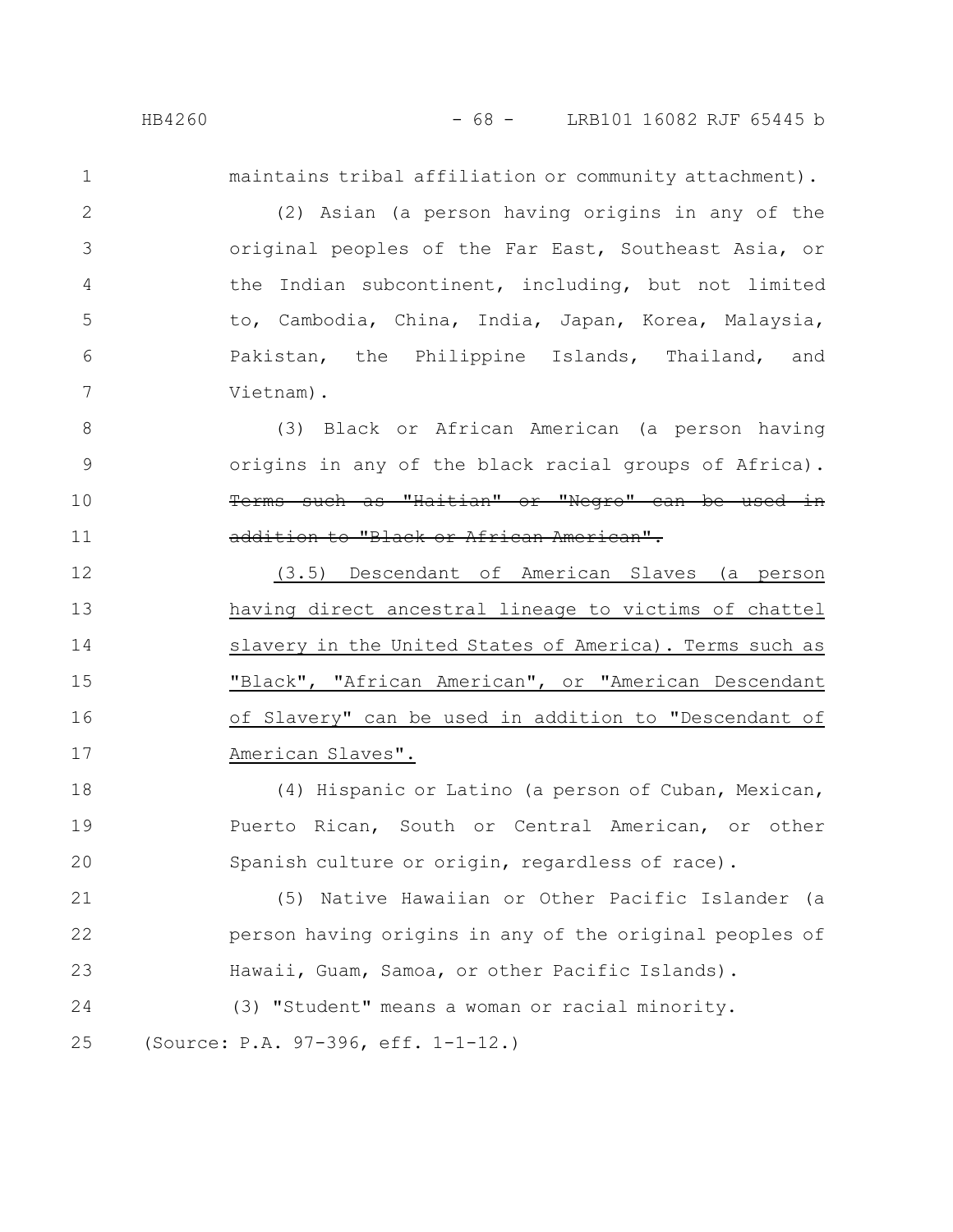maintains tribal affiliation or community attachment).

(2) Asian (a person having origins in any of the original peoples of the Far East, Southeast Asia, or the Indian subcontinent, including, but not limited to, Cambodia, China, India, Japan, Korea, Malaysia, Pakistan, the Philippine Islands, Thailand, and Vietnam).

(3) Black or African American (a person having origins in any of the black racial groups of Africa). ~~Terms such as "Haitian" or "Negro" can be used in addition to "Black or African American".~~

<u>(3.5) Descendant of American Slaves (a person having direct ancestral lineage to victims of chattel slavery in the United States of America). Terms such as "Black", "African American", or "American Descendant of Slavery" can be used in addition to "Descendant of American Slaves".</u>

(4) Hispanic or Latino (a person of Cuban, Mexican, Puerto Rican, South or Central American, or other Spanish culture or origin, regardless of race).

(5) Native Hawaiian or Other Pacific Islander (a person having origins in any of the original peoples of Hawaii, Guam, Samoa, or other Pacific Islands).

(3) "Student" means a woman or racial minority.

(Source: P.A. 97-396, eff. 1-1-12.)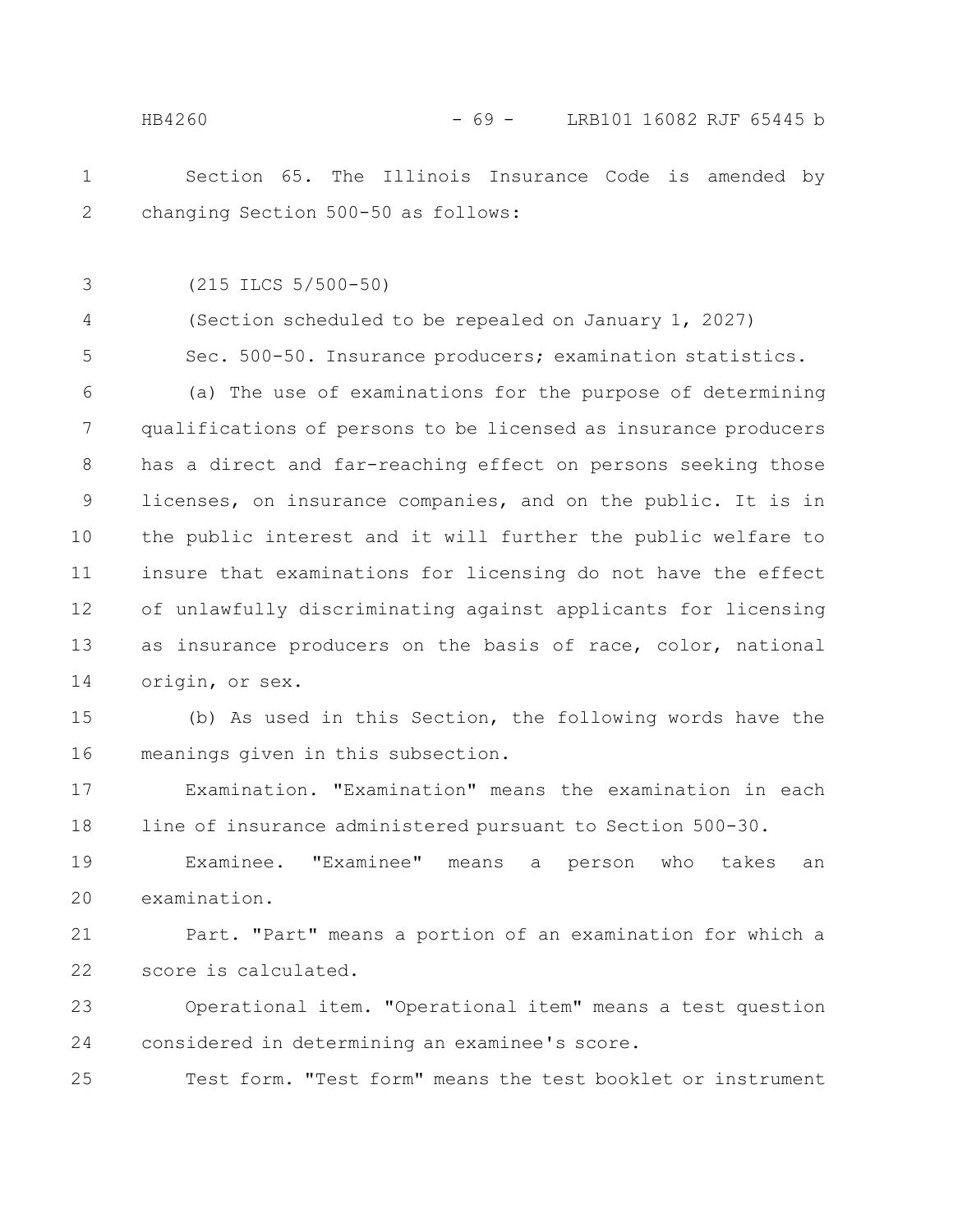Section 65. The Illinois Insurance Code is amended by changing Section 500-50 as follows:

(215 ILCS 5/500-50)

(Section scheduled to be repealed on January 1, 2027)

Sec. 500-50. Insurance producers; examination statistics.

(a) The use of examinations for the purpose of determining qualifications of persons to be licensed as insurance producers has a direct and far-reaching effect on persons seeking those licenses, on insurance companies, and on the public. It is in the public interest and it will further the public welfare to insure that examinations for licensing do not have the effect of unlawfully discriminating against applicants for licensing as insurance producers on the basis of race, color, national origin, or sex.

(b) As used in this Section, the following words have the meanings given in this subsection.

Examination. "Examination" means the examination in each line of insurance administered pursuant to Section 500-30.

Examinee. "Examinee" means a person who takes an examination.

Part. "Part" means a portion of an examination for which a score is calculated.

Operational item. "Operational item" means a test question considered in determining an examinee's score.

Test form. "Test form" means the test booklet or instrument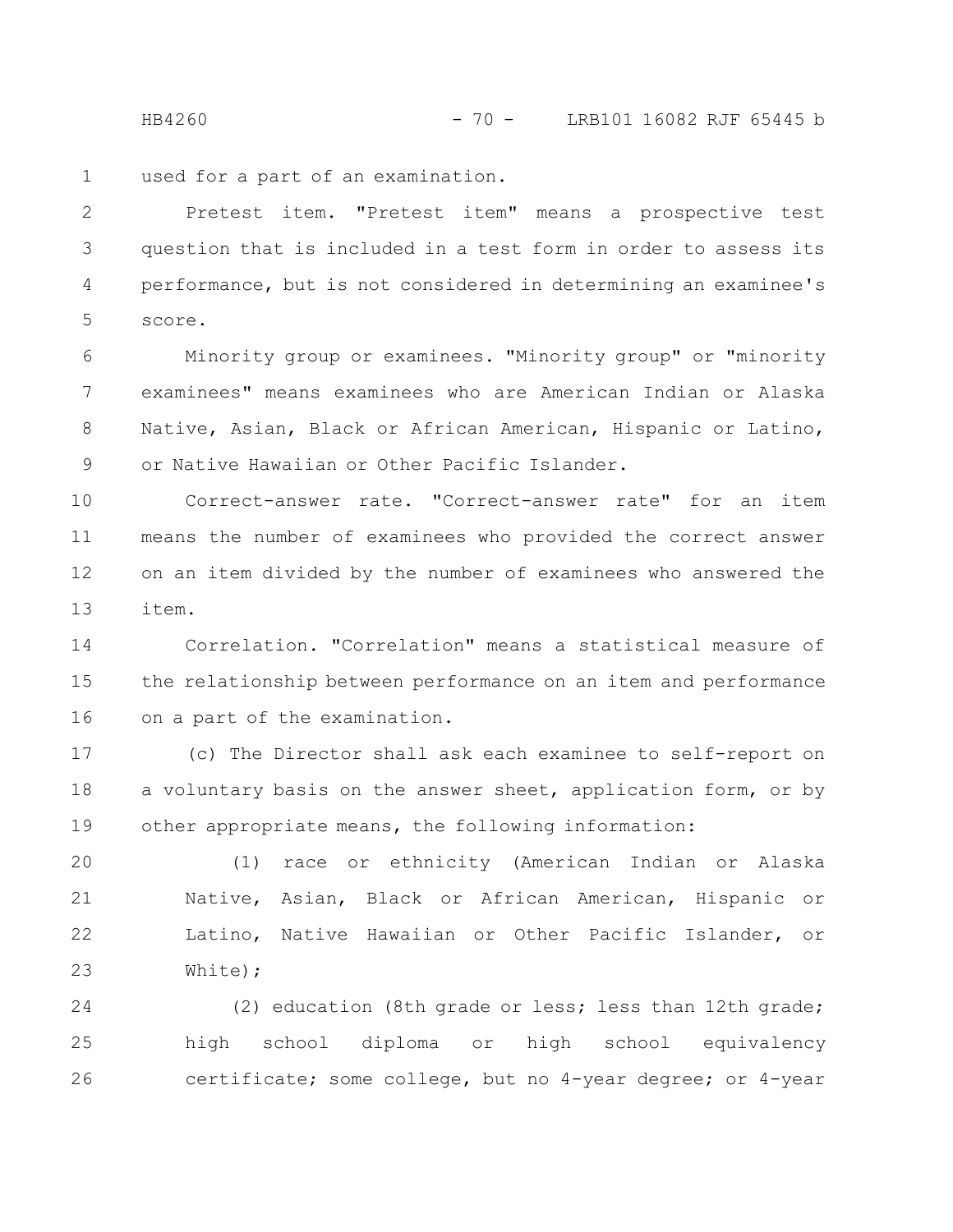used for a part of an examination.

Pretest item. "Pretest item" means a prospective test question that is included in a test form in order to assess its performance, but is not considered in determining an examinee's score.

Minority group or examinees. "Minority group" or "minority examinees" means examinees who are American Indian or Alaska Native, Asian, Black or African American, Hispanic or Latino, or Native Hawaiian or Other Pacific Islander.

Correct-answer rate. "Correct-answer rate" for an item means the number of examinees who provided the correct answer on an item divided by the number of examinees who answered the item.

Correlation. "Correlation" means a statistical measure of the relationship between performance on an item and performance on a part of the examination.

(c) The Director shall ask each examinee to self-report on a voluntary basis on the answer sheet, application form, or by other appropriate means, the following information:

(1) race or ethnicity (American Indian or Alaska Native, Asian, Black or African American, Hispanic or Latino, Native Hawaiian or Other Pacific Islander, or White);

(2) education (8th grade or less; less than 12th grade; high school diploma or high school equivalency certificate; some college, but no 4-year degree; or 4-year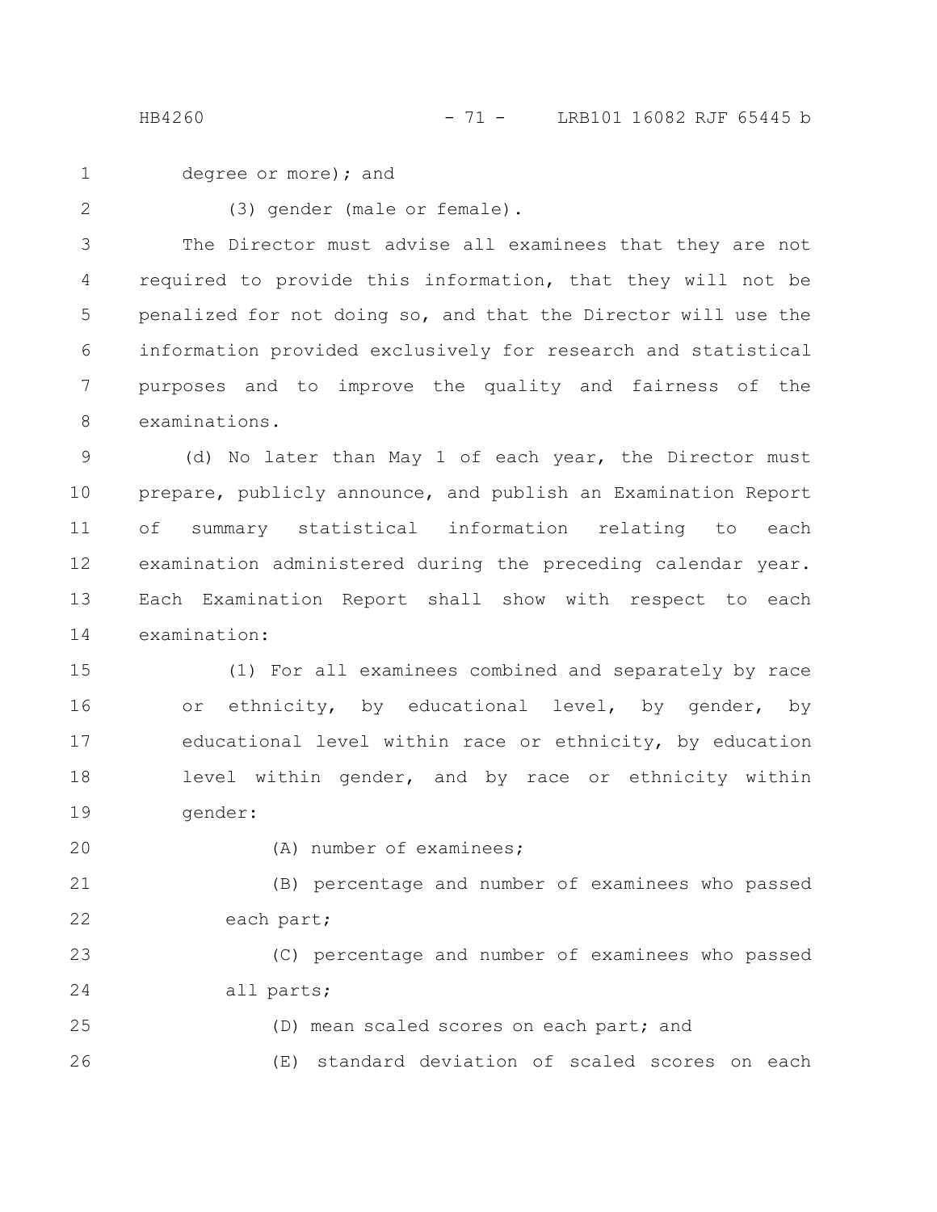degree or more); and

(3) gender (male or female).

The Director must advise all examinees that they are not required to provide this information, that they will not be penalized for not doing so, and that the Director will use the information provided exclusively for research and statistical purposes and to improve the quality and fairness of the examinations.

(d) No later than May 1 of each year, the Director must prepare, publicly announce, and publish an Examination Report of summary statistical information relating to each examination administered during the preceding calendar year. Each Examination Report shall show with respect to each examination:

(1) For all examinees combined and separately by race or ethnicity, by educational level, by gender, by educational level within race or ethnicity, by education level within gender, and by race or ethnicity within gender:

(A) number of examinees;

(B) percentage and number of examinees who passed each part;

(C) percentage and number of examinees who passed all parts;

(D) mean scaled scores on each part; and

(E) standard deviation of scaled scores on each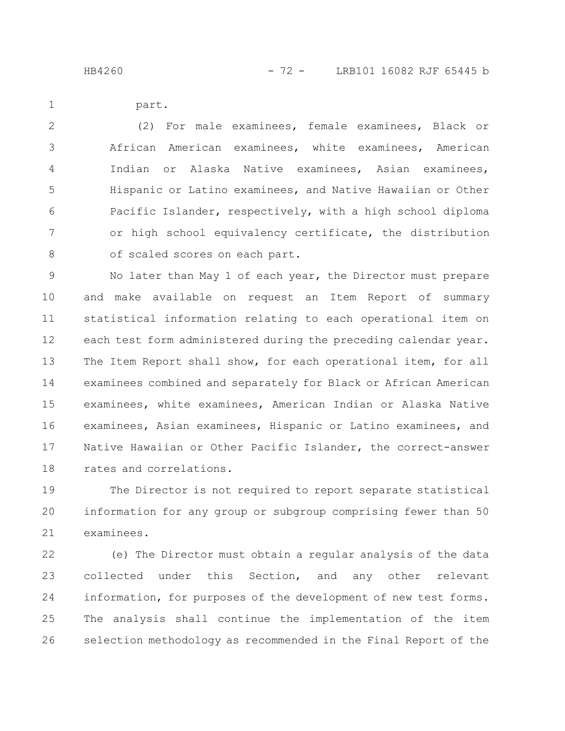part.

(2) For male examinees, female examinees, Black or African American examinees, white examinees, American Indian or Alaska Native examinees, Asian examinees, Hispanic or Latino examinees, and Native Hawaiian or Other Pacific Islander, respectively, with a high school diploma or high school equivalency certificate, the distribution of scaled scores on each part.

No later than May 1 of each year, the Director must prepare and make available on request an Item Report of summary statistical information relating to each operational item on each test form administered during the preceding calendar year. The Item Report shall show, for each operational item, for all examinees combined and separately for Black or African American examinees, white examinees, American Indian or Alaska Native examinees, Asian examinees, Hispanic or Latino examinees, and Native Hawaiian or Other Pacific Islander, the correct-answer rates and correlations.

The Director is not required to report separate statistical information for any group or subgroup comprising fewer than 50 examinees.

(e) The Director must obtain a regular analysis of the data collected under this Section, and any other relevant information, for purposes of the development of new test forms. The analysis shall continue the implementation of the item selection methodology as recommended in the Final Report of the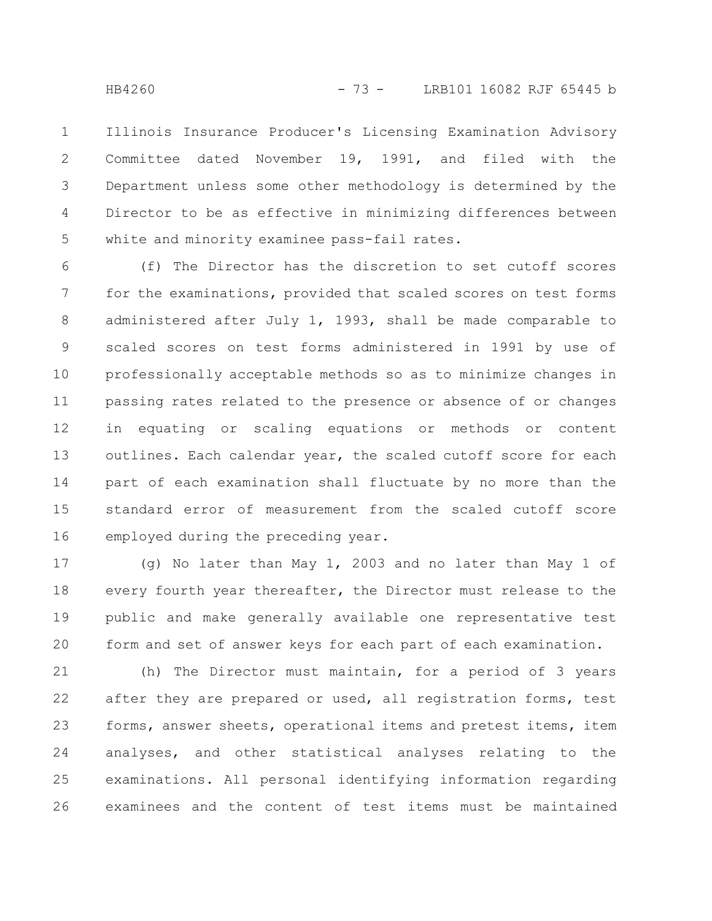Illinois Insurance Producer's Licensing Examination Advisory Committee dated November 19, 1991, and filed with the Department unless some other methodology is determined by the Director to be as effective in minimizing differences between white and minority examinee pass-fail rates.

(f) The Director has the discretion to set cutoff scores for the examinations, provided that scaled scores on test forms administered after July 1, 1993, shall be made comparable to scaled scores on test forms administered in 1991 by use of professionally acceptable methods so as to minimize changes in passing rates related to the presence or absence of or changes in equating or scaling equations or methods or content outlines. Each calendar year, the scaled cutoff score for each part of each examination shall fluctuate by no more than the standard error of measurement from the scaled cutoff score employed during the preceding year.

(g) No later than May 1, 2003 and no later than May 1 of every fourth year thereafter, the Director must release to the public and make generally available one representative test form and set of answer keys for each part of each examination.

(h) The Director must maintain, for a period of 3 years after they are prepared or used, all registration forms, test forms, answer sheets, operational items and pretest items, item analyses, and other statistical analyses relating to the examinations. All personal identifying information regarding examinees and the content of test items must be maintained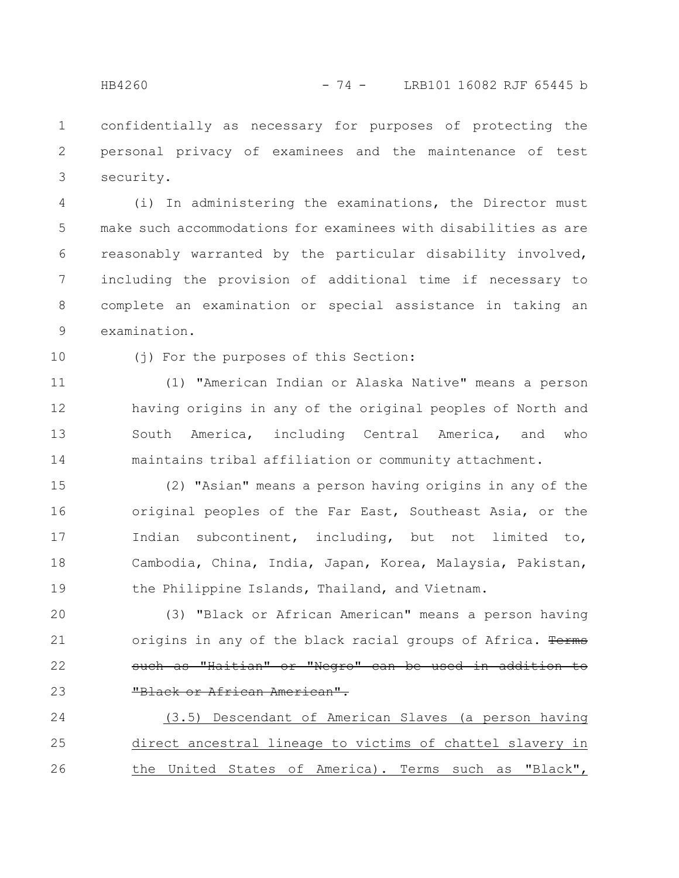confidentially as necessary for purposes of protecting the personal privacy of examinees and the maintenance of test security.

(i) In administering the examinations, the Director must make such accommodations for examinees with disabilities as are reasonably warranted by the particular disability involved, including the provision of additional time if necessary to complete an examination or special assistance in taking an examination.

(j) For the purposes of this Section:

(1) "American Indian or Alaska Native" means a person having origins in any of the original peoples of North and South America, including Central America, and who maintains tribal affiliation or community attachment.

(2) "Asian" means a person having origins in any of the original peoples of the Far East, Southeast Asia, or the Indian subcontinent, including, but not limited to, Cambodia, China, India, Japan, Korea, Malaysia, Pakistan, the Philippine Islands, Thailand, and Vietnam.

(3) "Black or African American" means a person having origins in any of the black racial groups of Africa. ~~Terms such as "Haitian" or "Negro" can be used in addition to "Black or African American".~~

<u>(3.5) Descendant of American Slaves (a person having direct ancestral lineage to victims of chattel slavery in the United States of America). Terms such as "Black",</u>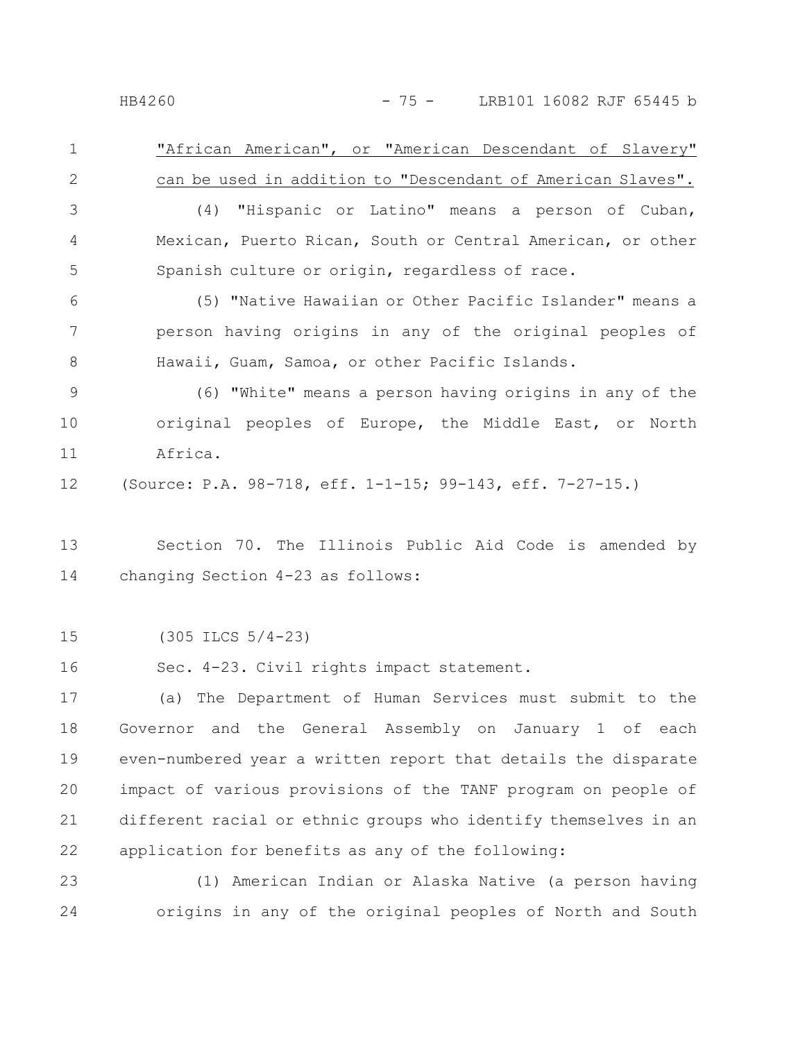"African American", or "American Descendant of Slavery" can be used in addition to "Descendant of American Slaves".

(4) "Hispanic or Latino" means a person of Cuban, Mexican, Puerto Rican, South or Central American, or other Spanish culture or origin, regardless of race.

(5) "Native Hawaiian or Other Pacific Islander" means a person having origins in any of the original peoples of Hawaii, Guam, Samoa, or other Pacific Islands.

(6) "White" means a person having origins in any of the original peoples of Europe, the Middle East, or North Africa.

(Source: P.A. 98-718, eff. 1-1-15; 99-143, eff. 7-27-15.)

Section 70. The Illinois Public Aid Code is amended by changing Section 4-23 as follows:

(305 ILCS 5/4-23)

Sec. 4-23. Civil rights impact statement.

(a) The Department of Human Services must submit to the Governor and the General Assembly on January 1 of each even-numbered year a written report that details the disparate impact of various provisions of the TANF program on people of different racial or ethnic groups who identify themselves in an application for benefits as any of the following:

(1) American Indian or Alaska Native (a person having origins in any of the original peoples of North and South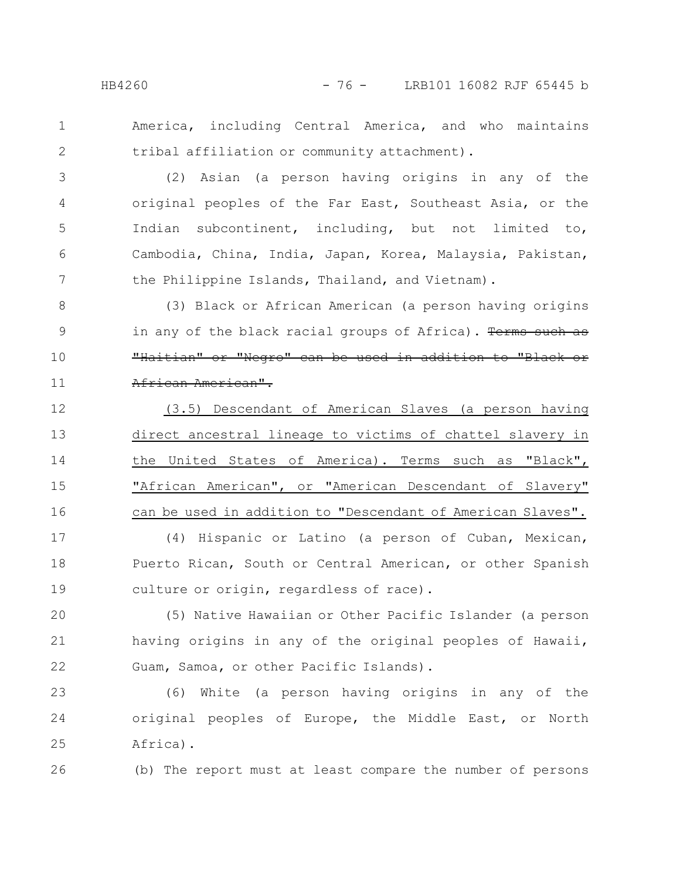America, including Central America, and who maintains tribal affiliation or community attachment).

(2) Asian (a person having origins in any of the original peoples of the Far East, Southeast Asia, or the Indian subcontinent, including, but not limited to, Cambodia, China, India, Japan, Korea, Malaysia, Pakistan, the Philippine Islands, Thailand, and Vietnam).

(3) Black or African American (a person having origins in any of the black racial groups of Africa). ~~Terms such as "Haitian" or "Negro" can be used in addition to "Black or African American".~~

<u>(3.5) Descendant of American Slaves (a person having direct ancestral lineage to victims of chattel slavery in the United States of America). Terms such as "Black", "African American", or "American Descendant of Slavery" can be used in addition to "Descendant of American Slaves".</u>

(4) Hispanic or Latino (a person of Cuban, Mexican, Puerto Rican, South or Central American, or other Spanish culture or origin, regardless of race).

(5) Native Hawaiian or Other Pacific Islander (a person having origins in any of the original peoples of Hawaii, Guam, Samoa, or other Pacific Islands).

(6) White (a person having origins in any of the original peoples of Europe, the Middle East, or North Africa).

(b) The report must at least compare the number of persons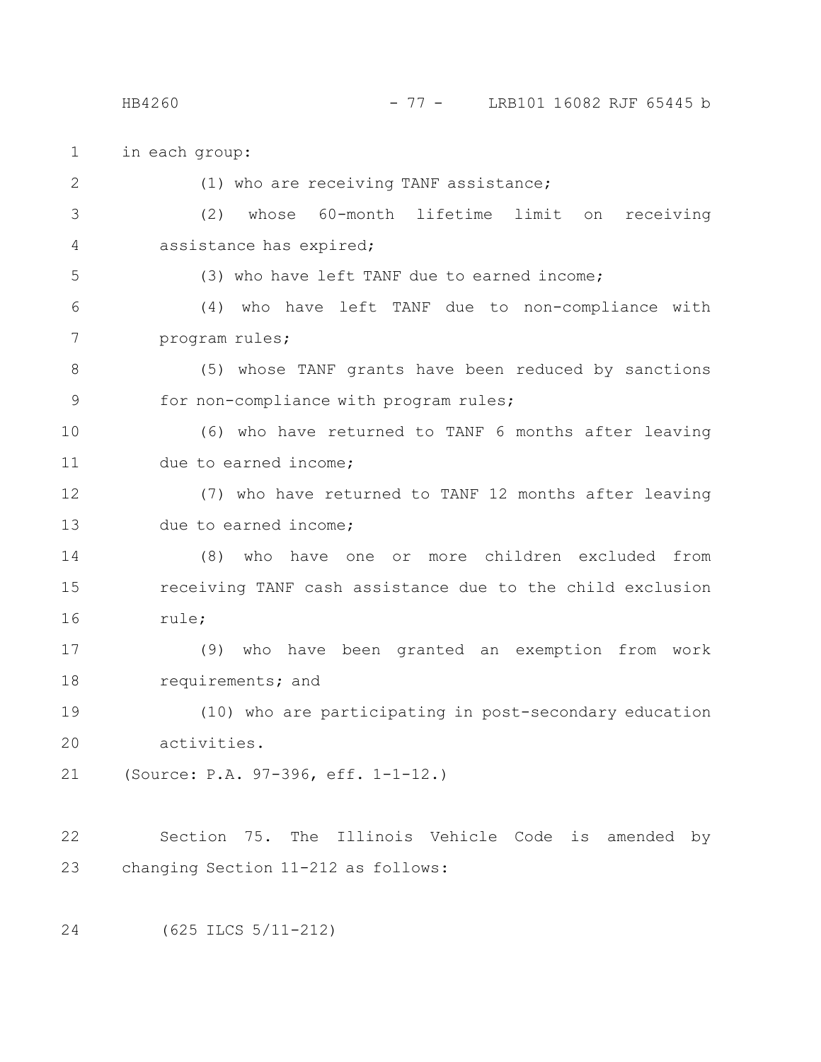in each group:

(1) who are receiving TANF assistance;

(2) whose 60-month lifetime limit on receiving assistance has expired;

(3) who have left TANF due to earned income;

(4) who have left TANF due to non-compliance with program rules;

(5) whose TANF grants have been reduced by sanctions for non-compliance with program rules;

(6) who have returned to TANF 6 months after leaving due to earned income;

(7) who have returned to TANF 12 months after leaving due to earned income;

(8) who have one or more children excluded from receiving TANF cash assistance due to the child exclusion rule;

(9) who have been granted an exemption from work requirements; and

(10) who are participating in post-secondary education activities.

(Source: P.A. 97-396, eff. 1-1-12.)

Section 75. The Illinois Vehicle Code is amended by changing Section 11-212 as follows:

(625 ILCS 5/11-212)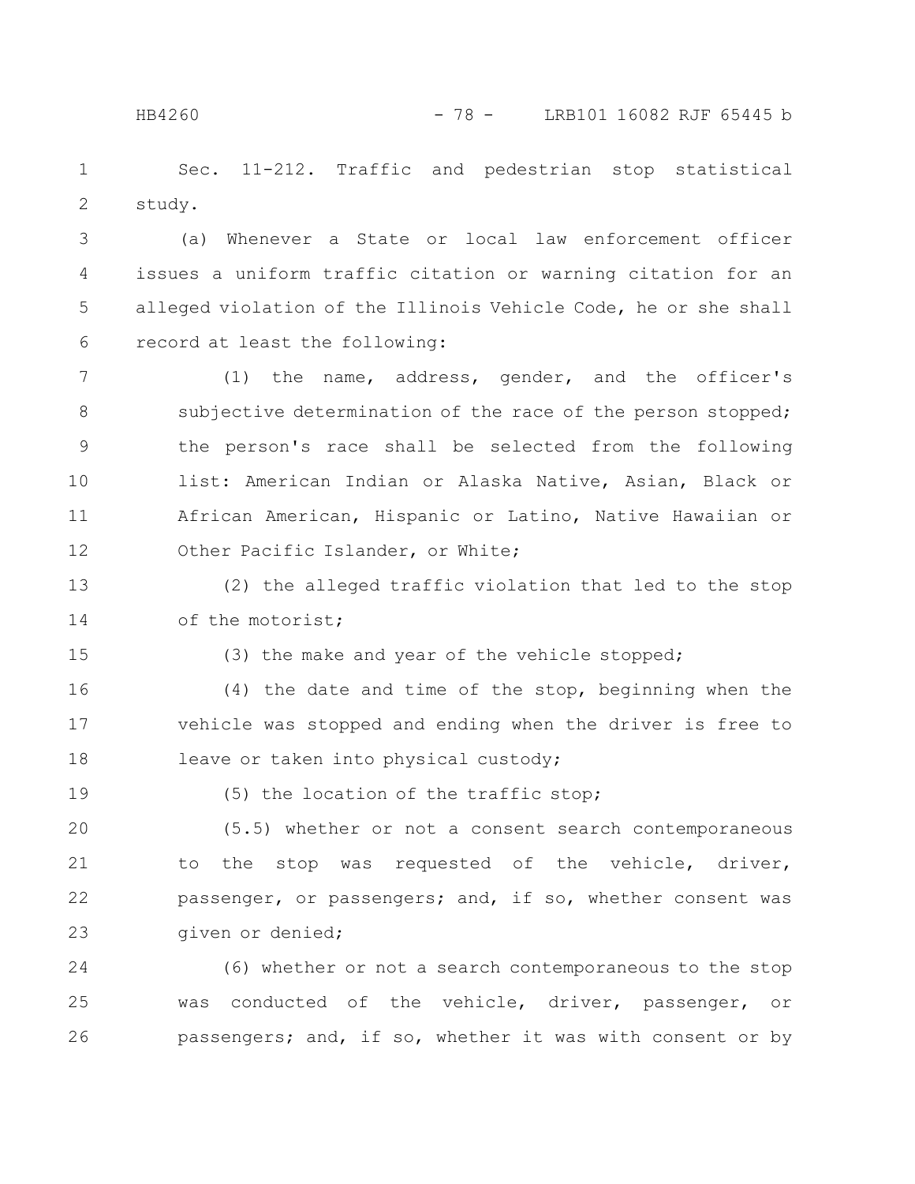Sec. 11-212. Traffic and pedestrian stop statistical study.

(a) Whenever a State or local law enforcement officer issues a uniform traffic citation or warning citation for an alleged violation of the Illinois Vehicle Code, he or she shall record at least the following:

(1) the name, address, gender, and the officer's subjective determination of the race of the person stopped; the person's race shall be selected from the following list: American Indian or Alaska Native, Asian, Black or African American, Hispanic or Latino, Native Hawaiian or Other Pacific Islander, or White;

(2) the alleged traffic violation that led to the stop of the motorist;

(3) the make and year of the vehicle stopped;

(4) the date and time of the stop, beginning when the vehicle was stopped and ending when the driver is free to leave or taken into physical custody;

(5) the location of the traffic stop;

(5.5) whether or not a consent search contemporaneous to the stop was requested of the vehicle, driver, passenger, or passengers; and, if so, whether consent was given or denied;

(6) whether or not a search contemporaneous to the stop was conducted of the vehicle, driver, passenger, or passengers; and, if so, whether it was with consent or by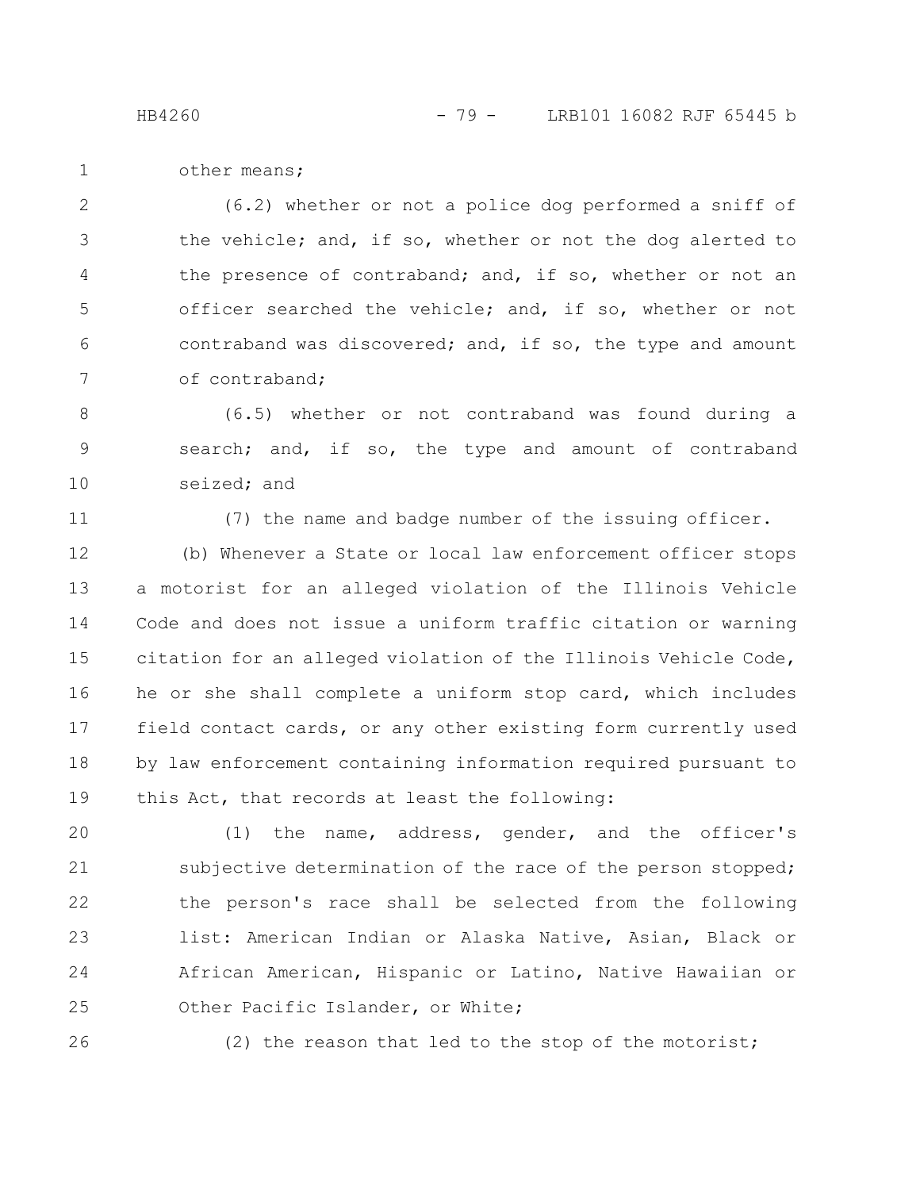other means;

(6.2) whether or not a police dog performed a sniff of the vehicle; and, if so, whether or not the dog alerted to the presence of contraband; and, if so, whether or not an officer searched the vehicle; and, if so, whether or not contraband was discovered; and, if so, the type and amount of contraband;

(6.5) whether or not contraband was found during a search; and, if so, the type and amount of contraband seized; and

(7) the name and badge number of the issuing officer.

(b) Whenever a State or local law enforcement officer stops a motorist for an alleged violation of the Illinois Vehicle Code and does not issue a uniform traffic citation or warning citation for an alleged violation of the Illinois Vehicle Code, he or she shall complete a uniform stop card, which includes field contact cards, or any other existing form currently used by law enforcement containing information required pursuant to this Act, that records at least the following:

(1) the name, address, gender, and the officer's subjective determination of the race of the person stopped; the person's race shall be selected from the following list: American Indian or Alaska Native, Asian, Black or African American, Hispanic or Latino, Native Hawaiian or Other Pacific Islander, or White;

(2) the reason that led to the stop of the motorist;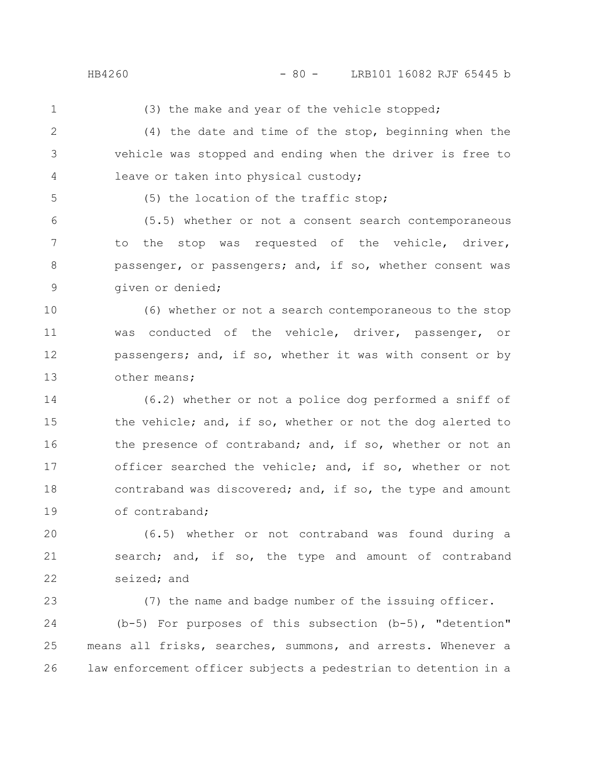(3) the make and year of the vehicle stopped;

(4) the date and time of the stop, beginning when the vehicle was stopped and ending when the driver is free to leave or taken into physical custody;

(5) the location of the traffic stop;

(5.5) whether or not a consent search contemporaneous to the stop was requested of the vehicle, driver, passenger, or passengers; and, if so, whether consent was given or denied;

(6) whether or not a search contemporaneous to the stop was conducted of the vehicle, driver, passenger, or passengers; and, if so, whether it was with consent or by other means;

(6.2) whether or not a police dog performed a sniff of the vehicle; and, if so, whether or not the dog alerted to the presence of contraband; and, if so, whether or not an officer searched the vehicle; and, if so, whether or not contraband was discovered; and, if so, the type and amount of contraband;

(6.5) whether or not contraband was found during a search; and, if so, the type and amount of contraband seized; and

(7) the name and badge number of the issuing officer.

(b-5) For purposes of this subsection (b-5), "detention" means all frisks, searches, summons, and arrests. Whenever a law enforcement officer subjects a pedestrian to detention in a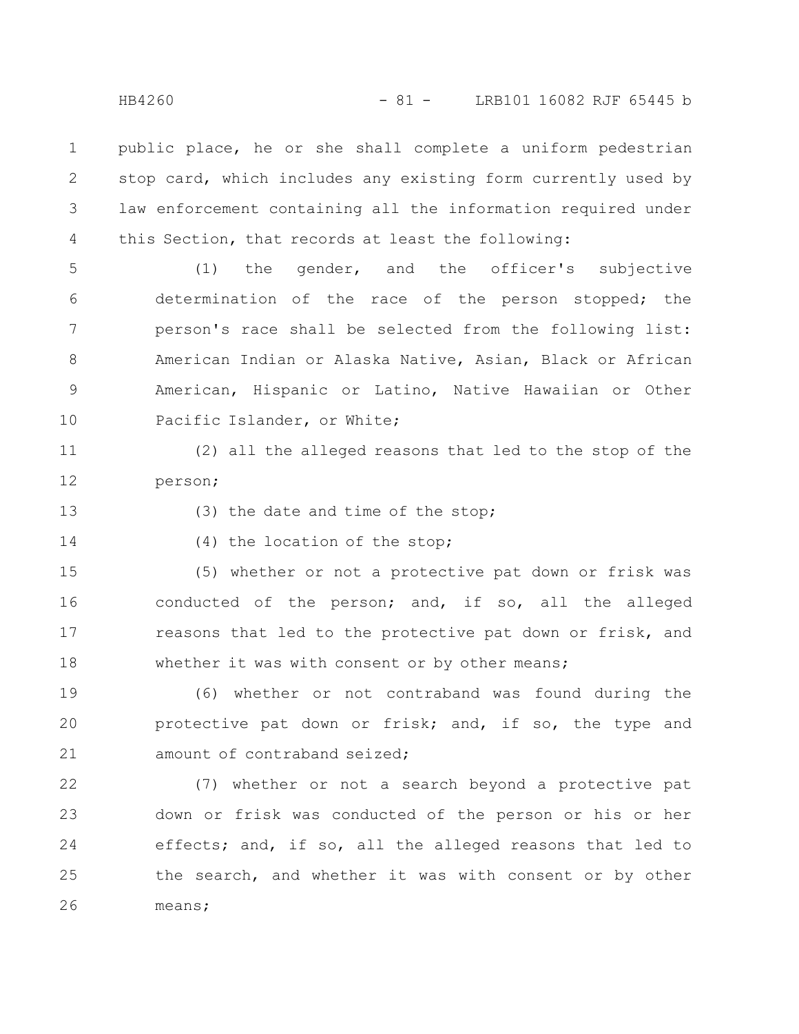public place, he or she shall complete a uniform pedestrian stop card, which includes any existing form currently used by law enforcement containing all the information required under this Section, that records at least the following:

(1) the gender, and the officer's subjective determination of the race of the person stopped; the person's race shall be selected from the following list: American Indian or Alaska Native, Asian, Black or African American, Hispanic or Latino, Native Hawaiian or Other Pacific Islander, or White;

(2) all the alleged reasons that led to the stop of the person;

(3) the date and time of the stop;

(4) the location of the stop;

(5) whether or not a protective pat down or frisk was conducted of the person; and, if so, all the alleged reasons that led to the protective pat down or frisk, and whether it was with consent or by other means;

(6) whether or not contraband was found during the protective pat down or frisk; and, if so, the type and amount of contraband seized;

(7) whether or not a search beyond a protective pat down or frisk was conducted of the person or his or her effects; and, if so, all the alleged reasons that led to the search, and whether it was with consent or by other means;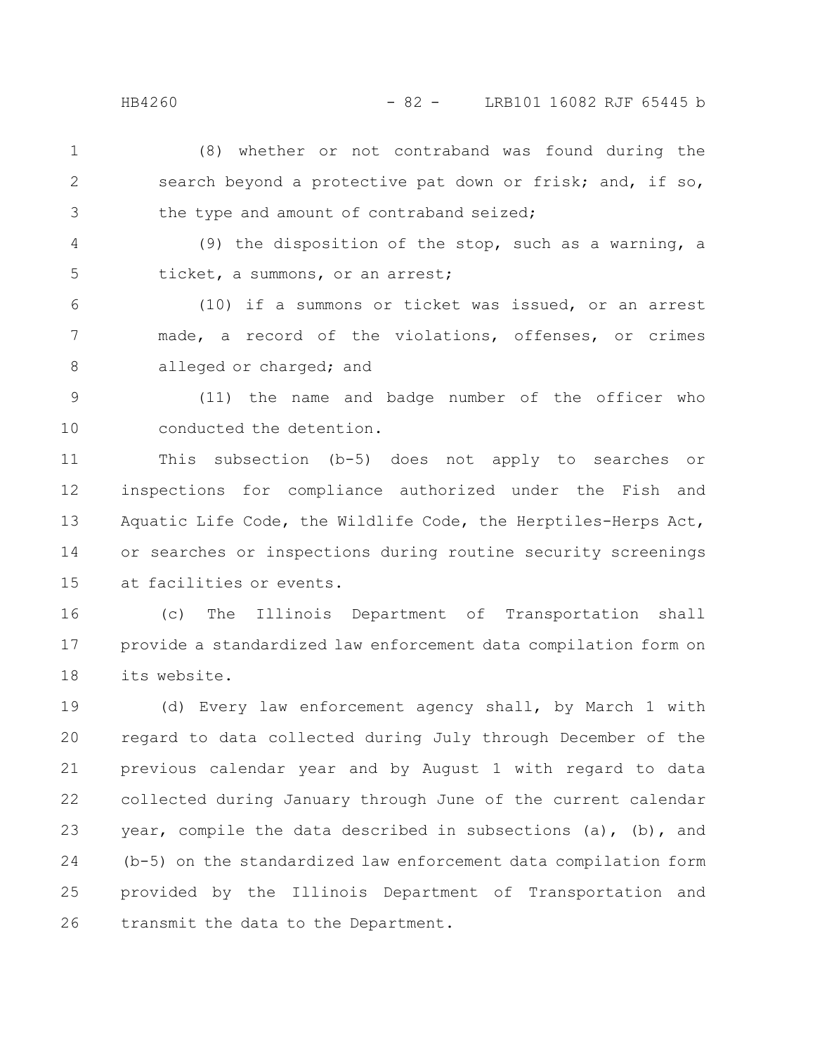(8) whether or not contraband was found during the search beyond a protective pat down or frisk; and, if so, the type and amount of contraband seized;

(9) the disposition of the stop, such as a warning, a ticket, a summons, or an arrest;

(10) if a summons or ticket was issued, or an arrest made, a record of the violations, offenses, or crimes alleged or charged; and

(11) the name and badge number of the officer who conducted the detention.

This subsection (b-5) does not apply to searches or inspections for compliance authorized under the Fish and Aquatic Life Code, the Wildlife Code, the Herptiles-Herps Act, or searches or inspections during routine security screenings at facilities or events.

(c) The Illinois Department of Transportation shall provide a standardized law enforcement data compilation form on its website.

(d) Every law enforcement agency shall, by March 1 with regard to data collected during July through December of the previous calendar year and by August 1 with regard to data collected during January through June of the current calendar year, compile the data described in subsections (a), (b), and (b-5) on the standardized law enforcement data compilation form provided by the Illinois Department of Transportation and transmit the data to the Department.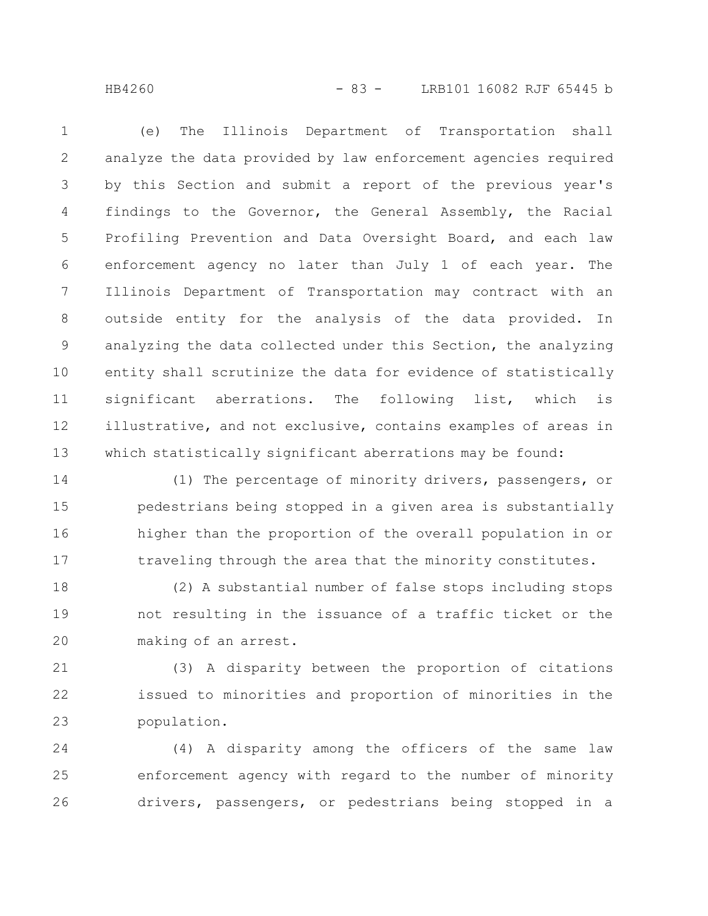(e) The Illinois Department of Transportation shall analyze the data provided by law enforcement agencies required by this Section and submit a report of the previous year's findings to the Governor, the General Assembly, the Racial Profiling Prevention and Data Oversight Board, and each law enforcement agency no later than July 1 of each year. The Illinois Department of Transportation may contract with an outside entity for the analysis of the data provided. In analyzing the data collected under this Section, the analyzing entity shall scrutinize the data for evidence of statistically significant aberrations. The following list, which is illustrative, and not exclusive, contains examples of areas in which statistically significant aberrations may be found:

(1) The percentage of minority drivers, passengers, or pedestrians being stopped in a given area is substantially higher than the proportion of the overall population in or traveling through the area that the minority constitutes.

(2) A substantial number of false stops including stops not resulting in the issuance of a traffic ticket or the making of an arrest.

(3) A disparity between the proportion of citations issued to minorities and proportion of minorities in the population.

(4) A disparity among the officers of the same law enforcement agency with regard to the number of minority drivers, passengers, or pedestrians being stopped in a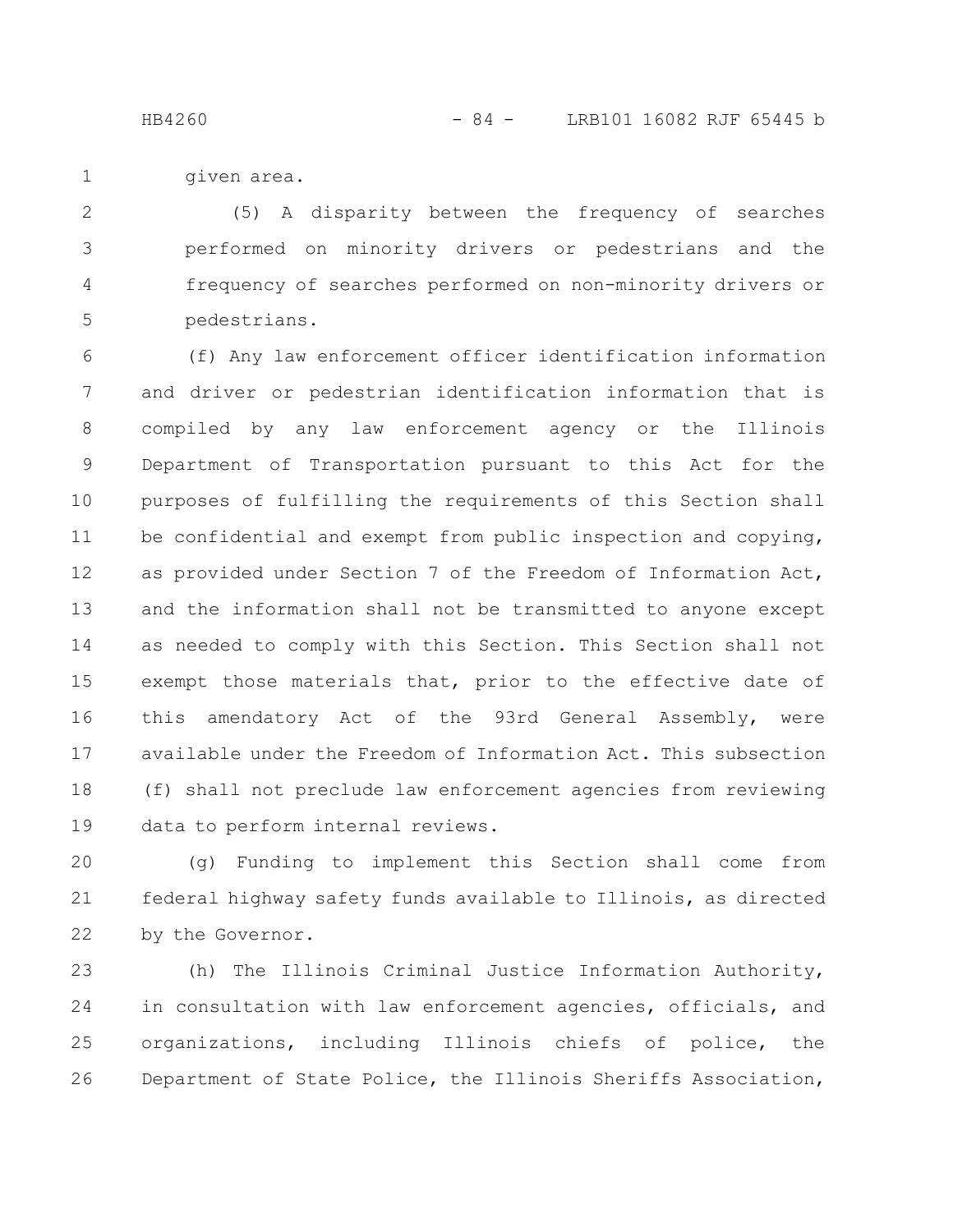given area.

(5) A disparity between the frequency of searches performed on minority drivers or pedestrians and the frequency of searches performed on non-minority drivers or pedestrians.

(f) Any law enforcement officer identification information and driver or pedestrian identification information that is compiled by any law enforcement agency or the Illinois Department of Transportation pursuant to this Act for the purposes of fulfilling the requirements of this Section shall be confidential and exempt from public inspection and copying, as provided under Section 7 of the Freedom of Information Act, and the information shall not be transmitted to anyone except as needed to comply with this Section. This Section shall not exempt those materials that, prior to the effective date of this amendatory Act of the 93rd General Assembly, were available under the Freedom of Information Act. This subsection (f) shall not preclude law enforcement agencies from reviewing data to perform internal reviews.

(g) Funding to implement this Section shall come from federal highway safety funds available to Illinois, as directed by the Governor.

(h) The Illinois Criminal Justice Information Authority, in consultation with law enforcement agencies, officials, and organizations, including Illinois chiefs of police, the Department of State Police, the Illinois Sheriffs Association,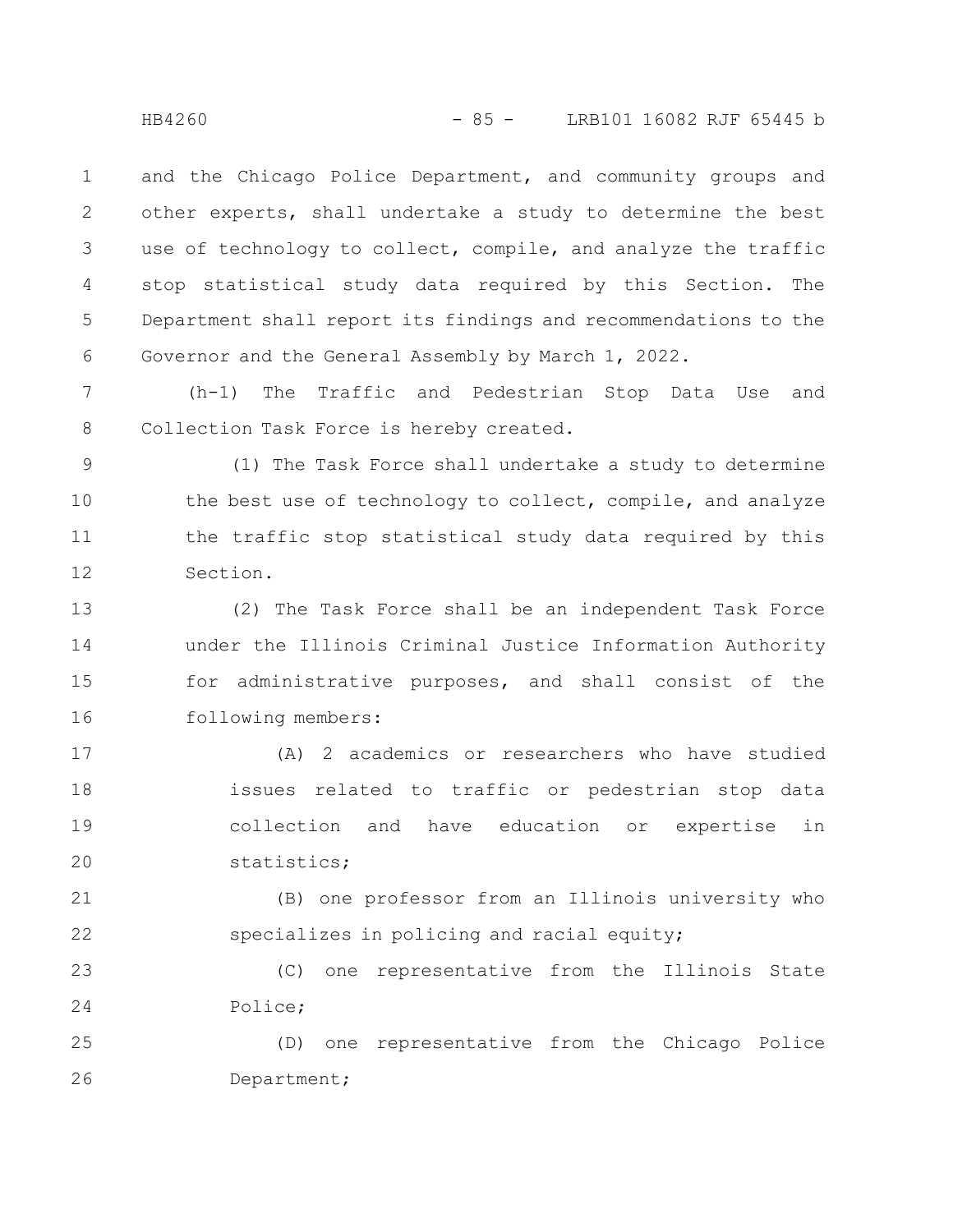and the Chicago Police Department, and community groups and other experts, shall undertake a study to determine the best use of technology to collect, compile, and analyze the traffic stop statistical study data required by this Section. The Department shall report its findings and recommendations to the Governor and the General Assembly by March 1, 2022.

(h-1) The Traffic and Pedestrian Stop Data Use and Collection Task Force is hereby created.

(1) The Task Force shall undertake a study to determine the best use of technology to collect, compile, and analyze the traffic stop statistical study data required by this Section.

(2) The Task Force shall be an independent Task Force under the Illinois Criminal Justice Information Authority for administrative purposes, and shall consist of the following members:

(A) 2 academics or researchers who have studied issues related to traffic or pedestrian stop data collection and have education or expertise in statistics;

(B) one professor from an Illinois university who specializes in policing and racial equity;

(C) one representative from the Illinois State Police;

(D) one representative from the Chicago Police Department;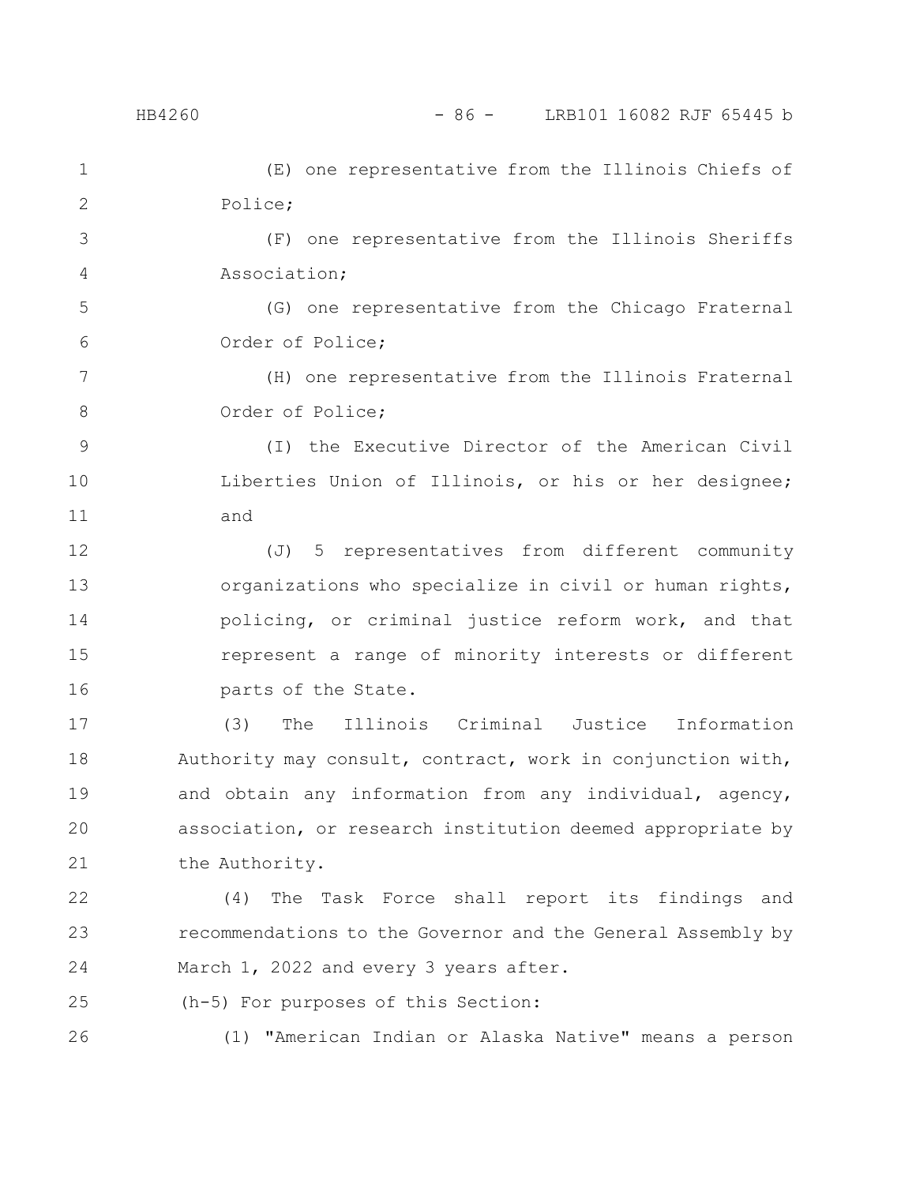(E) one representative from the Illinois Chiefs of Police;

(F) one representative from the Illinois Sheriffs Association;

(G) one representative from the Chicago Fraternal Order of Police;

(H) one representative from the Illinois Fraternal Order of Police;

(I) the Executive Director of the American Civil Liberties Union of Illinois, or his or her designee; and

(J) 5 representatives from different community organizations who specialize in civil or human rights, policing, or criminal justice reform work, and that represent a range of minority interests or different parts of the State.

(3) The Illinois Criminal Justice Information Authority may consult, contract, work in conjunction with, and obtain any information from any individual, agency, association, or research institution deemed appropriate by the Authority.

(4) The Task Force shall report its findings and recommendations to the Governor and the General Assembly by March 1, 2022 and every 3 years after.

(h-5) For purposes of this Section:

(1) "American Indian or Alaska Native" means a person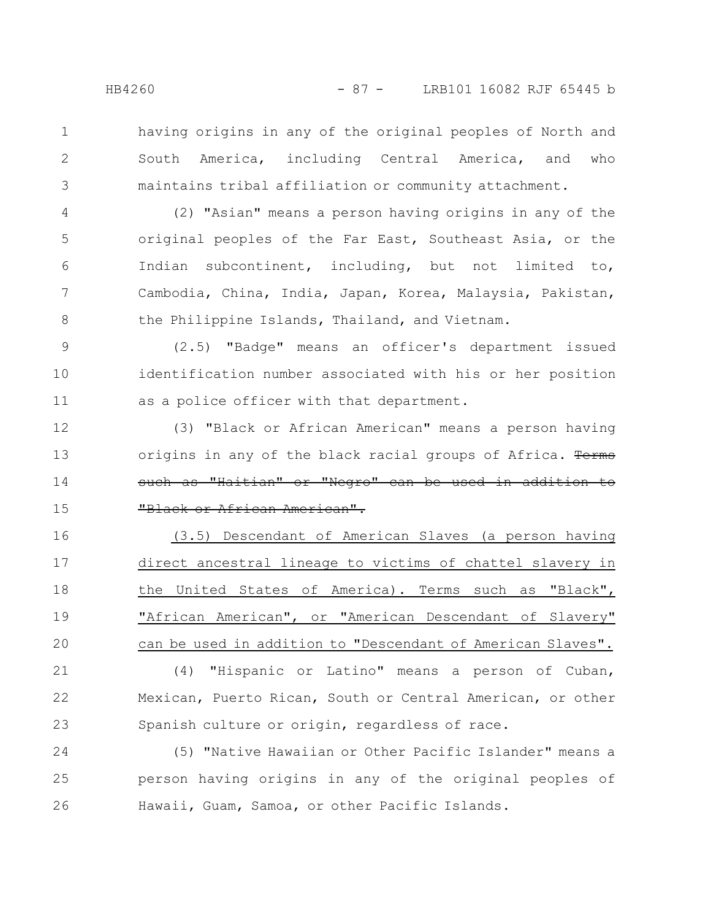having origins in any of the original peoples of North and South America, including Central America, and who maintains tribal affiliation or community attachment.

(2) "Asian" means a person having origins in any of the original peoples of the Far East, Southeast Asia, or the Indian subcontinent, including, but not limited to, Cambodia, China, India, Japan, Korea, Malaysia, Pakistan, the Philippine Islands, Thailand, and Vietnam.

(2.5) "Badge" means an officer's department issued identification number associated with his or her position as a police officer with that department.

(3) "Black or African American" means a person having origins in any of the black racial groups of Africa. ~~Terms such as "Haitian" or "Negro" can be used in addition to "Black or African American".~~

<u>(3.5) Descendant of American Slaves (a person having direct ancestral lineage to victims of chattel slavery in the United States of America). Terms such as "Black", "African American", or "American Descendant of Slavery" can be used in addition to "Descendant of American Slaves".</u>

(4) "Hispanic or Latino" means a person of Cuban, Mexican, Puerto Rican, South or Central American, or other Spanish culture or origin, regardless of race.

(5) "Native Hawaiian or Other Pacific Islander" means a person having origins in any of the original peoples of Hawaii, Guam, Samoa, or other Pacific Islands.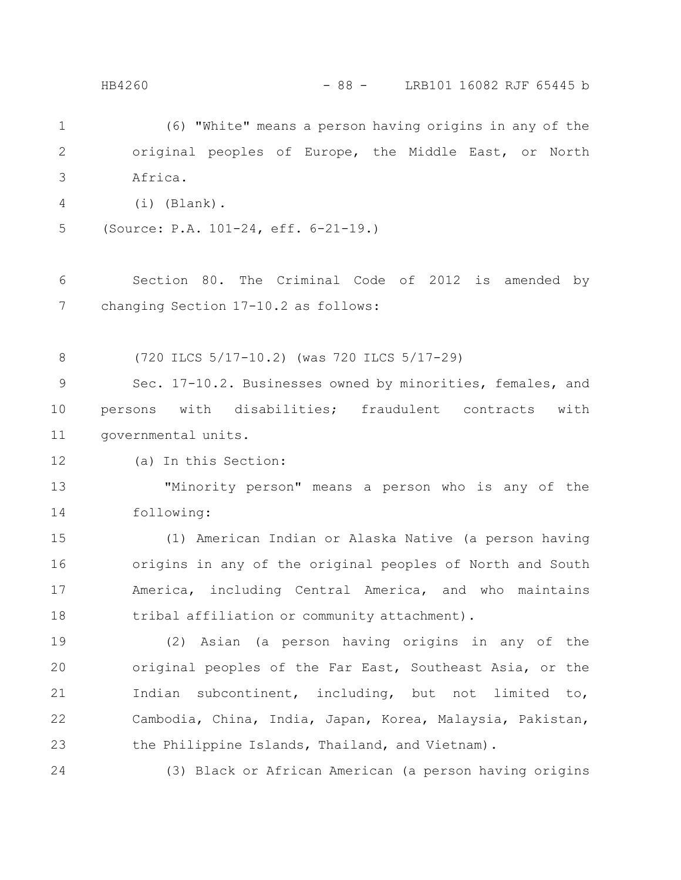(6) "White" means a person having origins in any of the original peoples of Europe, the Middle East, or North Africa.

(i) (Blank).

(Source: P.A. 101-24, eff. 6-21-19.)

Section 80. The Criminal Code of 2012 is amended by changing Section 17-10.2 as follows:

(720 ILCS 5/17-10.2) (was 720 ILCS 5/17-29)

Sec. 17-10.2. Businesses owned by minorities, females, and persons with disabilities; fraudulent contracts with governmental units.

(a) In this Section:

"Minority person" means a person who is any of the following:

(1) American Indian or Alaska Native (a person having origins in any of the original peoples of North and South America, including Central America, and who maintains tribal affiliation or community attachment).

(2) Asian (a person having origins in any of the original peoples of the Far East, Southeast Asia, or the Indian subcontinent, including, but not limited to, Cambodia, China, India, Japan, Korea, Malaysia, Pakistan, the Philippine Islands, Thailand, and Vietnam).

(3) Black or African American (a person having origins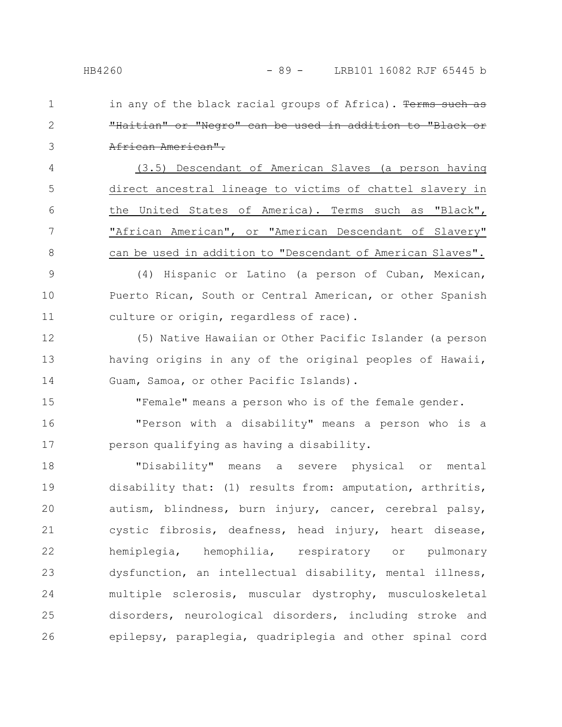in any of the black racial groups of Africa). ~~Terms such as "Haitian" or "Negro" can be used in addition to "Black or African American".~~

<u>(3.5) Descendant of American Slaves (a person having direct ancestral lineage to victims of chattel slavery in the United States of America). Terms such as "Black", "African American", or "American Descendant of Slavery" can be used in addition to "Descendant of American Slaves".</u>

(4) Hispanic or Latino (a person of Cuban, Mexican, Puerto Rican, South or Central American, or other Spanish culture or origin, regardless of race).

(5) Native Hawaiian or Other Pacific Islander (a person having origins in any of the original peoples of Hawaii, Guam, Samoa, or other Pacific Islands).

"Female" means a person who is of the female gender.

"Person with a disability" means a person who is a person qualifying as having a disability.

"Disability" means a severe physical or mental disability that: (1) results from: amputation, arthritis, autism, blindness, burn injury, cancer, cerebral palsy, cystic fibrosis, deafness, head injury, heart disease, hemiplegia, hemophilia, respiratory or pulmonary dysfunction, an intellectual disability, mental illness, multiple sclerosis, muscular dystrophy, musculoskeletal disorders, neurological disorders, including stroke and epilepsy, paraplegia, quadriplegia and other spinal cord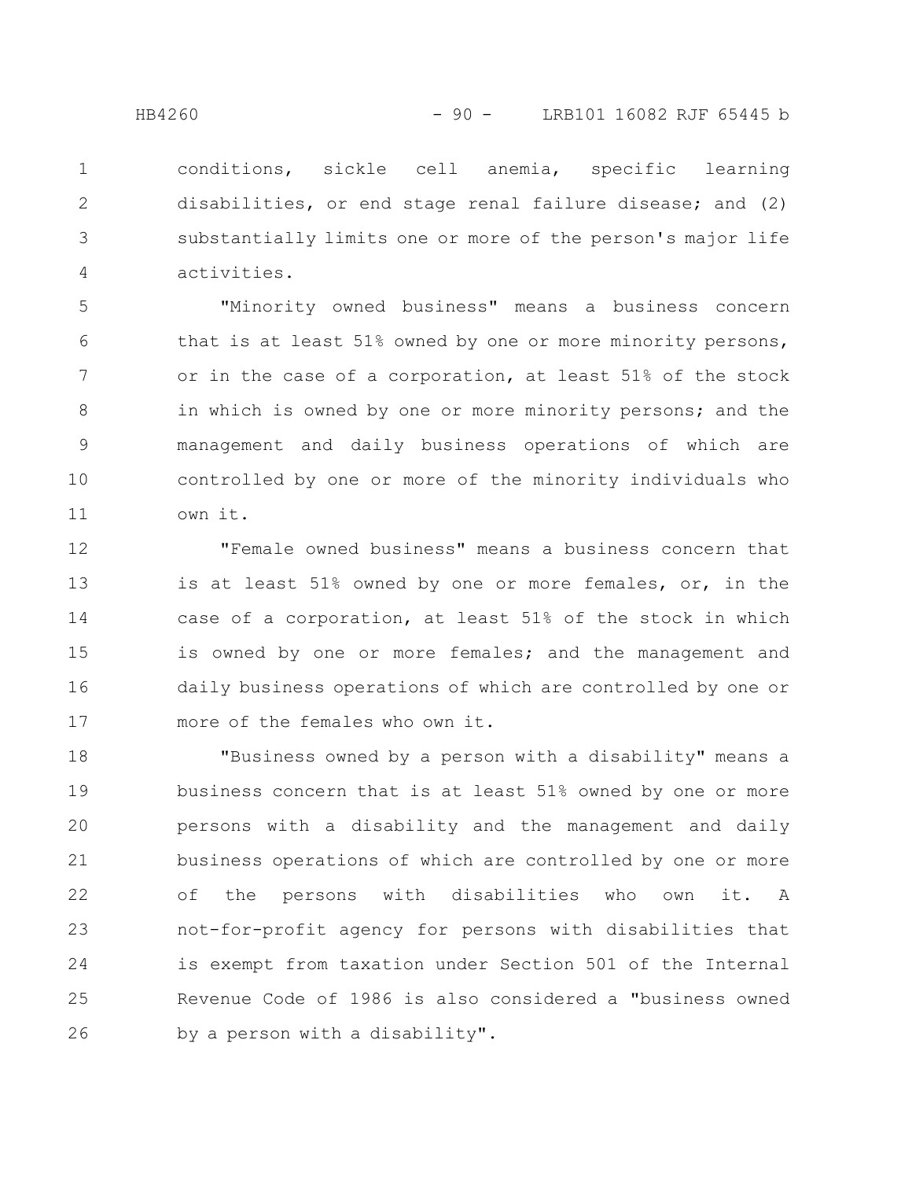conditions, sickle cell anemia, specific learning disabilities, or end stage renal failure disease; and (2) substantially limits one or more of the person's major life activities.

"Minority owned business" means a business concern that is at least 51% owned by one or more minority persons, or in the case of a corporation, at least 51% of the stock in which is owned by one or more minority persons; and the management and daily business operations of which are controlled by one or more of the minority individuals who own it.

"Female owned business" means a business concern that is at least 51% owned by one or more females, or, in the case of a corporation, at least 51% of the stock in which is owned by one or more females; and the management and daily business operations of which are controlled by one or more of the females who own it.

"Business owned by a person with a disability" means a business concern that is at least 51% owned by one or more persons with a disability and the management and daily business operations of which are controlled by one or more of the persons with disabilities who own it. A not-for-profit agency for persons with disabilities that is exempt from taxation under Section 501 of the Internal Revenue Code of 1986 is also considered a "business owned by a person with a disability".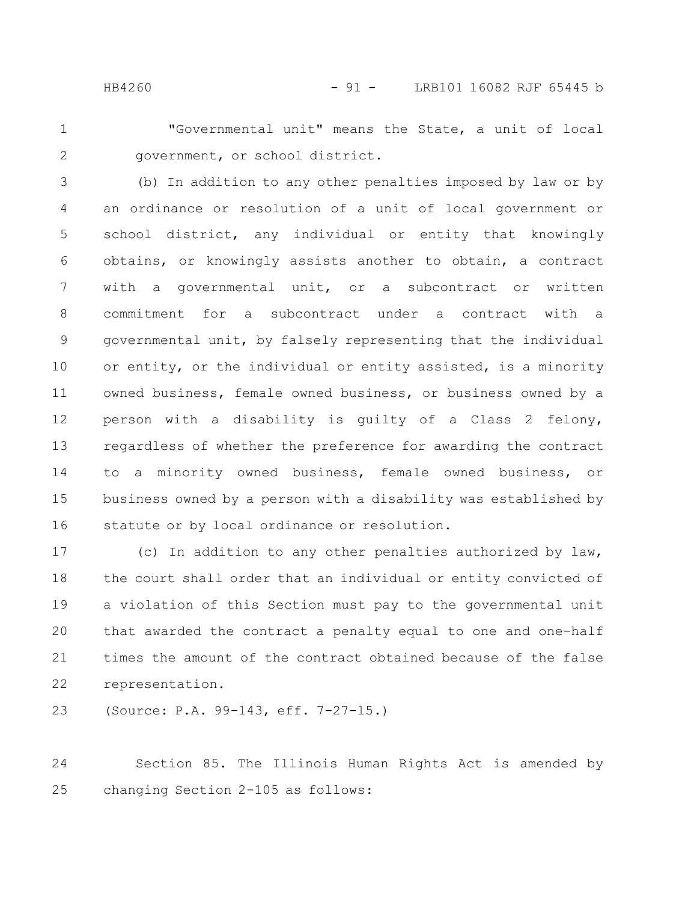"Governmental unit" means the State, a unit of local government, or school district.

(b) In addition to any other penalties imposed by law or by an ordinance or resolution of a unit of local government or school district, any individual or entity that knowingly obtains, or knowingly assists another to obtain, a contract with a governmental unit, or a subcontract or written commitment for a subcontract under a contract with a governmental unit, by falsely representing that the individual or entity, or the individual or entity assisted, is a minority owned business, female owned business, or business owned by a person with a disability is guilty of a Class 2 felony, regardless of whether the preference for awarding the contract to a minority owned business, female owned business, or business owned by a person with a disability was established by statute or by local ordinance or resolution.

(c) In addition to any other penalties authorized by law, the court shall order that an individual or entity convicted of a violation of this Section must pay to the governmental unit that awarded the contract a penalty equal to one and one-half times the amount of the contract obtained because of the false representation.

(Source: P.A. 99-143, eff. 7-27-15.)

Section 85. The Illinois Human Rights Act is amended by changing Section 2-105 as follows: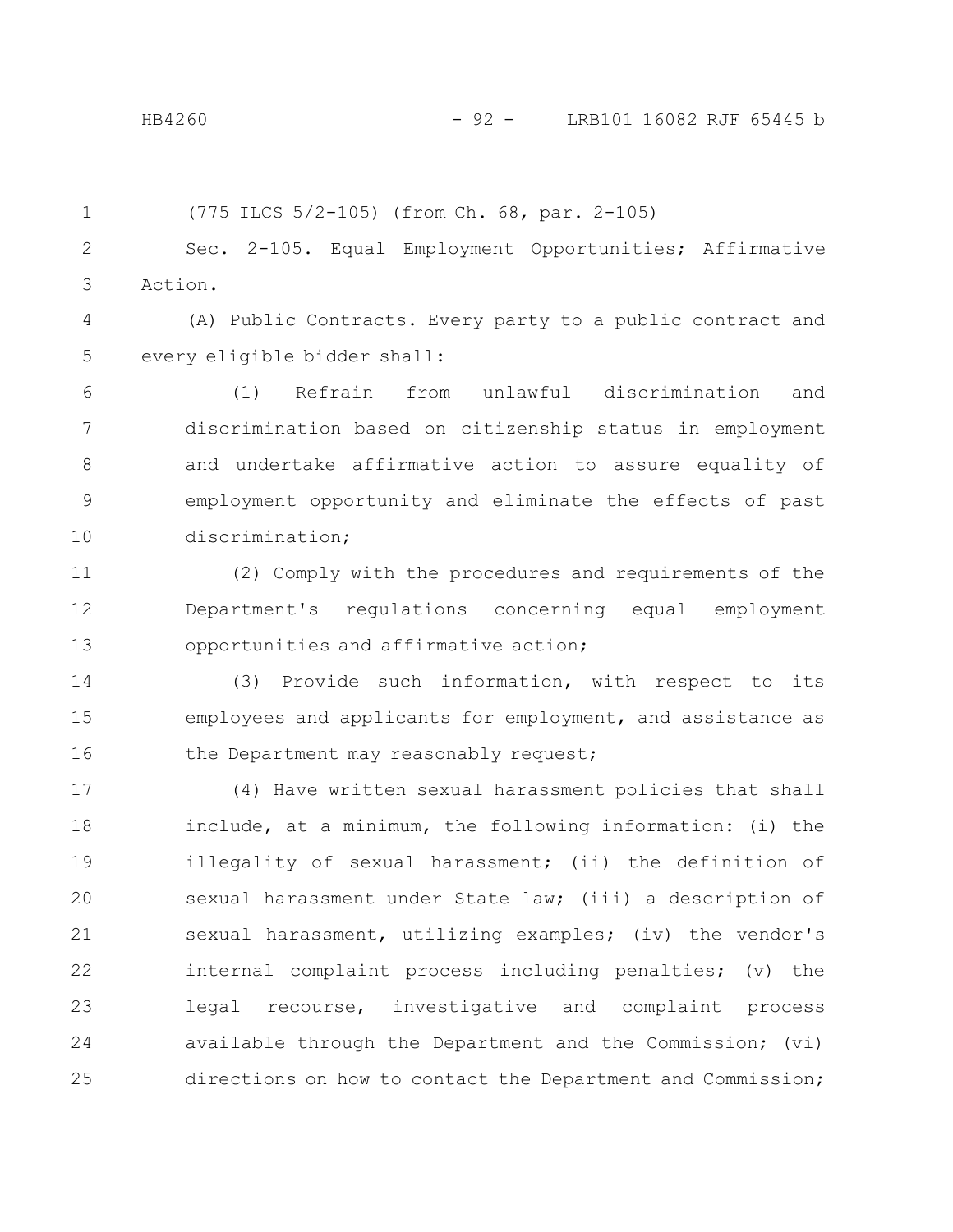(775 ILCS 5/2-105) (from Ch. 68, par. 2-105)

Sec. 2-105. Equal Employment Opportunities; Affirmative Action.

(A) Public Contracts. Every party to a public contract and every eligible bidder shall:

(1) Refrain from unlawful discrimination and discrimination based on citizenship status in employment and undertake affirmative action to assure equality of employment opportunity and eliminate the effects of past discrimination;

(2) Comply with the procedures and requirements of the Department's regulations concerning equal employment opportunities and affirmative action;

(3) Provide such information, with respect to its employees and applicants for employment, and assistance as the Department may reasonably request;

(4) Have written sexual harassment policies that shall include, at a minimum, the following information: (i) the illegality of sexual harassment; (ii) the definition of sexual harassment under State law; (iii) a description of sexual harassment, utilizing examples; (iv) the vendor's internal complaint process including penalties; (v) the legal recourse, investigative and complaint process available through the Department and the Commission; (vi) directions on how to contact the Department and Commission;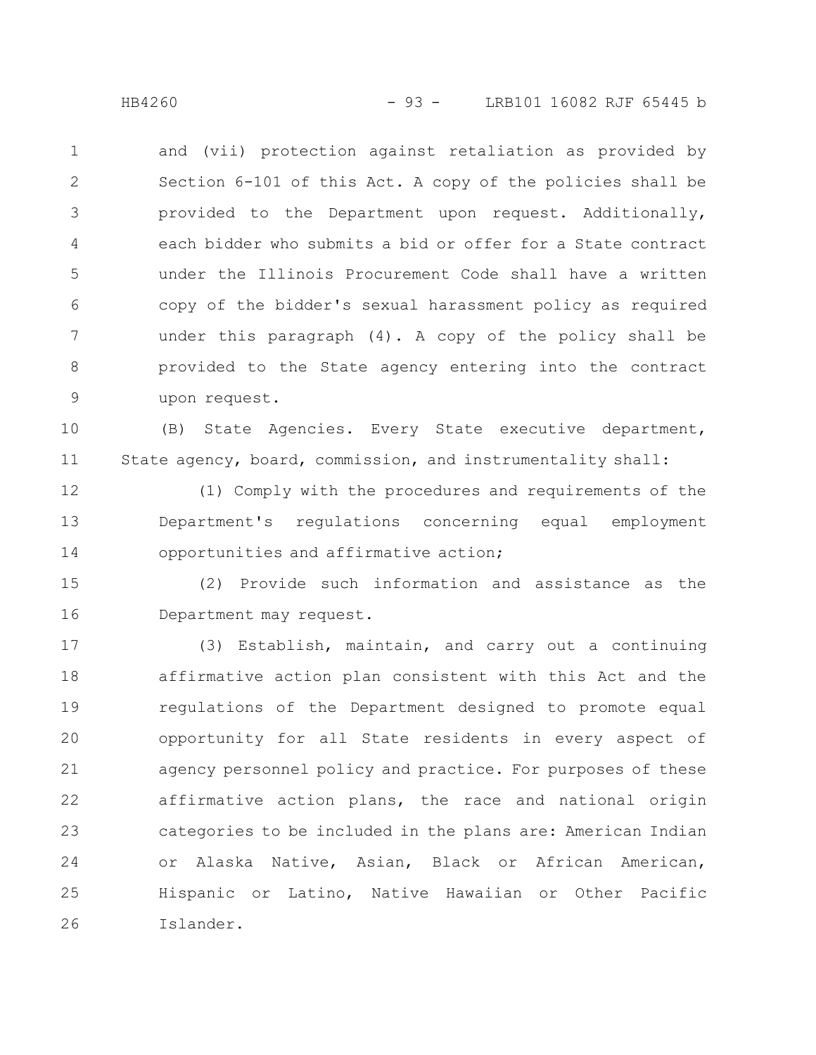and (vii) protection against retaliation as provided by Section 6-101 of this Act. A copy of the policies shall be provided to the Department upon request. Additionally, each bidder who submits a bid or offer for a State contract under the Illinois Procurement Code shall have a written copy of the bidder's sexual harassment policy as required under this paragraph (4). A copy of the policy shall be provided to the State agency entering into the contract upon request.

(B) State Agencies. Every State executive department, State agency, board, commission, and instrumentality shall:

(1) Comply with the procedures and requirements of the Department's regulations concerning equal employment opportunities and affirmative action;

(2) Provide such information and assistance as the Department may request.

(3) Establish, maintain, and carry out a continuing affirmative action plan consistent with this Act and the regulations of the Department designed to promote equal opportunity for all State residents in every aspect of agency personnel policy and practice. For purposes of these affirmative action plans, the race and national origin categories to be included in the plans are: American Indian or Alaska Native, Asian, Black or African American, Hispanic or Latino, Native Hawaiian or Other Pacific Islander.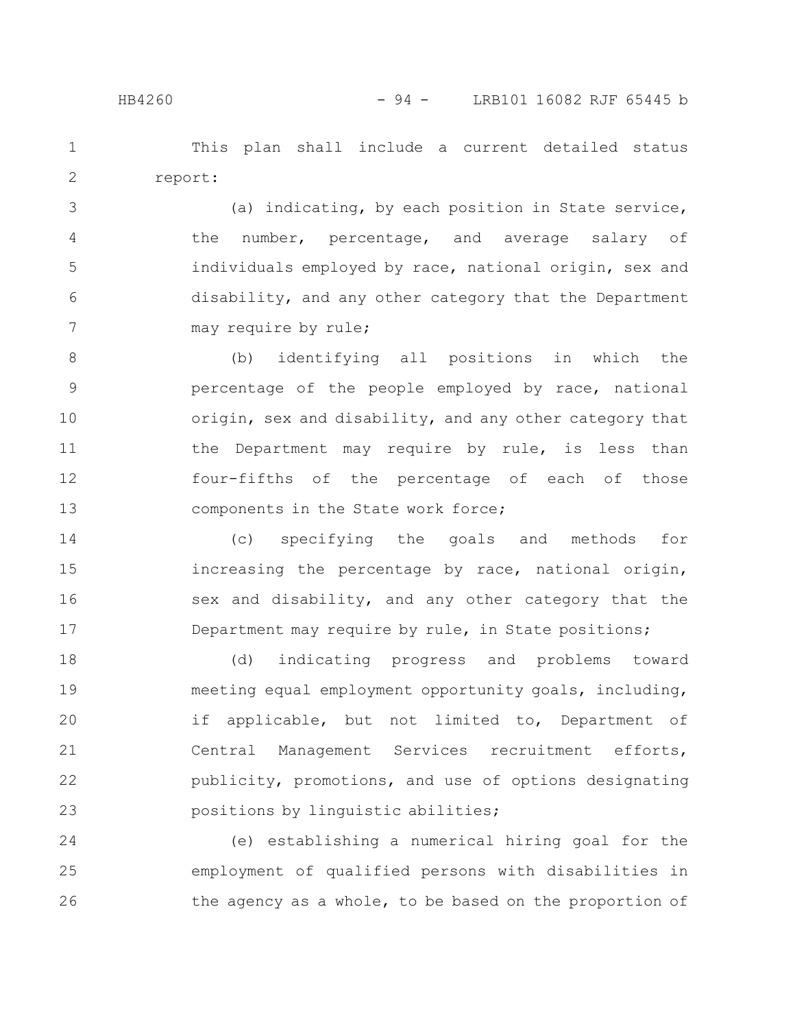This plan shall include a current detailed status report:

(a) indicating, by each position in State service, the number, percentage, and average salary of individuals employed by race, national origin, sex and disability, and any other category that the Department may require by rule;

(b) identifying all positions in which the percentage of the people employed by race, national origin, sex and disability, and any other category that the Department may require by rule, is less than four-fifths of the percentage of each of those components in the State work force;

(c) specifying the goals and methods for increasing the percentage by race, national origin, sex and disability, and any other category that the Department may require by rule, in State positions;

(d) indicating progress and problems toward meeting equal employment opportunity goals, including, if applicable, but not limited to, Department of Central Management Services recruitment efforts, publicity, promotions, and use of options designating positions by linguistic abilities;

(e) establishing a numerical hiring goal for the employment of qualified persons with disabilities in the agency as a whole, to be based on the proportion of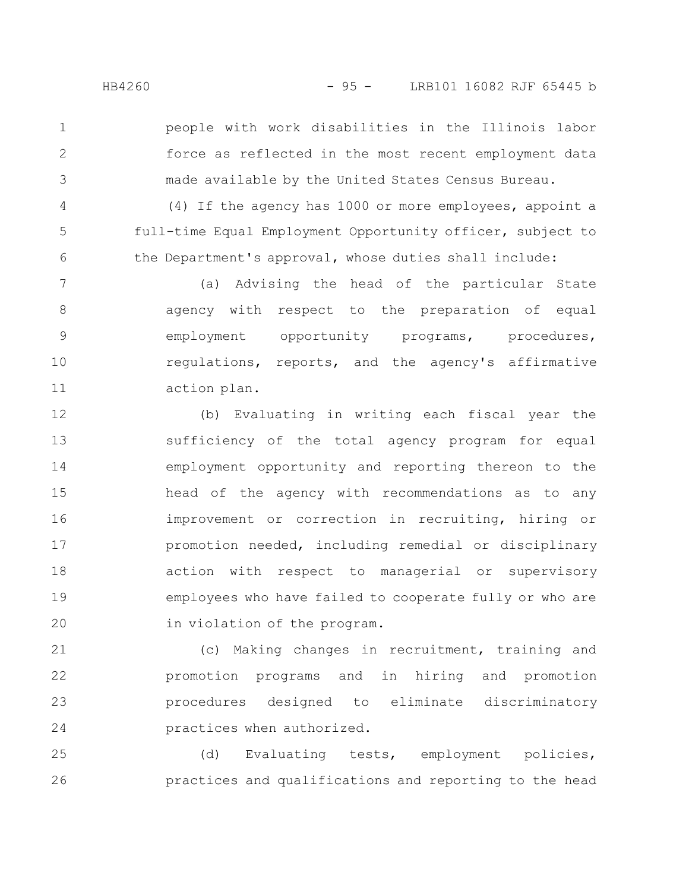people with work disabilities in the Illinois labor force as reflected in the most recent employment data made available by the United States Census Bureau.

(4) If the agency has 1000 or more employees, appoint a full-time Equal Employment Opportunity officer, subject to the Department's approval, whose duties shall include:

(a) Advising the head of the particular State agency with respect to the preparation of equal employment opportunity programs, procedures, regulations, reports, and the agency's affirmative action plan.

(b) Evaluating in writing each fiscal year the sufficiency of the total agency program for equal employment opportunity and reporting thereon to the head of the agency with recommendations as to any improvement or correction in recruiting, hiring or promotion needed, including remedial or disciplinary action with respect to managerial or supervisory employees who have failed to cooperate fully or who are in violation of the program.

(c) Making changes in recruitment, training and promotion programs and in hiring and promotion procedures designed to eliminate discriminatory practices when authorized.

(d) Evaluating tests, employment policies, practices and qualifications and reporting to the head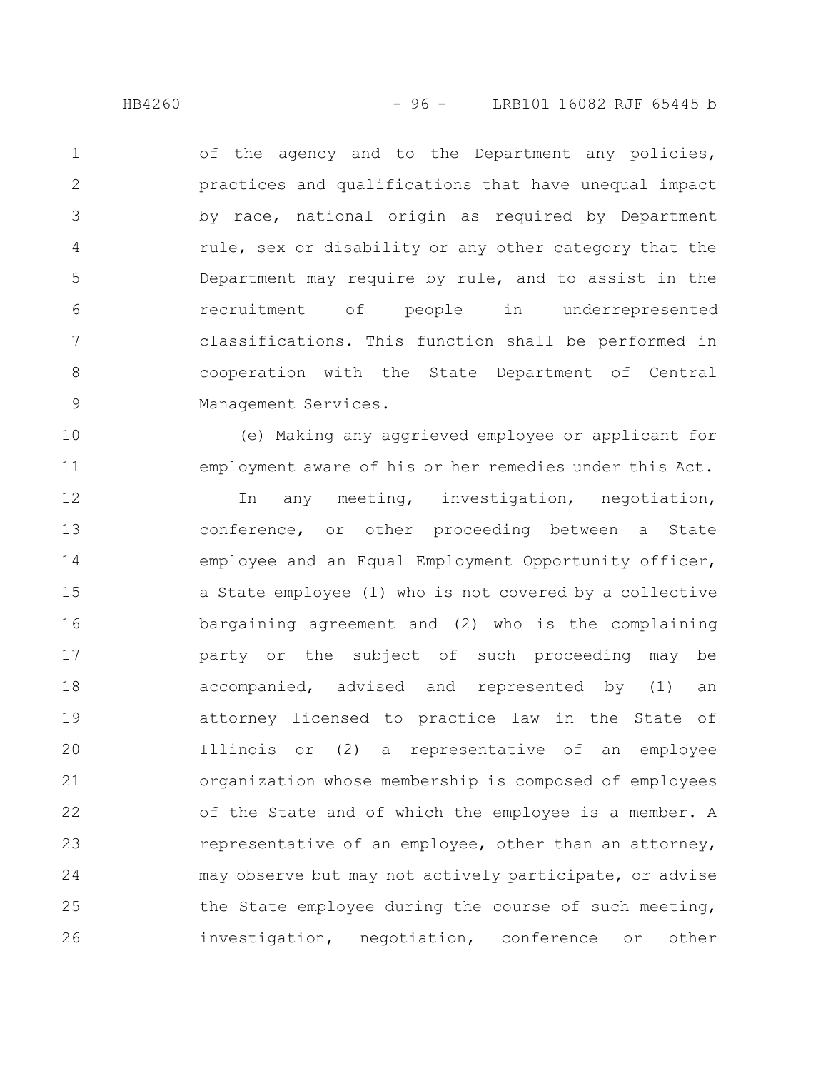of the agency and to the Department any policies, practices and qualifications that have unequal impact by race, national origin as required by Department rule, sex or disability or any other category that the Department may require by rule, and to assist in the recruitment of people in underrepresented classifications. This function shall be performed in cooperation with the State Department of Central Management Services.

(e) Making any aggrieved employee or applicant for employment aware of his or her remedies under this Act.

In any meeting, investigation, negotiation, conference, or other proceeding between a State employee and an Equal Employment Opportunity officer, a State employee (1) who is not covered by a collective bargaining agreement and (2) who is the complaining party or the subject of such proceeding may be accompanied, advised and represented by (1) an attorney licensed to practice law in the State of Illinois or (2) a representative of an employee organization whose membership is composed of employees of the State and of which the employee is a member. A representative of an employee, other than an attorney, may observe but may not actively participate, or advise the State employee during the course of such meeting, investigation, negotiation, conference or other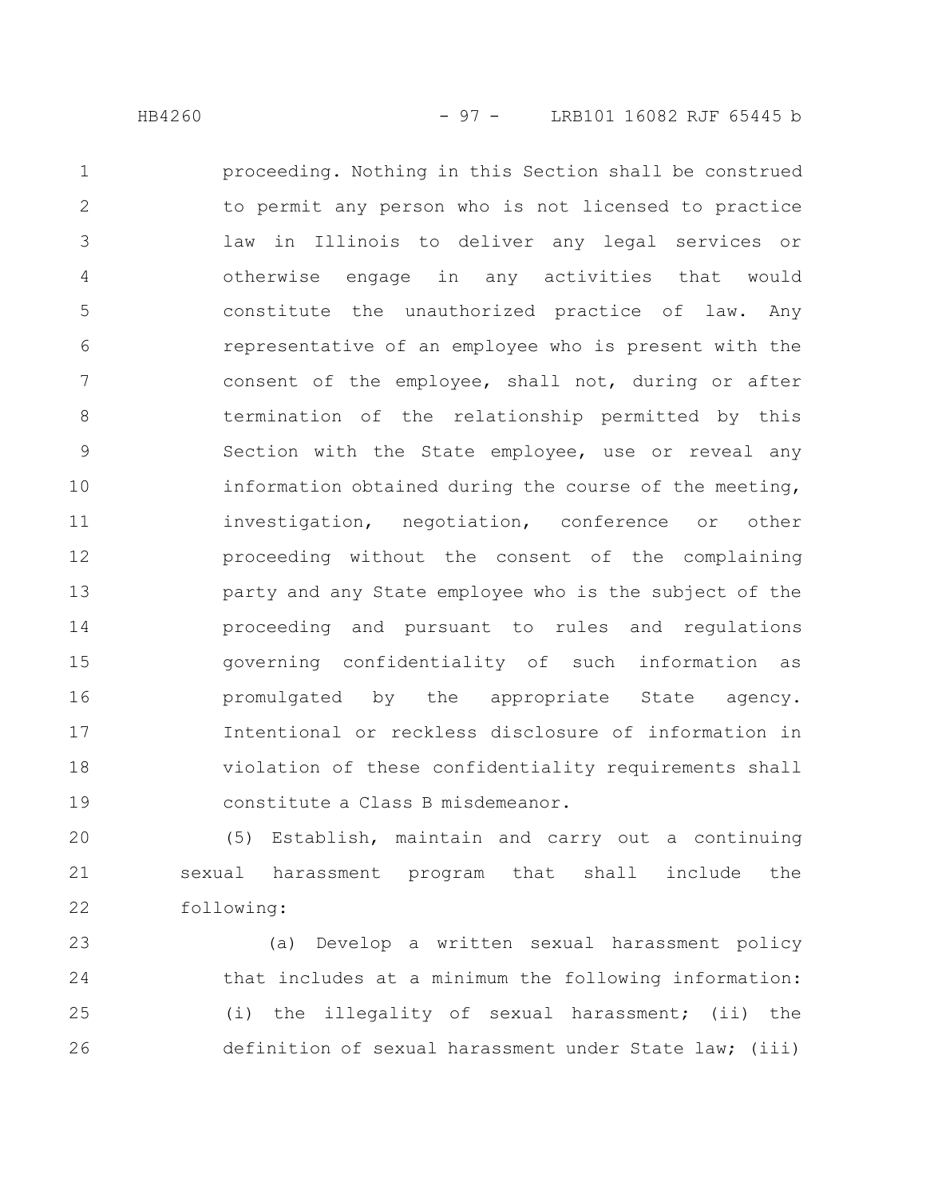proceeding. Nothing in this Section shall be construed to permit any person who is not licensed to practice law in Illinois to deliver any legal services or otherwise engage in any activities that would constitute the unauthorized practice of law. Any representative of an employee who is present with the consent of the employee, shall not, during or after termination of the relationship permitted by this Section with the State employee, use or reveal any information obtained during the course of the meeting, investigation, negotiation, conference or other proceeding without the consent of the complaining party and any State employee who is the subject of the proceeding and pursuant to rules and regulations governing confidentiality of such information as promulgated by the appropriate State agency. Intentional or reckless disclosure of information in violation of these confidentiality requirements shall constitute a Class B misdemeanor.

(5) Establish, maintain and carry out a continuing sexual harassment program that shall include the following:

(a) Develop a written sexual harassment policy that includes at a minimum the following information: (i) the illegality of sexual harassment; (ii) the definition of sexual harassment under State law; (iii)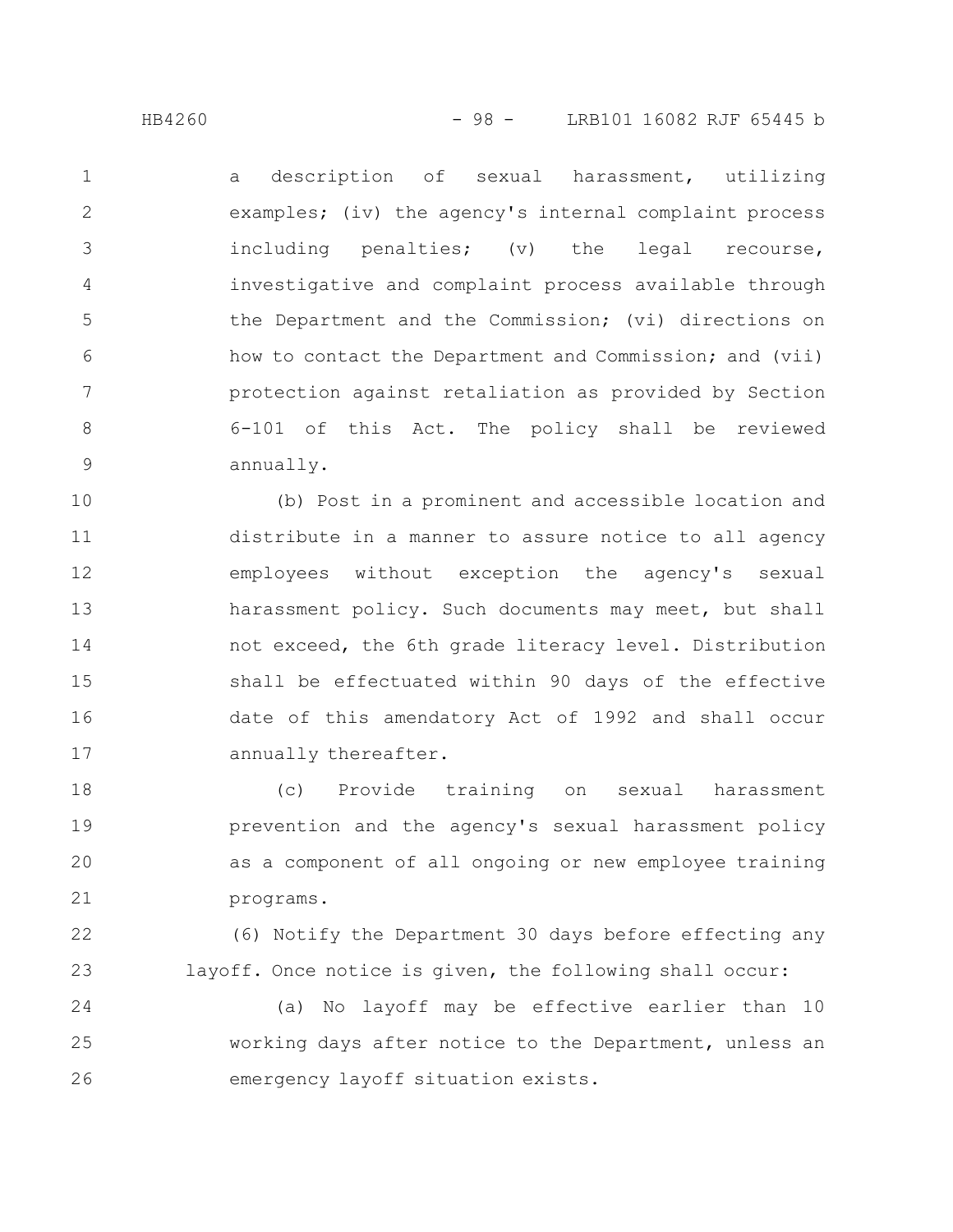a description of sexual harassment, utilizing examples; (iv) the agency's internal complaint process including penalties; (v) the legal recourse, investigative and complaint process available through the Department and the Commission; (vi) directions on how to contact the Department and Commission; and (vii) protection against retaliation as provided by Section 6-101 of this Act. The policy shall be reviewed annually.

(b) Post in a prominent and accessible location and distribute in a manner to assure notice to all agency employees without exception the agency's sexual harassment policy. Such documents may meet, but shall not exceed, the 6th grade literacy level. Distribution shall be effectuated within 90 days of the effective date of this amendatory Act of 1992 and shall occur annually thereafter.

(c) Provide training on sexual harassment prevention and the agency's sexual harassment policy as a component of all ongoing or new employee training programs.

(6) Notify the Department 30 days before effecting any layoff. Once notice is given, the following shall occur:

(a) No layoff may be effective earlier than 10 working days after notice to the Department, unless an emergency layoff situation exists.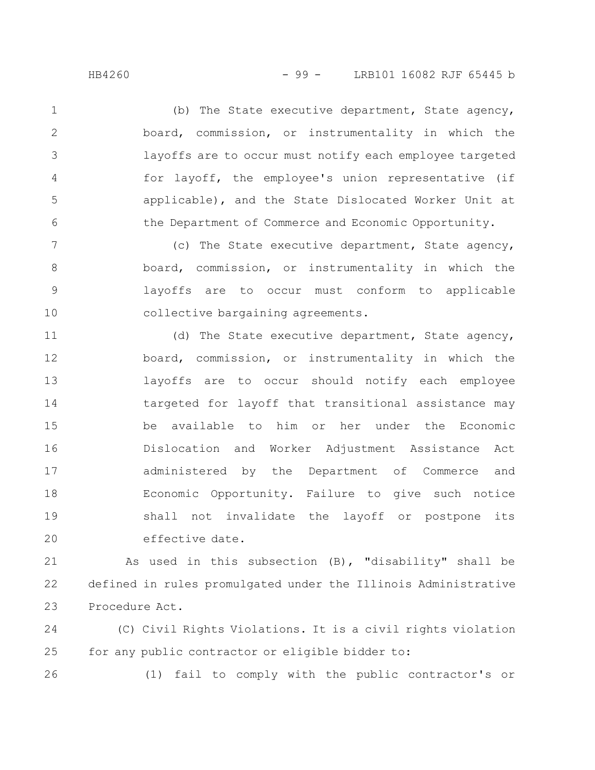(b) The State executive department, State agency, board, commission, or instrumentality in which the layoffs are to occur must notify each employee targeted for layoff, the employee's union representative (if applicable), and the State Dislocated Worker Unit at the Department of Commerce and Economic Opportunity.

(c) The State executive department, State agency, board, commission, or instrumentality in which the layoffs are to occur must conform to applicable collective bargaining agreements.

(d) The State executive department, State agency, board, commission, or instrumentality in which the layoffs are to occur should notify each employee targeted for layoff that transitional assistance may be available to him or her under the Economic Dislocation and Worker Adjustment Assistance Act administered by the Department of Commerce and Economic Opportunity. Failure to give such notice shall not invalidate the layoff or postpone its effective date.

As used in this subsection (B), "disability" shall be defined in rules promulgated under the Illinois Administrative Procedure Act.

(C) Civil Rights Violations. It is a civil rights violation for any public contractor or eligible bidder to:

(1) fail to comply with the public contractor's or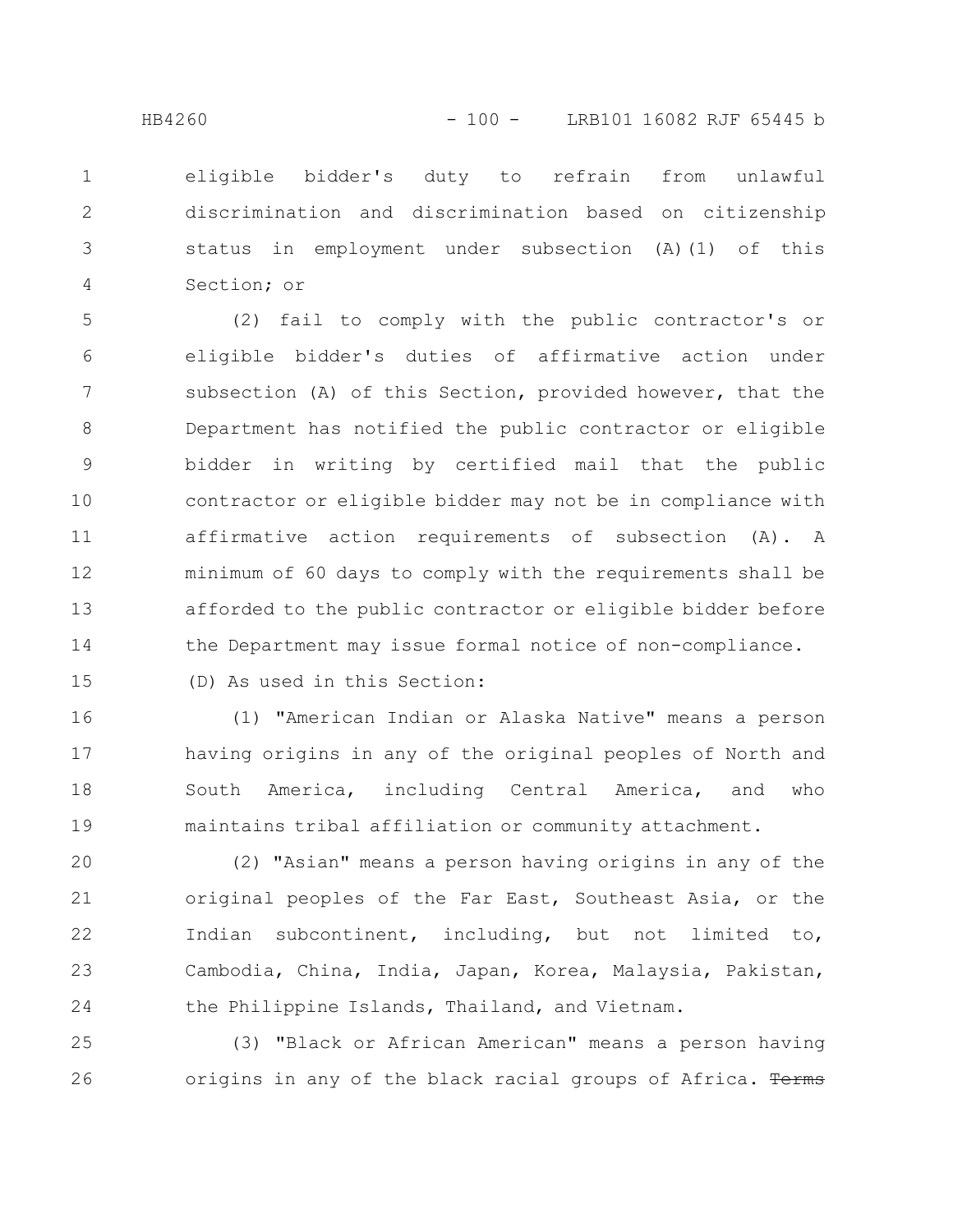eligible bidder's duty to refrain from unlawful discrimination and discrimination based on citizenship status in employment under subsection (A)(1) of this Section; or

(2) fail to comply with the public contractor's or eligible bidder's duties of affirmative action under subsection (A) of this Section, provided however, that the Department has notified the public contractor or eligible bidder in writing by certified mail that the public contractor or eligible bidder may not be in compliance with affirmative action requirements of subsection (A). A minimum of 60 days to comply with the requirements shall be afforded to the public contractor or eligible bidder before the Department may issue formal notice of non-compliance.

(D) As used in this Section:

(1) "American Indian or Alaska Native" means a person having origins in any of the original peoples of North and South America, including Central America, and who maintains tribal affiliation or community attachment.

(2) "Asian" means a person having origins in any of the original peoples of the Far East, Southeast Asia, or the Indian subcontinent, including, but not limited to, Cambodia, China, India, Japan, Korea, Malaysia, Pakistan, the Philippine Islands, Thailand, and Vietnam.

(3) "Black or African American" means a person having origins in any of the black racial groups of Africa. ~~Terms~~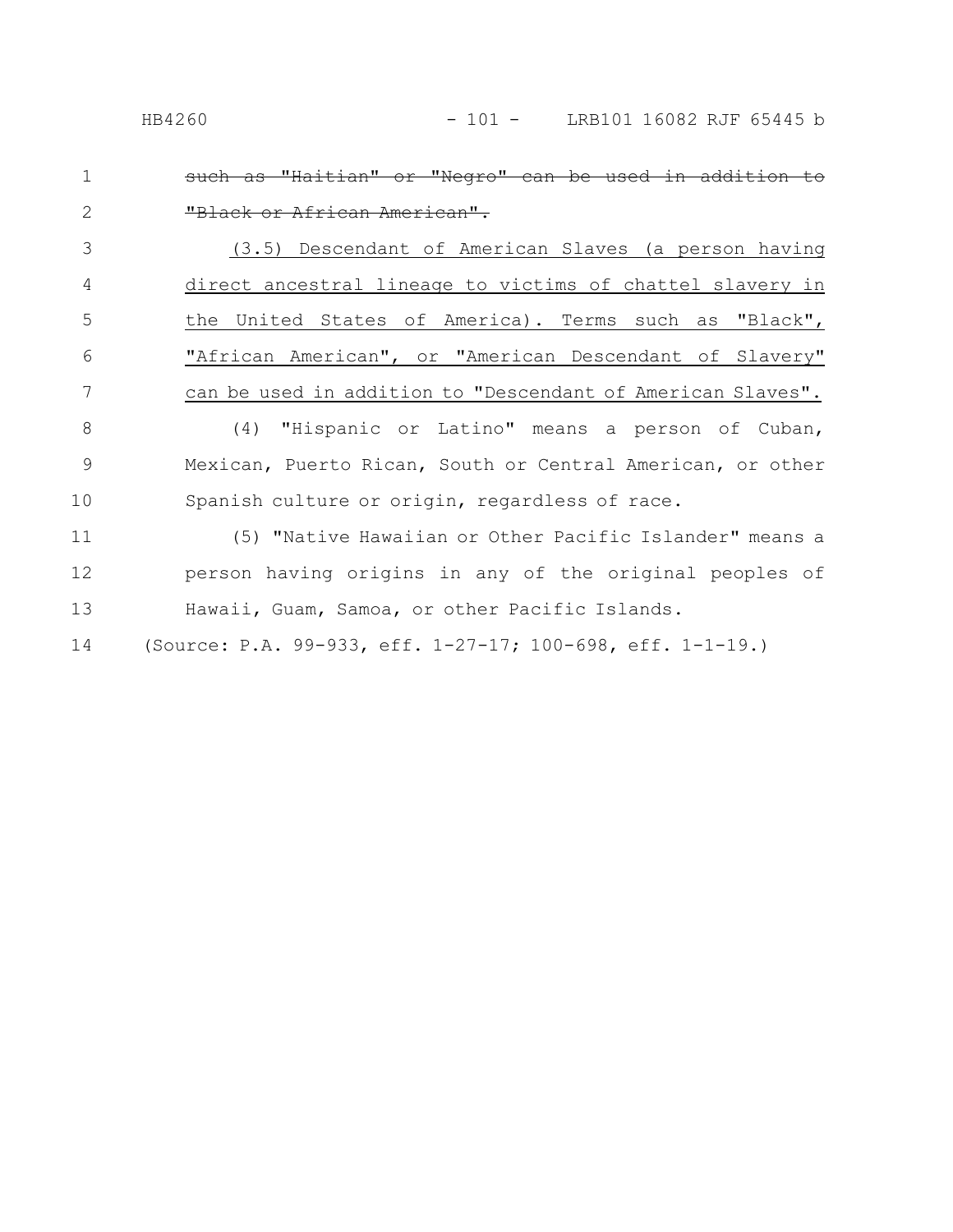~~such as "Haitian" or "Negro" can be used in addition to "Black or African American".~~

(3.5) Descendant of American Slaves (a person having direct ancestral lineage to victims of chattel slavery in the United States of America). Terms such as "Black", "African American", or "American Descendant of Slavery" can be used in addition to "Descendant of American Slaves".

(4) "Hispanic or Latino" means a person of Cuban, Mexican, Puerto Rican, South or Central American, or other Spanish culture or origin, regardless of race.

(5) "Native Hawaiian or Other Pacific Islander" means a person having origins in any of the original peoples of Hawaii, Guam, Samoa, or other Pacific Islands.

(Source: P.A. 99-933, eff. 1-27-17; 100-698, eff. 1-1-19.)